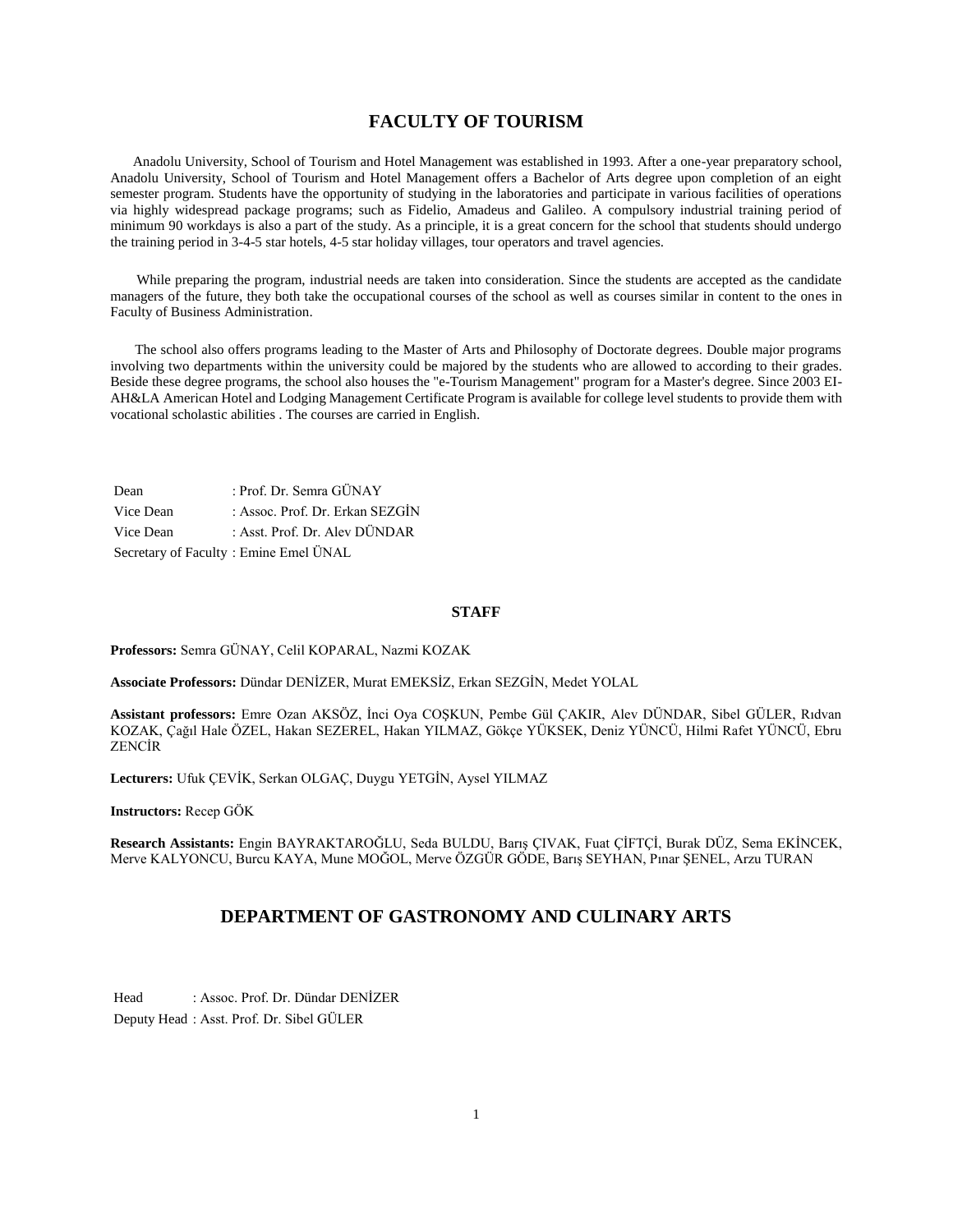# FACULTY OF TOURISM

Anadolu University, School of Tourism and Hotel Management was established in 1993. After a one-year preparatory school, Anadolu University, School of Tourism and Hotel Management offers a Bachelor of Arts degree upon completion of an eight semester program. Students have the opportunity of studying in the laboratories and participate in various facilities of operations via highly widespread package programs; such as Fidelio, Amadeus and Galileo. A compulsory industrial training period of minimum 90 workdays is also a part of the study. As a principle, it is a great concern for the school that students should undergo the training period in 3-4-5 star hotels, 4-5 star holiday villages, tour operators and travel agencies.

While preparing the program, industrial needs are taken into consideration. Since the students are accepted as the candidate managers of the future, they both take the occupational courses of the school as well as courses similar in content to the ones in Faculty of Business Administration.

The school also offers programs leading to the Master of Arts and Philosophy of Doctorate degrees. Double major programs involving two departments within the university could be majored by the students who are allowed to according to their grades. Beside these degree programs, the school also houses the "e-Tourism Management" program for a Master's degree. Since 2003 EI-AH&LA American Hotel and Lodging Management Certificate Program is available for college level students to provide them with vocational scholastic abilities . The courses are carried in English.

Dean : Prof. Dr. Semra GÜNAY
Vice Dean : Assoc. Prof. Dr. Erkan SEZGİN
Vice Dean : Asst. Prof. Dr. Alev DÜNDAR
Secretary of Faculty : Emine Emel ÜNAL

## STAFF

**Professors:** Semra GÜNAY, Celil KOPARAL, Nazmi KOZAK

**Associate Professors:** Dündar DENİZER, Murat EMEKSİZ, Erkan SEZGİN, Medet YOLAL

**Assistant professors:** Emre Ozan AKSÖZ, İnci Oya COŞKUN, Pembe Gül ÇAKIR, Alev DÜNDAR, Sibel GÜLER, Rıdvan KOZAK, Çağıl Hale ÖZEL, Hakan SEZEREL, Hakan YILMAZ, Gökçe YÜKSEK, Deniz YÜNCÜ, Hilmi Rafet YÜNCÜ, Ebru ZENCİR

**Lecturers:** Ufuk ÇEVİK, Serkan OLGAÇ, Duygu YETGİN, Aysel YILMAZ

**Instructors:** Recep GÖK

**Research Assistants:** Engin BAYRAKTAROĞLU, Seda BULDU, Barış ÇIVAK, Fuat ÇİFTÇİ, Burak DÜZ, Sema EKİNCEK, Merve KALYONCU, Burcu KAYA, Mune MOĞOL, Merve ÖZGÜR GÖDE, Barış SEYHAN, Pınar ŞENEL, Arzu TURAN

# DEPARTMENT OF GASTRONOMY AND CULINARY ARTS

Head : Assoc. Prof. Dr. Dündar DENİZER
Deputy Head : Asst. Prof. Dr. Sibel GÜLER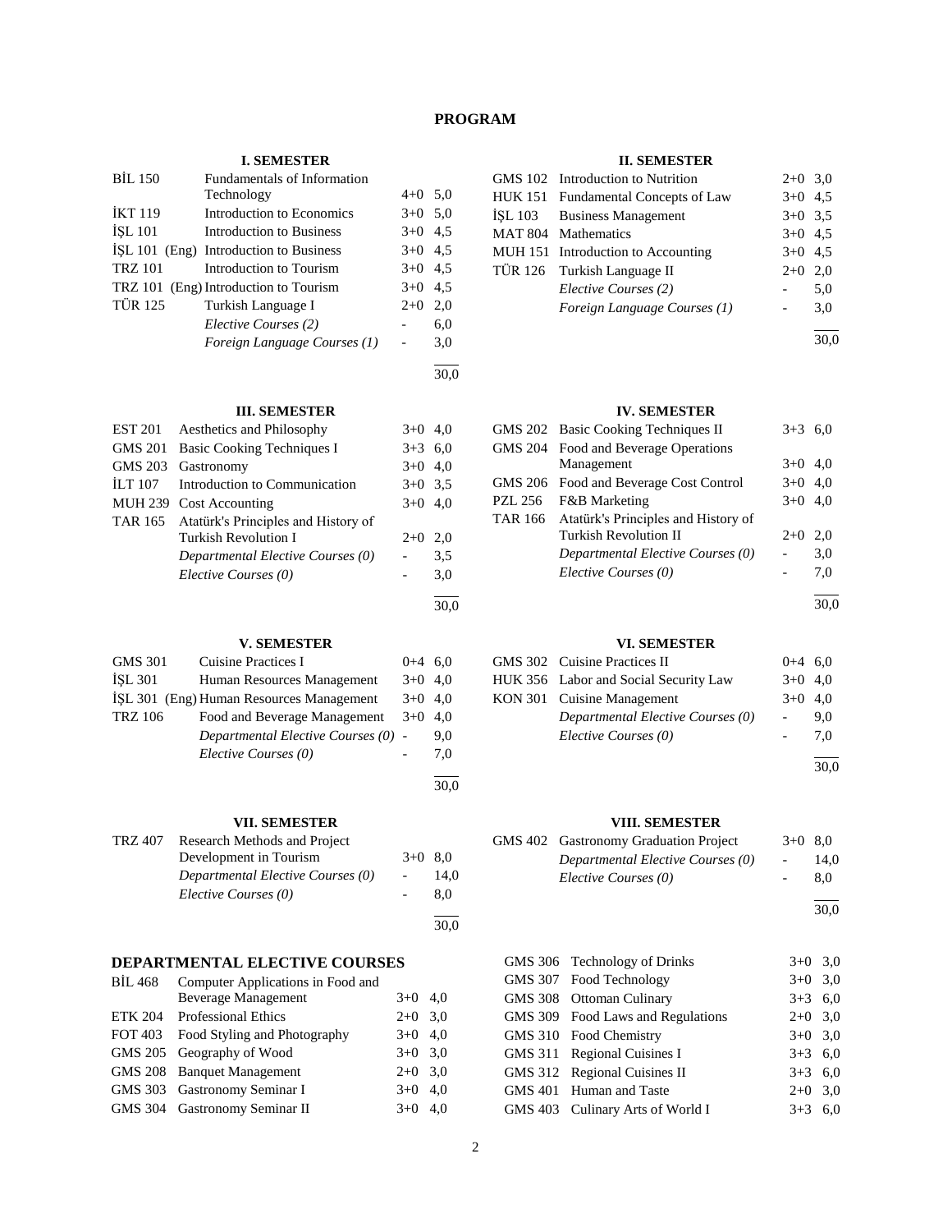# PROGRAM

### I. SEMESTER

| | | | |
|---|---|---|---|
| BİL 150 | Fundamentals of Information Technology | 4+0 | 5,0 |
| İKT 119 | Introduction to Economics | 3+0 | 5,0 |
| İŞL 101 | Introduction to Business | 3+0 | 4,5 |
| İŞL 101 (Eng) | Introduction to Business | 3+0 | 4,5 |
| TRZ 101 | Introduction to Tourism | 3+0 | 4,5 |
| TRZ 101 (Eng) | Introduction to Tourism | 3+0 | 4,5 |
| TÜR 125 | Turkish Language I | 2+0 | 2,0 |
| | *Elective Courses (2)* | - | 6,0 |
| | *Foreign Language Courses (1)* | - | 3,0 |
| | | | 30,0 |

### II. SEMESTER

| | | | |
|---|---|---|---|
| GMS 102 | Introduction to Nutrition | 2+0 | 3,0 |
| HUK 151 | Fundamental Concepts of Law | 3+0 | 4,5 |
| İŞL 103 | Business Management | 3+0 | 3,5 |
| MAT 804 | Mathematics | 3+0 | 4,5 |
| MUH 151 | Introduction to Accounting | 3+0 | 4,5 |
| TÜR 126 | Turkish Language II | 2+0 | 2,0 |
| | *Elective Courses (2)* | - | 5,0 |
| | *Foreign Language Courses (1)* | - | 3,0 |
| | | | 30,0 |

### III. SEMESTER

| | | | |
|---|---|---|---|
| EST 201 | Aesthetics and Philosophy | 3+0 | 4,0 |
| GMS 201 | Basic Cooking Techniques I | 3+3 | 6,0 |
| GMS 203 | Gastronomy | 3+0 | 4,0 |
| İLT 107 | Introduction to Communication | 3+0 | 3,5 |
| MUH 239 | Cost Accounting | 3+0 | 4,0 |
| TAR 165 | Atatürk's Principles and History of Turkish Revolution I | 2+0 | 2,0 |
| | *Departmental Elective Courses (0)* | - | 3,5 |
| | *Elective Courses (0)* | - | 3,0 |
| | | | 30,0 |

### IV. SEMESTER

| | | | |
|---|---|---|---|
| GMS 202 | Basic Cooking Techniques II | 3+3 | 6,0 |
| GMS 204 | Food and Beverage Operations Management | 3+0 | 4,0 |
| GMS 206 | Food and Beverage Cost Control | 3+0 | 4,0 |
| PZL 256 | F&B Marketing | 3+0 | 4,0 |
| TAR 166 | Atatürk's Principles and History of Turkish Revolution II | 2+0 | 2,0 |
| | *Departmental Elective Courses (0)* | - | 3,0 |
| | *Elective Courses (0)* | - | 7,0 |
| | | | 30,0 |

### V. SEMESTER

| | | | |
|---|---|---|---|
| GMS 301 | Cuisine Practices I | 0+4 | 6,0 |
| İŞL 301 | Human Resources Management | 3+0 | 4,0 |
| İŞL 301 (Eng) | Human Resources Management | 3+0 | 4,0 |
| TRZ 106 | Food and Beverage Management | 3+0 | 4,0 |
| | *Departmental Elective Courses (0)* | - | 9,0 |
| | *Elective Courses (0)* | - | 7,0 |
| | | | 30,0 |

### VI. SEMESTER

| | | | |
|---|---|---|---|
| GMS 302 | Cuisine Practices II | 0+4 | 6,0 |
| HUK 356 | Labor and Social Security Law | 3+0 | 4,0 |
| KON 301 | Cuisine Management | 3+0 | 4,0 |
| | *Departmental Elective Courses (0)* | - | 9,0 |
| | *Elective Courses (0)* | - | 7,0 |
| | | | 30,0 |

### VII. SEMESTER

| | | | |
|---|---|---|---|
| TRZ 407 | Research Methods and Project Development in Tourism | 3+0 | 8,0 |
| | *Departmental Elective Courses (0)* | - | 14,0 |
| | *Elective Courses (0)* | - | 8,0 |
| | | | 30,0 |

### VIII. SEMESTER

| | | | |
|---|---|---|---|
| GMS 402 | Gastronomy Graduation Project | 3+0 | 8,0 |
| | *Departmental Elective Courses (0)* | - | 14,0 |
| | *Elective Courses (0)* | - | 8,0 |
| | | | 30,0 |

## DEPARTMENTAL ELECTIVE COURSES

| | | | |
|---|---|---|---|
| BİL 468 | Computer Applications in Food and Beverage Management | 3+0 | 4,0 |
| ETK 204 | Professional Ethics | 2+0 | 3,0 |
| FOT 403 | Food Styling and Photography | 3+0 | 4,0 |
| GMS 205 | Geography of Wood | 3+0 | 3,0 |
| GMS 208 | Banquet Management | 2+0 | 3,0 |
| GMS 303 | Gastronomy Seminar I | 3+0 | 4,0 |
| GMS 304 | Gastronomy Seminar II | 3+0 | 4,0 |
| GMS 306 | Technology of Drinks | 3+0 | 3,0 |
| GMS 307 | Food Technology | 3+0 | 3,0 |
| GMS 308 | Ottoman Culinary | 3+3 | 6,0 |
| GMS 309 | Food Laws and Regulations | 2+0 | 3,0 |
| GMS 310 | Food Chemistry | 3+0 | 3,0 |
| GMS 311 | Regional Cuisines I | 3+3 | 6,0 |
| GMS 312 | Regional Cuisines II | 3+3 | 6,0 |
| GMS 401 | Human and Taste | 2+0 | 3,0 |
| GMS 403 | Culinary Arts of World I | 3+3 | 6,0 |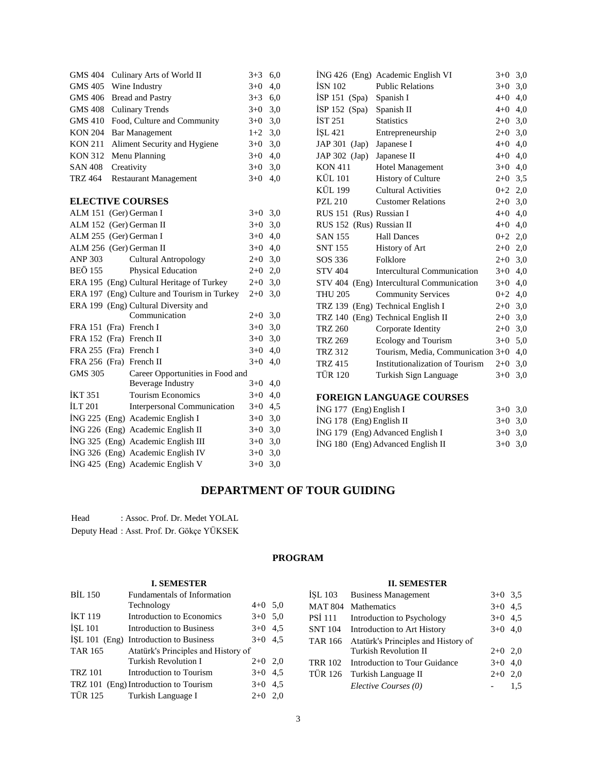| | | | |
|---|---|---|---|
| GMS 404 | Culinary Arts of World II | 3+3 | 6,0 |
| GMS 405 | Wine Industry | 3+0 | 4,0 |
| GMS 406 | Bread and Pastry | 3+3 | 6,0 |
| GMS 408 | Culinary Trends | 3+0 | 3,0 |
| GMS 410 | Food, Culture and Community | 3+0 | 3,0 |
| KON 204 | Bar Management | 1+2 | 3,0 |
| KON 211 | Aliment Security and Hygiene | 3+0 | 3,0 |
| KON 312 | Menu Planning | 3+0 | 4,0 |
| SAN 408 | Creativity | 3+0 | 3,0 |
| TRZ 464 | Restaurant Management | 3+0 | 4,0 |

**ELECTIVE COURSES**

| | | | |
|---|---|---|---|
| ALM 151 (Ger) | German I | 3+0 | 3,0 |
| ALM 152 (Ger) | German II | 3+0 | 3,0 |
| ALM 255 (Ger) | German I | 3+0 | 4,0 |
| ALM 256 (Ger) | German II | 3+0 | 4,0 |
| ANP 303 | Cultural Antropology | 2+0 | 3,0 |
| BEÖ 155 | Physical Education | 2+0 | 2,0 |
| ERA 195 (Eng) | Cultural Heritage of Turkey | 2+0 | 3,0 |
| ERA 197 (Eng) | Culture and Tourism in Turkey | 2+0 | 3,0 |
| ERA 199 (Eng) | Cultural Diversity and Communication | 2+0 | 3,0 |
| FRA 151 (Fra) | French I | 3+0 | 3,0 |
| FRA 152 (Fra) | French II | 3+0 | 3,0 |
| FRA 255 (Fra) | French I | 3+0 | 4,0 |
| FRA 256 (Fra) | French II | 3+0 | 4,0 |
| GMS 305 | Career Opportunities in Food and Beverage Industry | 3+0 | 4,0 |
| İKT 351 | Tourism Economics | 3+0 | 4,0 |
| İLT 201 | Interpersonal Communication | 3+0 | 4,5 |
| İNG 225 (Eng) | Academic English I | 3+0 | 3,0 |
| İNG 226 (Eng) | Academic English II | 3+0 | 3,0 |
| İNG 325 (Eng) | Academic English III | 3+0 | 3,0 |
| İNG 326 (Eng) | Academic English IV | 3+0 | 3,0 |
| İNG 425 (Eng) | Academic English V | 3+0 | 3,0 |
| İNG 426 (Eng) | Academic English VI | 3+0 | 3,0 |
| İSN 102 | Public Relations | 3+0 | 3,0 |
| İSP 151 (Spa) | Spanish I | 4+0 | 4,0 |
| İSP 152 (Spa) | Spanish II | 4+0 | 4,0 |
| İST 251 | Statistics | 2+0 | 3,0 |
| İŞL 421 | Entrepreneurship | 2+0 | 3,0 |
| JAP 301 (Jap) | Japanese I | 4+0 | 4,0 |
| JAP 302 (Jap) | Japanese II | 4+0 | 4,0 |
| KON 411 | Hotel Management | 3+0 | 4,0 |
| KÜL 101 | History of Culture | 2+0 | 3,5 |
| KÜL 199 | Cultural Activities | 0+2 | 2,0 |
| PZL 210 | Customer Relations | 2+0 | 3,0 |
| RUS 151 (Rus) | Russian I | 4+0 | 4,0 |
| RUS 152 (Rus) | Russian II | 4+0 | 4,0 |
| SAN 155 | Hall Dances | 0+2 | 2,0 |
| SNT 155 | History of Art | 2+0 | 2,0 |
| SOS 336 | Folklore | 2+0 | 3,0 |
| STV 404 | Intercultural Communication | 3+0 | 4,0 |
| STV 404 (Eng) | Intercultural Communication | 3+0 | 4,0 |
| THU 205 | Community Services | 0+2 | 4,0 |
| TRZ 139 (Eng) | Technical English I | 2+0 | 3,0 |
| TRZ 140 (Eng) | Technical English II | 2+0 | 3,0 |
| TRZ 260 | Corporate Identity | 2+0 | 3,0 |
| TRZ 269 | Ecology and Tourism | 3+0 | 5,0 |
| TRZ 312 | Tourism, Media, Communication | 3+0 | 4,0 |
| TRZ 415 | Institutionalization of Tourism | 2+0 | 3,0 |
| TÜR 120 | Turkish Sign Language | 3+0 | 3,0 |

**FOREIGN LANGUAGE COURSES**

| | | | |
|---|---|---|---|
| İNG 177 (Eng) | English I | 3+0 | 3,0 |
| İNG 178 (Eng) | English II | 3+0 | 3,0 |
| İNG 179 (Eng) | Advanced English I | 3+0 | 3,0 |
| İNG 180 (Eng) | Advanced English II | 3+0 | 3,0 |

## DEPARTMENT OF TOUR GUIDING

Head : Assoc. Prof. Dr. Medet YOLAL

Deputy Head : Asst. Prof. Dr. Gökçe YÜKSEK

### PROGRAM

**I. SEMESTER**

| | | | |
|---|---|---|---|
| BİL 150 | Fundamentals of Information Technology | 4+0 | 5,0 |
| İKT 119 | Introduction to Economics | 3+0 | 5,0 |
| İŞL 101 | Introduction to Business | 3+0 | 4,5 |
| İŞL 101 (Eng) | Introduction to Business | 3+0 | 4,5 |
| TAR 165 | Atatürk's Principles and History of Turkish Revolution I | 2+0 | 2,0 |
| TRZ 101 | Introduction to Tourism | 3+0 | 4,5 |
| TRZ 101 (Eng) | Introduction to Tourism | 3+0 | 4,5 |
| TÜR 125 | Turkish Language I | 2+0 | 2,0 |

**II. SEMESTER**

| | | | |
|---|---|---|---|
| İŞL 103 | Business Management | 3+0 | 3,5 |
| MAT 804 | Mathematics | 3+0 | 4,5 |
| PSİ 111 | Introduction to Psychology | 3+0 | 4,5 |
| SNT 104 | Introduction to Art History | 3+0 | 4,0 |
| TAR 166 | Atatürk's Principles and History of Turkish Revolution II | 2+0 | 2,0 |
| TRR 102 | Introduction to Tour Guidance | 3+0 | 4,0 |
| TÜR 126 | Turkish Language II | 2+0 | 2,0 |
| | *Elective Courses (0)* | - | 1,5 |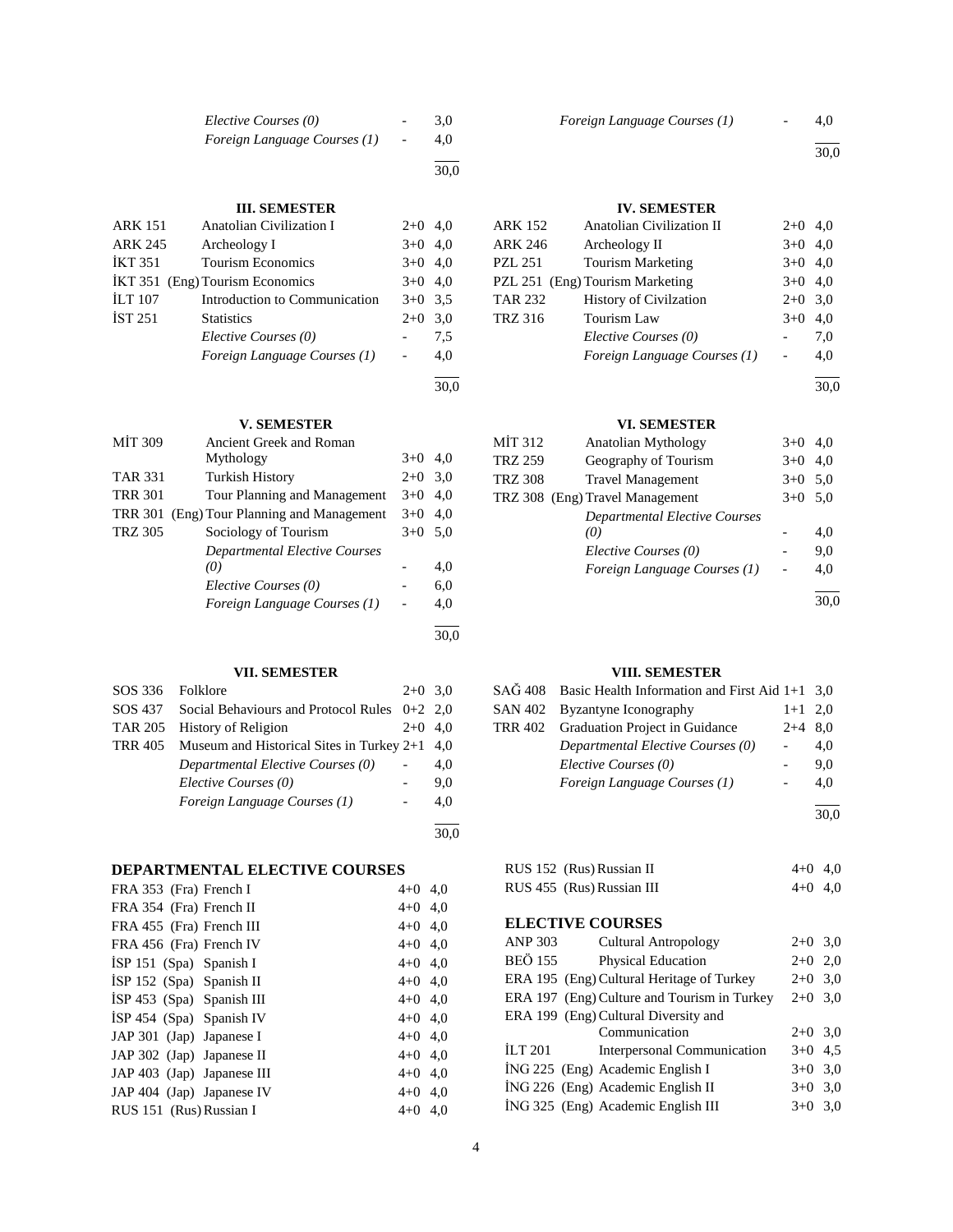| | | | |
|---|---|---|---|
| | *Elective Courses (0)* | - | 3,0 |
| | *Foreign Language Courses (1)* | - | 4,0 |
| | | | 30,0 |

| | | | |
|---|---|---|---|
| | *Foreign Language Courses (1)* | - | 4,0 |
| | | | 30,0 |

### III. SEMESTER

| | | | |
|---|---|---|---|
| ARK 151 | Anatolian Civilization I | 2+0 | 4,0 |
| ARK 245 | Archeology I | 3+0 | 4,0 |
| İKT 351 | Tourism Economics | 3+0 | 4,0 |
| İKT 351 (Eng) | Tourism Economics | 3+0 | 4,0 |
| İLT 107 | Introduction to Communication | 3+0 | 3,5 |
| İST 251 | Statistics | 2+0 | 3,0 |
| | *Elective Courses (0)* | - | 7,5 |
| | *Foreign Language Courses (1)* | - | 4,0 |
| | | | 30,0 |

### IV. SEMESTER

| | | | |
|---|---|---|---|
| ARK 152 | Anatolian Civilization II | 2+0 | 4,0 |
| ARK 246 | Archeology II | 3+0 | 4,0 |
| PZL 251 | Tourism Marketing | 3+0 | 4,0 |
| PZL 251 (Eng) | Tourism Marketing | 3+0 | 4,0 |
| TAR 232 | History of Civilzation | 2+0 | 3,0 |
| TRZ 316 | Tourism Law | 3+0 | 4,0 |
| | *Elective Courses (0)* | - | 7,0 |
| | *Foreign Language Courses (1)* | - | 4,0 |
| | | | 30,0 |

### V. SEMESTER

| | | | |
|---|---|---|---|
| MİT 309 | Ancient Greek and Roman Mythology | 3+0 | 4,0 |
| TAR 331 | Turkish History | 2+0 | 3,0 |
| TRR 301 | Tour Planning and Management | 3+0 | 4,0 |
| TRR 301 (Eng) | Tour Planning and Management | 3+0 | 4,0 |
| TRZ 305 | Sociology of Tourism | 3+0 | 5,0 |
| | *Departmental Elective Courses (0)* | - | 4,0 |
| | *Elective Courses (0)* | - | 6,0 |
| | *Foreign Language Courses (1)* | - | 4,0 |
| | | | 30,0 |

### VI. SEMESTER

| | | | |
|---|---|---|---|
| MİT 312 | Anatolian Mythology | 3+0 | 4,0 |
| TRZ 259 | Geography of Tourism | 3+0 | 4,0 |
| TRZ 308 | Travel Management | 3+0 | 5,0 |
| TRZ 308 (Eng) | Travel Management | 3+0 | 5,0 |
| | *Departmental Elective Courses (0)* | - | 4,0 |
| | *Elective Courses (0)* | - | 9,0 |
| | *Foreign Language Courses (1)* | - | 4,0 |
| | | | 30,0 |

### VII. SEMESTER

| | | | |
|---|---|---|---|
| SOS 336 | Folklore | 2+0 | 3,0 |
| SOS 437 | Social Behaviours and Protocol Rules | 0+2 | 2,0 |
| TAR 205 | History of Religion | 2+0 | 4,0 |
| TRR 405 | Museum and Historical Sites in Turkey | 2+1 | 4,0 |
| | *Departmental Elective Courses (0)* | - | 4,0 |
| | *Elective Courses (0)* | - | 9,0 |
| | *Foreign Language Courses (1)* | - | 4,0 |
| | | | 30,0 |

### VIII. SEMESTER

| | | | |
|---|---|---|---|
| SAĞ 408 | Basic Health Information and First Aid | 1+1 | 3,0 |
| SAN 402 | Byzantyne Iconography | 1+1 | 2,0 |
| TRR 402 | Graduation Project in Guidance | 2+4 | 8,0 |
| | *Departmental Elective Courses (0)* | - | 4,0 |
| | *Elective Courses (0)* | - | 9,0 |
| | *Foreign Language Courses (1)* | - | 4,0 |
| | | | 30,0 |

## DEPARTMENTAL ELECTIVE COURSES

| | | | |
|---|---|---|---|
| FRA 353 (Fra) | French I | 4+0 | 4,0 |
| FRA 354 (Fra) | French II | 4+0 | 4,0 |
| FRA 455 (Fra) | French III | 4+0 | 4,0 |
| FRA 456 (Fra) | French IV | 4+0 | 4,0 |
| İSP 151 (Spa) | Spanish I | 4+0 | 4,0 |
| İSP 152 (Spa) | Spanish II | 4+0 | 4,0 |
| İSP 453 (Spa) | Spanish III | 4+0 | 4,0 |
| İSP 454 (Spa) | Spanish IV | 4+0 | 4,0 |
| JAP 301 (Jap) | Japanese I | 4+0 | 4,0 |
| JAP 302 (Jap) | Japanese II | 4+0 | 4,0 |
| JAP 403 (Jap) | Japanese III | 4+0 | 4,0 |
| JAP 404 (Jap) | Japanese IV | 4+0 | 4,0 |
| RUS 151 (Rus) | Russian I | 4+0 | 4,0 |
| RUS 152 (Rus) | Russian II | 4+0 | 4,0 |
| RUS 455 (Rus) | Russian III | 4+0 | 4,0 |

## ELECTIVE COURSES

| | | | |
|---|---|---|---|
| ANP 303 | Cultural Antropology | 2+0 | 3,0 |
| BEÖ 155 | Physical Education | 2+0 | 2,0 |
| ERA 195 (Eng) | Cultural Heritage of Turkey | 2+0 | 3,0 |
| ERA 197 (Eng) | Culture and Tourism in Turkey | 2+0 | 3,0 |
| ERA 199 (Eng) | Cultural Diversity and Communication | 2+0 | 3,0 |
| İLT 201 | Interpersonal Communication | 3+0 | 4,5 |
| İNG 225 (Eng) | Academic English I | 3+0 | 3,0 |
| İNG 226 (Eng) | Academic English II | 3+0 | 3,0 |
| İNG 325 (Eng) | Academic English III | 3+0 | 3,0 |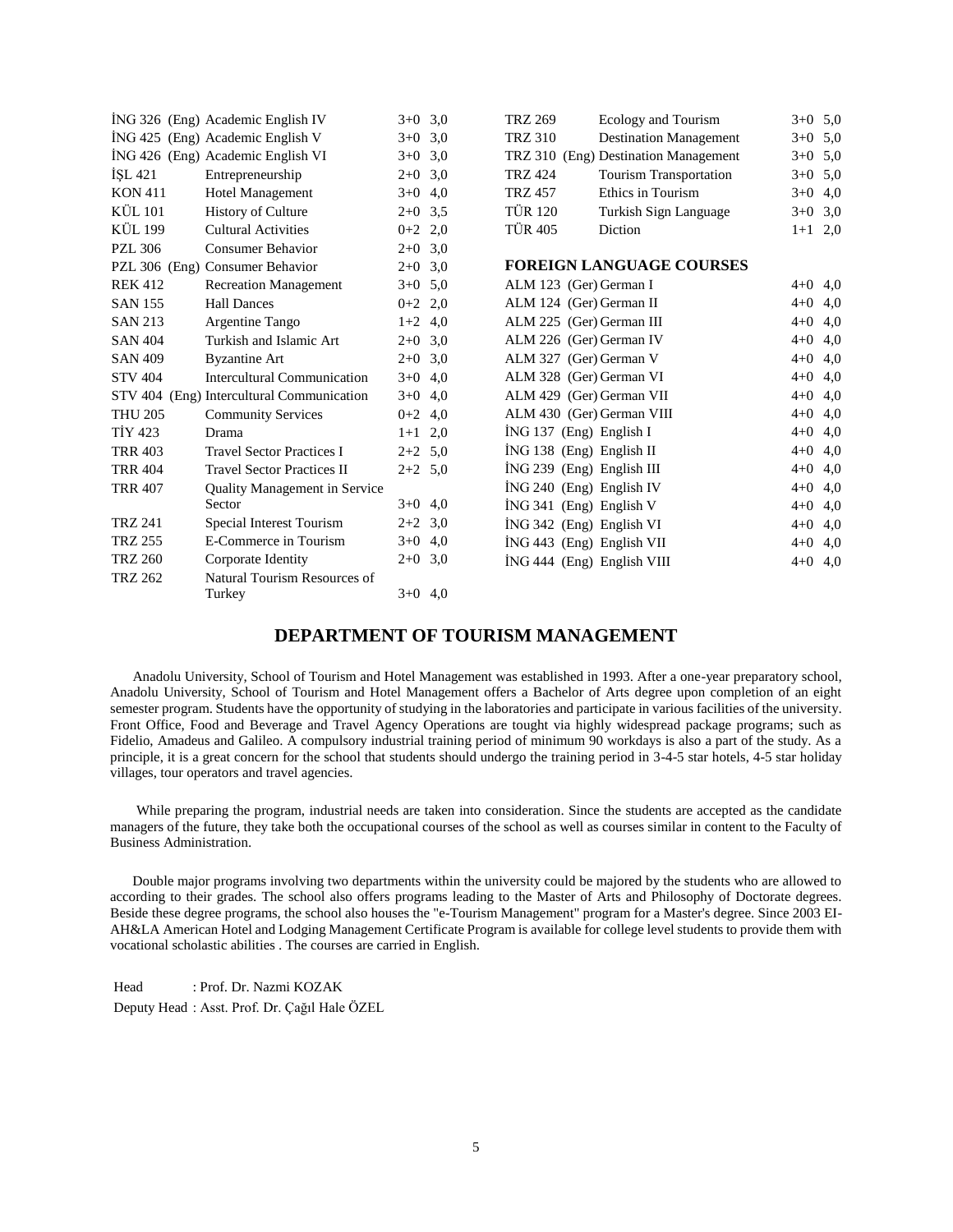| | | | |
|---|---|---|---|
| İNG 326 (Eng) | Academic English IV | 3+0 | 3,0 |
| İNG 425 (Eng) | Academic English V | 3+0 | 3,0 |
| İNG 426 (Eng) | Academic English VI | 3+0 | 3,0 |
| İŞL 421 | Entrepreneurship | 2+0 | 3,0 |
| KON 411 | Hotel Management | 3+0 | 4,0 |
| KÜL 101 | History of Culture | 2+0 | 3,5 |
| KÜL 199 | Cultural Activities | 0+2 | 2,0 |
| PZL 306 | Consumer Behavior | 2+0 | 3,0 |
| PZL 306 (Eng) | Consumer Behavior | 2+0 | 3,0 |
| REK 412 | Recreation Management | 3+0 | 5,0 |
| SAN 155 | Hall Dances | 0+2 | 2,0 |
| SAN 213 | Argentine Tango | 1+2 | 4,0 |
| SAN 404 | Turkish and Islamic Art | 2+0 | 3,0 |
| SAN 409 | Byzantine Art | 2+0 | 3,0 |
| STV 404 | Intercultural Communication | 3+0 | 4,0 |
| STV 404 (Eng) | Intercultural Communication | 3+0 | 4,0 |
| THU 205 | Community Services | 0+2 | 4,0 |
| TİY 423 | Drama | 1+1 | 2,0 |
| TRR 403 | Travel Sector Practices I | 2+2 | 5,0 |
| TRR 404 | Travel Sector Practices II | 2+2 | 5,0 |
| TRR 407 | Quality Management in Service Sector | 3+0 | 4,0 |
| TRZ 241 | Special Interest Tourism | 2+2 | 3,0 |
| TRZ 255 | E-Commerce in Tourism | 3+0 | 4,0 |
| TRZ 260 | Corporate Identity | 2+0 | 3,0 |
| TRZ 262 | Natural Tourism Resources of Turkey | 3+0 | 4,0 |
| TRZ 269 | Ecology and Tourism | 3+0 | 5,0 |
| TRZ 310 | Destination Management | 3+0 | 5,0 |
| TRZ 310 (Eng) | Destination Management | 3+0 | 5,0 |
| TRZ 424 | Tourism Transportation | 3+0 | 5,0 |
| TRZ 457 | Ethics in Tourism | 3+0 | 4,0 |
| TÜR 120 | Turkish Sign Language | 3+0 | 3,0 |
| TÜR 405 | Diction | 1+1 | 2,0 |

**FOREIGN LANGUAGE COURSES**

| | | | |
|---|---|---|---|
| ALM 123 (Ger) | German I | 4+0 | 4,0 |
| ALM 124 (Ger) | German II | 4+0 | 4,0 |
| ALM 225 (Ger) | German III | 4+0 | 4,0 |
| ALM 226 (Ger) | German IV | 4+0 | 4,0 |
| ALM 327 (Ger) | German V | 4+0 | 4,0 |
| ALM 328 (Ger) | German VI | 4+0 | 4,0 |
| ALM 429 (Ger) | German VII | 4+0 | 4,0 |
| ALM 430 (Ger) | German VIII | 4+0 | 4,0 |
| İNG 137 (Eng) | English I | 4+0 | 4,0 |
| İNG 138 (Eng) | English II | 4+0 | 4,0 |
| İNG 239 (Eng) | English III | 4+0 | 4,0 |
| İNG 240 (Eng) | English IV | 4+0 | 4,0 |
| İNG 341 (Eng) | English V | 4+0 | 4,0 |
| İNG 342 (Eng) | English VI | 4+0 | 4,0 |
| İNG 443 (Eng) | English VII | 4+0 | 4,0 |
| İNG 444 (Eng) | English VIII | 4+0 | 4,0 |

## DEPARTMENT OF TOURISM MANAGEMENT

Anadolu University, School of Tourism and Hotel Management was established in 1993. After a one-year preparatory school, Anadolu University, School of Tourism and Hotel Management offers a Bachelor of Arts degree upon completion of an eight semester program. Students have the opportunity of studying in the laboratories and participate in various facilities of the university. Front Office, Food and Beverage and Travel Agency Operations are tought via highly widespread package programs; such as Fidelio, Amadeus and Galileo. A compulsory industrial training period of minimum 90 workdays is also a part of the study. As a principle, it is a great concern for the school that students should undergo the training period in 3-4-5 star hotels, 4-5 star holiday villages, tour operators and travel agencies.

While preparing the program, industrial needs are taken into consideration. Since the students are accepted as the candidate managers of the future, they take both the occupational courses of the school as well as courses similar in content to the Faculty of Business Administration.

Double major programs involving two departments within the university could be majored by the students who are allowed to according to their grades. The school also offers programs leading to the Master of Arts and Philosophy of Doctorate degrees. Beside these degree programs, the school also houses the "e-Tourism Management" program for a Master's degree. Since 2003 EI-AH&LA American Hotel and Lodging Management Certificate Program is available for college level students to provide them with vocational scholastic abilities . The courses are carried in English.

Head : Prof. Dr. Nazmi KOZAK

Deputy Head : Asst. Prof. Dr. Çağıl Hale ÖZEL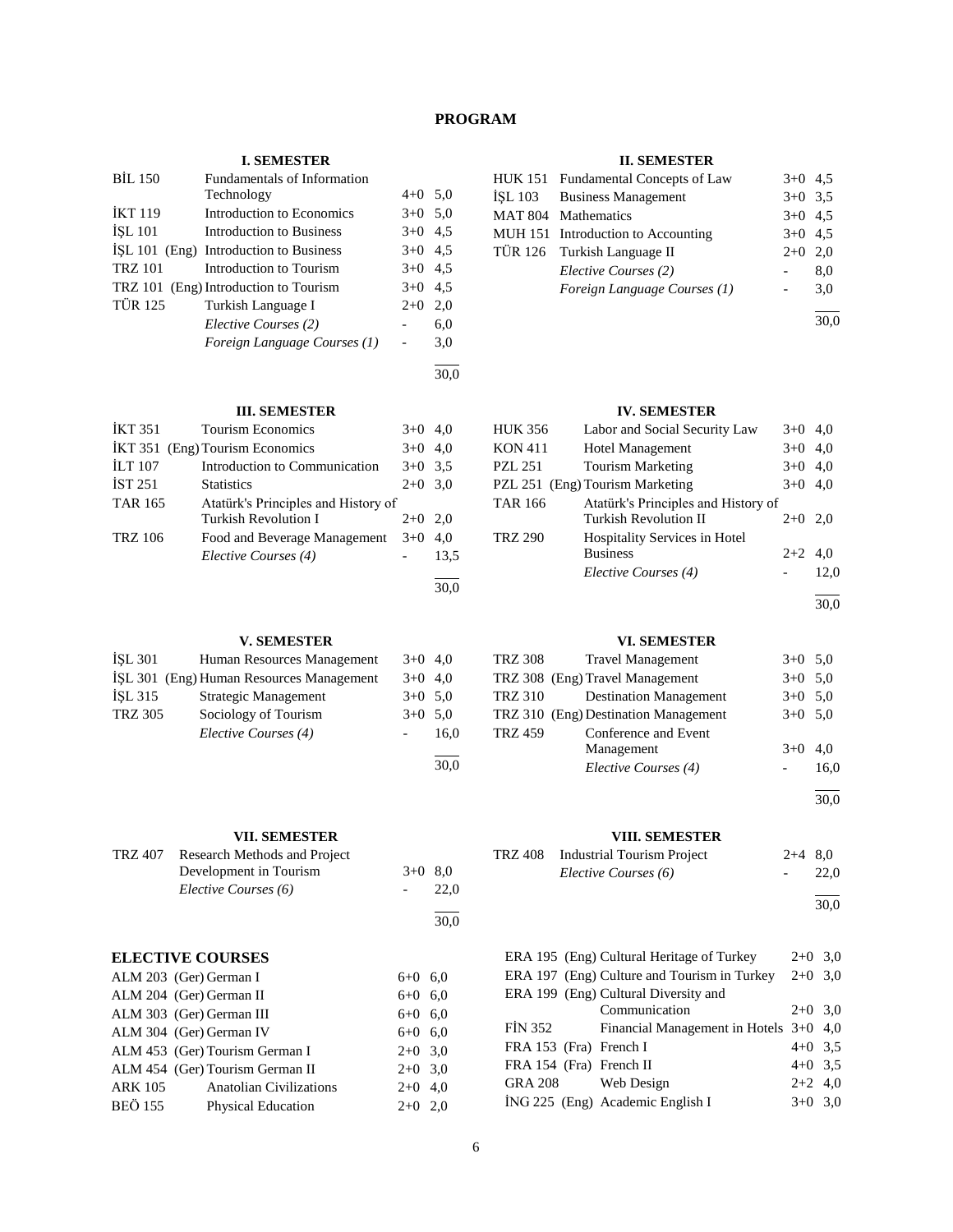# PROGRAM

### I. SEMESTER

| | | | |
|---|---|---|---|
| BİL 150 | Fundamentals of Information Technology | 4+0 | 5,0 |
| İKT 119 | Introduction to Economics | 3+0 | 5,0 |
| İŞL 101 | Introduction to Business | 3+0 | 4,5 |
| İŞL 101 (Eng) | Introduction to Business | 3+0 | 4,5 |
| TRZ 101 | Introduction to Tourism | 3+0 | 4,5 |
| TRZ 101 (Eng) | Introduction to Tourism | 3+0 | 4,5 |
| TÜR 125 | Turkish Language I | 2+0 | 2,0 |
| | *Elective Courses (2)* | - | 6,0 |
| | *Foreign Language Courses (1)* | - | 3,0 |
| | | | 30,0 |

### II. SEMESTER

| | | | |
|---|---|---|---|
| HUK 151 | Fundamental Concepts of Law | 3+0 | 4,5 |
| İŞL 103 | Business Management | 3+0 | 3,5 |
| MAT 804 | Mathematics | 3+0 | 4,5 |
| MUH 151 | Introduction to Accounting | 3+0 | 4,5 |
| TÜR 126 | Turkish Language II | 2+0 | 2,0 |
| | *Elective Courses (2)* | - | 8,0 |
| | *Foreign Language Courses (1)* | - | 3,0 |
| | | | 30,0 |

### III. SEMESTER

| | | | |
|---|---|---|---|
| İKT 351 | Tourism Economics | 3+0 | 4,0 |
| İKT 351 (Eng) | Tourism Economics | 3+0 | 4,0 |
| İLT 107 | Introduction to Communication | 3+0 | 3,5 |
| İST 251 | Statistics | 2+0 | 3,0 |
| TAR 165 | Atatürk's Principles and History of Turkish Revolution I | 2+0 | 2,0 |
| TRZ 106 | Food and Beverage Management | 3+0 | 4,0 |
| | *Elective Courses (4)* | - | 13,5 |
| | | | 30,0 |

### IV. SEMESTER

| | | | |
|---|---|---|---|
| HUK 356 | Labor and Social Security Law | 3+0 | 4,0 |
| KON 411 | Hotel Management | 3+0 | 4,0 |
| PZL 251 | Tourism Marketing | 3+0 | 4,0 |
| PZL 251 (Eng) | Tourism Marketing | 3+0 | 4,0 |
| TAR 166 | Atatürk's Principles and History of Turkish Revolution II | 2+0 | 2,0 |
| TRZ 290 | Hospitality Services in Hotel Business | 2+2 | 4,0 |
| | *Elective Courses (4)* | - | 12,0 |
| | | | 30,0 |

### V. SEMESTER

| | | | |
|---|---|---|---|
| İŞL 301 | Human Resources Management | 3+0 | 4,0 |
| İŞL 301 (Eng) | Human Resources Management | 3+0 | 4,0 |
| İŞL 315 | Strategic Management | 3+0 | 5,0 |
| TRZ 305 | Sociology of Tourism | 3+0 | 5,0 |
| | *Elective Courses (4)* | - | 16,0 |
| | | | 30,0 |

### VI. SEMESTER

| | | | |
|---|---|---|---|
| TRZ 308 | Travel Management | 3+0 | 5,0 |
| TRZ 308 (Eng) | Travel Management | 3+0 | 5,0 |
| TRZ 310 | Destination Management | 3+0 | 5,0 |
| TRZ 310 (Eng) | Destination Management | 3+0 | 5,0 |
| TRZ 459 | Conference and Event Management | 3+0 | 4,0 |
| | *Elective Courses (4)* | - | 16,0 |
| | | | 30,0 |

### VII. SEMESTER

| | | | |
|---|---|---|---|
| TRZ 407 | Research Methods and Project Development in Tourism | 3+0 | 8,0 |
| | *Elective Courses (6)* | - | 22,0 |
| | | | 30,0 |

### VIII. SEMESTER

| | | | |
|---|---|---|---|
| TRZ 408 | Industrial Tourism Project | 2+4 | 8,0 |
| | *Elective Courses (6)* | - | 22,0 |
| | | | 30,0 |

## ELECTIVE COURSES

| | | | |
|---|---|---|---|
| ALM 203 (Ger) | German I | 6+0 | 6,0 |
| ALM 204 (Ger) | German II | 6+0 | 6,0 |
| ALM 303 (Ger) | German III | 6+0 | 6,0 |
| ALM 304 (Ger) | German IV | 6+0 | 6,0 |
| ALM 453 (Ger) | Tourism German I | 2+0 | 3,0 |
| ALM 454 (Ger) | Tourism German II | 2+0 | 3,0 |
| ARK 105 | Anatolian Civilizations | 2+0 | 4,0 |
| BEÖ 155 | Physical Education | 2+0 | 2,0 |
| ERA 195 (Eng) | Cultural Heritage of Turkey | 2+0 | 3,0 |
| ERA 197 (Eng) | Culture and Tourism in Turkey | 2+0 | 3,0 |
| ERA 199 (Eng) | Cultural Diversity and Communication | 2+0 | 3,0 |
| FİN 352 | Financial Management in Hotels | 3+0 | 4,0 |
| FRA 153 (Fra) | French I | 4+0 | 3,5 |
| FRA 154 (Fra) | French II | 4+0 | 3,5 |
| GRA 208 | Web Design | 2+2 | 4,0 |
| İNG 225 (Eng) | Academic English I | 3+0 | 3,0 |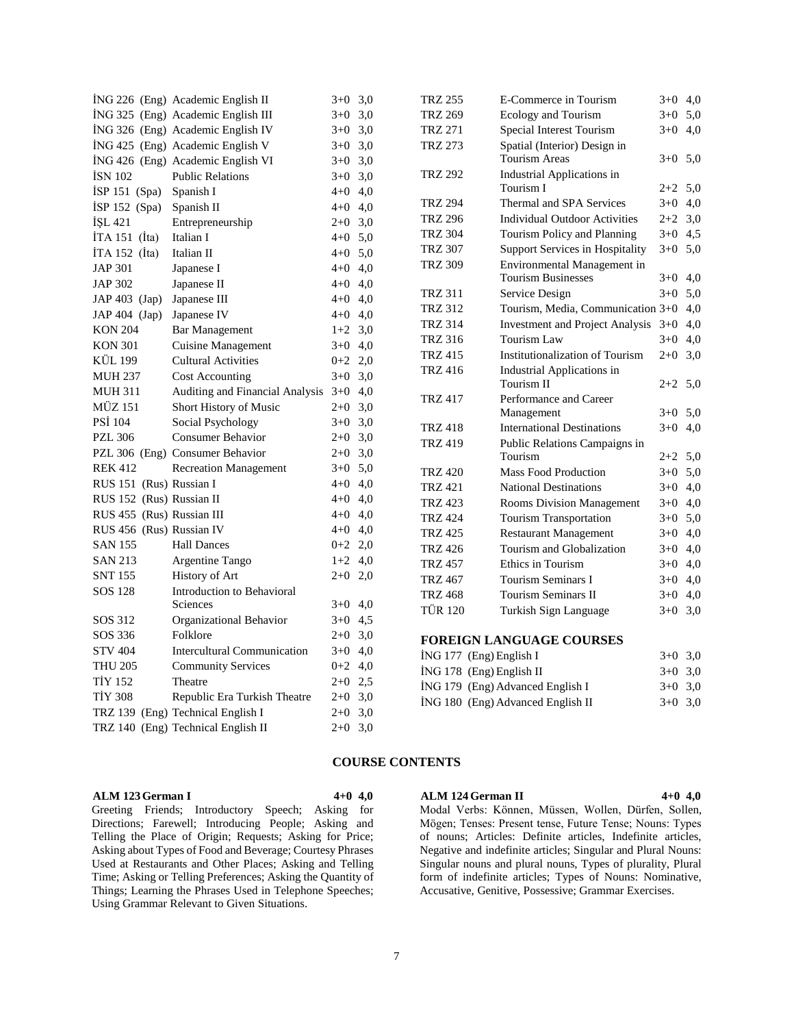| | | | |
|---|---|---|---|
| İNG 226 (Eng) | Academic English II | 3+0 | 3,0 |
| İNG 325 (Eng) | Academic English III | 3+0 | 3,0 |
| İNG 326 (Eng) | Academic English IV | 3+0 | 3,0 |
| İNG 425 (Eng) | Academic English V | 3+0 | 3,0 |
| İNG 426 (Eng) | Academic English VI | 3+0 | 3,0 |
| İSN 102 | Public Relations | 3+0 | 3,0 |
| İSP 151 (Spa) | Spanish I | 4+0 | 4,0 |
| İSP 152 (Spa) | Spanish II | 4+0 | 4,0 |
| İŞL 421 | Entrepreneurship | 2+0 | 3,0 |
| İTA 151 (İta) | Italian I | 4+0 | 5,0 |
| İTA 152 (İta) | Italian II | 4+0 | 5,0 |
| JAP 301 | Japanese I | 4+0 | 4,0 |
| JAP 302 | Japanese II | 4+0 | 4,0 |
| JAP 403 (Jap) | Japanese III | 4+0 | 4,0 |
| JAP 404 (Jap) | Japanese IV | 4+0 | 4,0 |
| KON 204 | Bar Management | 1+2 | 3,0 |
| KON 301 | Cuisine Management | 3+0 | 4,0 |
| KÜL 199 | Cultural Activities | 0+2 | 2,0 |
| MUH 237 | Cost Accounting | 3+0 | 3,0 |
| MUH 311 | Auditing and Financial Analysis | 3+0 | 4,0 |
| MÜZ 151 | Short History of Music | 2+0 | 3,0 |
| PSİ 104 | Social Psychology | 3+0 | 3,0 |
| PZL 306 | Consumer Behavior | 2+0 | 3,0 |
| PZL 306 (Eng) | Consumer Behavior | 2+0 | 3,0 |
| REK 412 | Recreation Management | 3+0 | 5,0 |
| RUS 151 (Rus) | Russian I | 4+0 | 4,0 |
| RUS 152 (Rus) | Russian II | 4+0 | 4,0 |
| RUS 455 (Rus) | Russian III | 4+0 | 4,0 |
| RUS 456 (Rus) | Russian IV | 4+0 | 4,0 |
| SAN 155 | Hall Dances | 0+2 | 2,0 |
| SAN 213 | Argentine Tango | 1+2 | 4,0 |
| SNT 155 | History of Art | 2+0 | 2,0 |
| SOS 128 | Introduction to Behavioral Sciences | 3+0 | 4,0 |
| SOS 312 | Organizational Behavior | 3+0 | 4,5 |
| SOS 336 | Folklore | 2+0 | 3,0 |
| STV 404 | Intercultural Communication | 3+0 | 4,0 |
| THU 205 | Community Services | 0+2 | 4,0 |
| TİY 152 | Theatre | 2+0 | 2,5 |
| TİY 308 | Republic Era Turkish Theatre | 2+0 | 3,0 |
| TRZ 139 (Eng) | Technical English I | 2+0 | 3,0 |
| TRZ 140 (Eng) | Technical English II | 2+0 | 3,0 |
| TRZ 255 | E-Commerce in Tourism | 3+0 | 4,0 |
| TRZ 269 | Ecology and Tourism | 3+0 | 5,0 |
| TRZ 271 | Special Interest Tourism | 3+0 | 4,0 |
| TRZ 273 | Spatial (Interior) Design in Tourism Areas | 3+0 | 5,0 |
| TRZ 292 | Industrial Applications in Tourism I | 2+2 | 5,0 |
| TRZ 294 | Thermal and SPA Services | 3+0 | 4,0 |
| TRZ 296 | Individual Outdoor Activities | 2+2 | 3,0 |
| TRZ 304 | Tourism Policy and Planning | 3+0 | 4,5 |
| TRZ 307 | Support Services in Hospitality | 3+0 | 5,0 |
| TRZ 309 | Environmental Management in Tourism Businesses | 3+0 | 4,0 |
| TRZ 311 | Service Design | 3+0 | 5,0 |
| TRZ 312 | Tourism, Media, Communication | 3+0 | 4,0 |
| TRZ 314 | Investment and Project Analysis | 3+0 | 4,0 |
| TRZ 316 | Tourism Law | 3+0 | 4,0 |
| TRZ 415 | Institutionalization of Tourism | 2+0 | 3,0 |
| TRZ 416 | Industrial Applications in Tourism II | 2+2 | 5,0 |
| TRZ 417 | Performance and Career Management | 3+0 | 5,0 |
| TRZ 418 | International Destinations | 3+0 | 4,0 |
| TRZ 419 | Public Relations Campaigns in Tourism | 2+2 | 5,0 |
| TRZ 420 | Mass Food Production | 3+0 | 5,0 |
| TRZ 421 | National Destinations | 3+0 | 4,0 |
| TRZ 423 | Rooms Division Management | 3+0 | 4,0 |
| TRZ 424 | Tourism Transportation | 3+0 | 5,0 |
| TRZ 425 | Restaurant Management | 3+0 | 4,0 |
| TRZ 426 | Tourism and Globalization | 3+0 | 4,0 |
| TRZ 457 | Ethics in Tourism | 3+0 | 4,0 |
| TRZ 467 | Tourism Seminars I | 3+0 | 4,0 |
| TRZ 468 | Tourism Seminars II | 3+0 | 4,0 |
| TÜR 120 | Turkish Sign Language | 3+0 | 3,0 |

## FOREIGN LANGUAGE COURSES

| | | | |
|---|---|---|---|
| İNG 177 (Eng) | English I | 3+0 | 3,0 |
| İNG 178 (Eng) | English II | 3+0 | 3,0 |
| İNG 179 (Eng) | Advanced English I | 3+0 | 3,0 |
| İNG 180 (Eng) | Advanced English II | 3+0 | 3,0 |

## COURSE CONTENTS

**ALM 123 German I 4+0 4,0**

Greeting Friends; Introductory Speech; Asking for Directions; Farewell; Introducing People; Asking and Telling the Place of Origin; Requests; Asking for Price; Asking about Types of Food and Beverage; Courtesy Phrases Used at Restaurants and Other Places; Asking and Telling Time; Asking or Telling Preferences; Asking the Quantity of Things; Learning the Phrases Used in Telephone Speeches; Using Grammar Relevant to Given Situations.

**ALM 124 German II 4+0 4,0**

Modal Verbs: Können, Müssen, Wollen, Dürfen, Sollen, Mögen; Tenses: Present tense, Future Tense; Nouns: Types of nouns; Articles: Definite articles, Indefinite articles, Negative and indefinite articles; Singular and Plural Nouns: Singular nouns and plural nouns, Types of plurality, Plural form of indefinite articles; Types of Nouns: Nominative, Accusative, Genitive, Possessive; Grammar Exercises.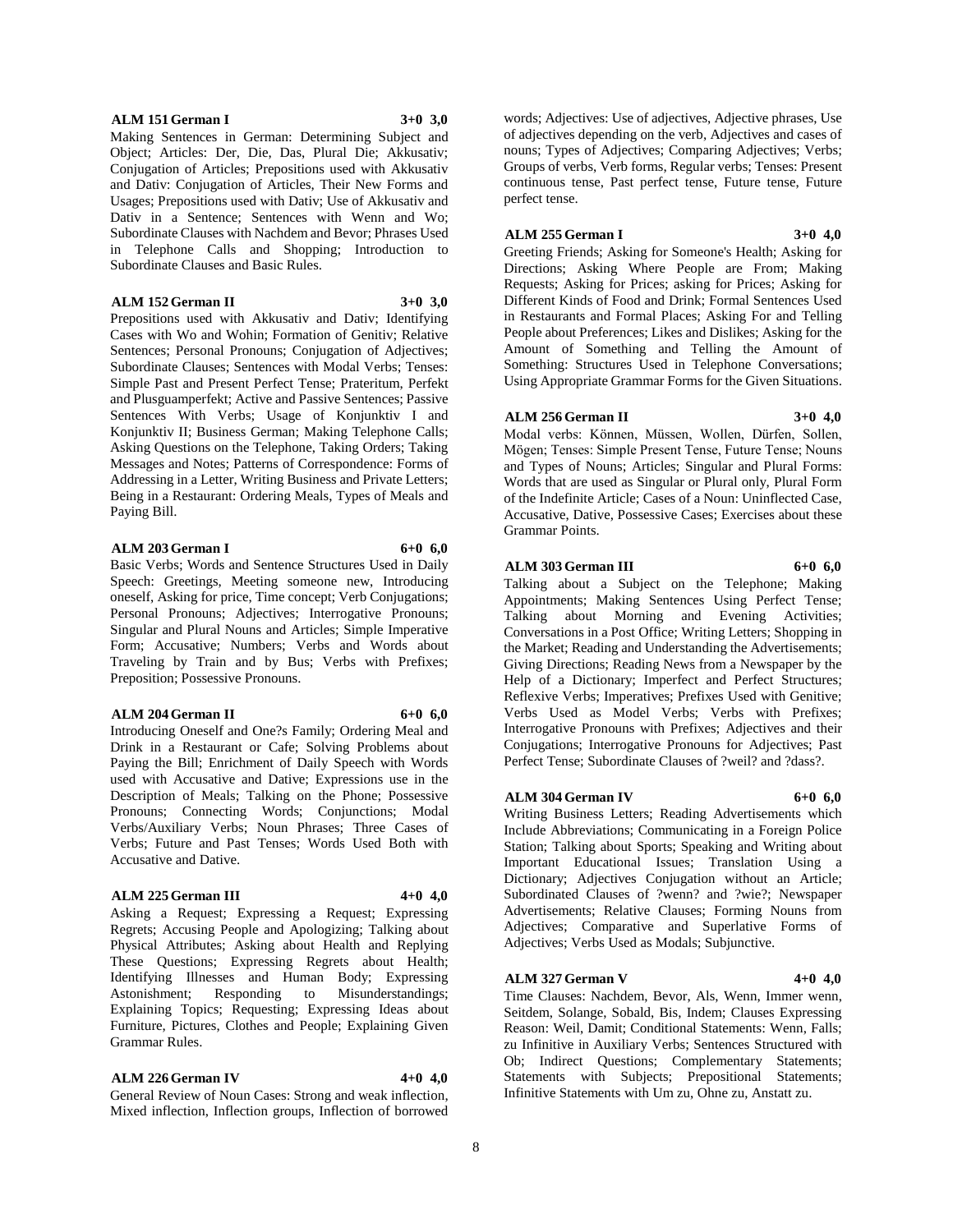**ALM 151 German I 3+0 3,0**

Making Sentences in German: Determining Subject and Object; Articles: Der, Die, Das, Plural Die; Akkusativ; Conjugation of Articles; Prepositions used with Akkusativ and Dativ: Conjugation of Articles, Their New Forms and Usages; Prepositions used with Dativ; Use of Akkusativ and Dativ in a Sentence; Sentences with Wenn and Wo; Subordinate Clauses with Nachdem and Bevor; Phrases Used in Telephone Calls and Shopping; Introduction to Subordinate Clauses and Basic Rules.

**ALM 152 German II 3+0 3,0**

Prepositions used with Akkusativ and Dativ; Identifying Cases with Wo and Wohin; Formation of Genitiv; Relative Sentences; Personal Pronouns; Conjugation of Adjectives; Subordinate Clauses; Sentences with Modal Verbs; Tenses: Simple Past and Present Perfect Tense; Prateritum, Perfekt and Plusguamperfekt; Active and Passive Sentences; Passive Sentences With Verbs; Usage of Konjunktiv I and Konjunktiv II; Business German; Making Telephone Calls; Asking Questions on the Telephone, Taking Orders; Taking Messages and Notes; Patterns of Correspondence: Forms of Addressing in a Letter, Writing Business and Private Letters; Being in a Restaurant: Ordering Meals, Types of Meals and Paying Bill.

**ALM 203 German I 6+0 6,0**

Basic Verbs; Words and Sentence Structures Used in Daily Speech: Greetings, Meeting someone new, Introducing oneself, Asking for price, Time concept; Verb Conjugations; Personal Pronouns; Adjectives; Interrogative Pronouns; Singular and Plural Nouns and Articles; Simple Imperative Form; Accusative; Numbers; Verbs and Words about Traveling by Train and by Bus; Verbs with Prefixes; Preposition; Possessive Pronouns.

**ALM 204 German II 6+0 6,0**

Introducing Oneself and One?s Family; Ordering Meal and Drink in a Restaurant or Cafe; Solving Problems about Paying the Bill; Enrichment of Daily Speech with Words used with Accusative and Dative; Expressions use in the Description of Meals; Talking on the Phone; Possessive Pronouns; Connecting Words; Conjunctions; Modal Verbs/Auxiliary Verbs; Noun Phrases; Three Cases of Verbs; Future and Past Tenses; Words Used Both with Accusative and Dative.

**ALM 225 German III 4+0 4,0**

Asking a Request; Expressing a Request; Expressing Regrets; Accusing People and Apologizing; Talking about Physical Attributes; Asking about Health and Replying These Questions; Expressing Regrets about Health; Identifying Illnesses and Human Body; Expressing Astonishment; Responding to Misunderstandings; Explaining Topics; Requesting; Expressing Ideas about Furniture, Pictures, Clothes and People; Explaining Given Grammar Rules.

**ALM 226 German IV 4+0 4,0**

General Review of Noun Cases: Strong and weak inflection, Mixed inflection, Inflection groups, Inflection of borrowed words; Adjectives: Use of adjectives, Adjective phrases, Use of adjectives depending on the verb, Adjectives and cases of nouns; Types of Adjectives; Comparing Adjectives; Verbs; Groups of verbs, Verb forms, Regular verbs; Tenses: Present continuous tense, Past perfect tense, Future tense, Future perfect tense.

**ALM 255 German I 3+0 4,0**

Greeting Friends; Asking for Someone's Health; Asking for Directions; Asking Where People are From; Making Requests; Asking for Prices; asking for Prices; Asking for Different Kinds of Food and Drink; Formal Sentences Used in Restaurants and Formal Places; Asking For and Telling People about Preferences; Likes and Dislikes; Asking for the Amount of Something and Telling the Amount of Something: Structures Used in Telephone Conversations; Using Appropriate Grammar Forms for the Given Situations.

**ALM 256 German II 3+0 4,0**

Modal verbs: Können, Müssen, Wollen, Dürfen, Sollen, Mögen; Tenses: Simple Present Tense, Future Tense; Nouns and Types of Nouns; Articles; Singular and Plural Forms: Words that are used as Singular or Plural only, Plural Form of the Indefinite Article; Cases of a Noun: Uninflected Case, Accusative, Dative, Possessive Cases; Exercises about these Grammar Points.

**ALM 303 German III 6+0 6,0**

Talking about a Subject on the Telephone; Making Appointments; Making Sentences Using Perfect Tense; Talking about Morning and Evening Activities; Conversations in a Post Office; Writing Letters; Shopping in the Market; Reading and Understanding the Advertisements; Giving Directions; Reading News from a Newspaper by the Help of a Dictionary; Imperfect and Perfect Structures; Reflexive Verbs; Imperatives; Prefixes Used with Genitive; Verbs Used as Model Verbs; Verbs with Prefixes; Interrogative Pronouns with Prefixes; Adjectives and their Conjugations; Interrogative Pronouns for Adjectives; Past Perfect Tense; Subordinate Clauses of ?weil? and ?dass?.

**ALM 304 German IV 6+0 6,0**

Writing Business Letters; Reading Advertisements which Include Abbreviations; Communicating in a Foreign Police Station; Talking about Sports; Speaking and Writing about Important Educational Issues; Translation Using a Dictionary; Adjectives Conjugation without an Article; Subordinated Clauses of ?wenn? and ?wie?; Newspaper Advertisements; Relative Clauses; Forming Nouns from Adjectives; Comparative and Superlative Forms of Adjectives; Verbs Used as Modals; Subjunctive.

**ALM 327 German V 4+0 4,0**

Time Clauses: Nachdem, Bevor, Als, Wenn, Immer wenn, Seitdem, Solange, Sobald, Bis, Indem; Clauses Expressing Reason: Weil, Damit; Conditional Statements: Wenn, Falls; zu Infinitive in Auxiliary Verbs; Sentences Structured with Ob; Indirect Questions; Complementary Statements; Statements with Subjects; Prepositional Statements; Infinitive Statements with Um zu, Ohne zu, Anstatt zu.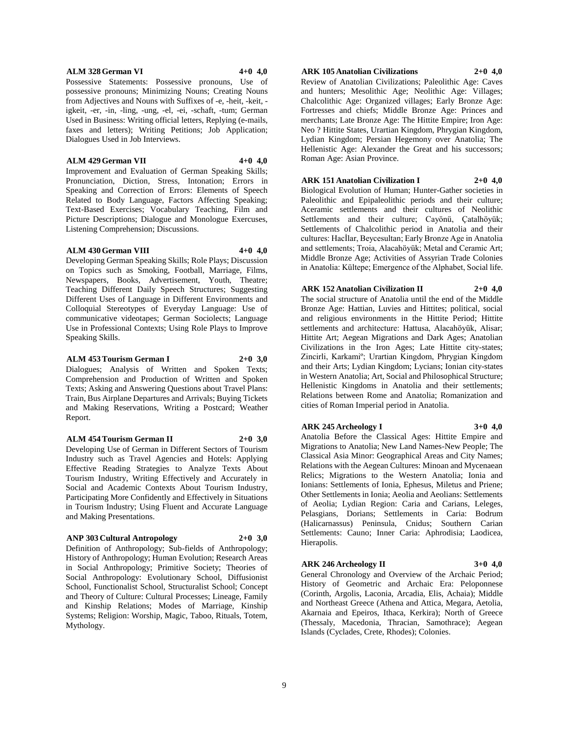**ALM 328 German VI 4+0 4,0**

Possessive Statements: Possessive pronouns, Use of possessive pronouns; Minimizing Nouns; Creating Nouns from Adjectives and Nouns with Suffixes of -e, -heit, -keit, -igkeit, -er, -in, -ling, -ung, -el, -ei, -schaft, -tum; German Used in Business: Writing official letters, Replying (e-mails, faxes and letters); Writing Petitions; Job Application; Dialogues Used in Job Interviews.

**ALM 429 German VII 4+0 4,0**

Improvement and Evaluation of German Speaking Skills; Pronunciation, Diction, Stress, Intonation; Errors in Speaking and Correction of Errors: Elements of Speech Related to Body Language, Factors Affecting Speaking; Text-Based Exercises; Vocabulary Teaching, Film and Picture Descriptions; Dialogue and Monologue Exercuses, Listening Comprehension; Discussions.

**ALM 430 German VIII 4+0 4,0**

Developing German Speaking Skills; Role Plays; Discussion on Topics such as Smoking, Football, Marriage, Films, Newspapers, Books, Advertisement, Youth, Theatre; Teaching Different Daily Speech Structures; Suggesting Different Uses of Language in Different Environments and Colloquial Stereotypes of Everyday Language: Use of communicative videotapes; German Sociolects; Language Use in Professional Contexts; Using Role Plays to Improve Speaking Skills.

**ALM 453 Tourism German I 2+0 3,0**

Dialogues; Analysis of Written and Spoken Texts; Comprehension and Production of Written and Spoken Texts; Asking and Answering Questions about Travel Plans: Train, Bus Airplane Departures and Arrivals; Buying Tickets and Making Reservations, Writing a Postcard; Weather Report.

**ALM 454 Tourism German II 2+0 3,0**

Developing Use of German in Different Sectors of Tourism Industry such as Travel Agencies and Hotels: Applying Effective Reading Strategies to Analyze Texts About Tourism Industry, Writing Effectively and Accurately in Social and Academic Contexts About Tourism Industry, Participating More Confidently and Effectively in Situations in Tourism Industry; Using Fluent and Accurate Language and Making Presentations.

**ANP 303 Cultural Antropology 2+0 3,0**

Definition of Anthropology; Sub-fields of Anthropology; History of Anthropology; Human Evolution; Research Areas in Social Anthropology; Primitive Society; Theories of Social Anthropology: Evolutionary School, Diffusionist School, Functionalist School, Structuralist School; Concept and Theory of Culture: Cultural Processes; Lineage, Family and Kinship Relations; Modes of Marriage, Kinship Systems; Religion: Worship, Magic, Taboo, Rituals, Totem, Mythology.

**ARK 105 Anatolian Civilizations 2+0 4,0**

Review of Anatolian Civilizations; Paleolithic Age: Caves and hunters; Mesolithic Age; Neolithic Age: Villages; Chalcolithic Age: Organized villages; Early Bronze Age: Fortresses and chiefs; Middle Bronze Age: Princes and merchants; Late Bronze Age: The Hittite Empire; Iron Age: Neo ? Hittite States, Urartian Kingdom, Phrygian Kingdom, Lydian Kingdom; Persian Hegemony over Anatolia; The Hellenistic Age: Alexander the Great and his successors; Roman Age: Asian Province.

**ARK 151 Anatolian Civilization I 2+0 4,0**

Biological Evolution of Human; Hunter-Gather societies in Paleolithic and Epipaleolithic periods and their culture; Aceramic settlements and their cultures of Neolithic Settlements and their culture; Cayönü, Çatalhöyük; Settlements of Chalcolithic period in Anatolia and their cultures: Hacİlar, Beycesultan; Early Bronze Age in Anatolia and settlements; Troia, Alacahöyük; Metal and Ceramic Art; Middle Bronze Age; Activities of Assyrian Trade Colonies in Anatolia: Kültepe; Emergence of the Alphabet, Social life.

**ARK 152 Anatolian Civilization II 2+0 4,0**

The social structure of Anatolia until the end of the Middle Bronze Age: Hattian, Luvies and Hittites; political, social and religious environments in the Hittite Period; Hittite settlements and architecture: Hattusa, Alacahöyük, Alisar; Hittite Art; Aegean Migrations and Dark Ages; Anatolian Civilizations in the Iron Ages; Late Hittite city-states; Zincirli, Karkamiº; Urartian Kingdom, Phrygian Kingdom and their Arts; Lydian Kingdom; Lycians; Ionian city-states in Western Anatolia; Art, Social and Philosophical Structure; Hellenistic Kingdoms in Anatolia and their settlements; Relations between Rome and Anatolia; Romanization and cities of Roman Imperial period in Anatolia.

**ARK 245 Archeology I 3+0 4,0**

Anatolia Before the Classical Ages: Hittite Empire and Migrations to Anatolia; New Land Names-New People; The Classical Asia Minor: Geographical Areas and City Names; Relations with the Aegean Cultures: Minoan and Mycenaean Relics; Migrations to the Western Anatolia; Ionia and Ionians: Settlements of Ionia, Ephesus, Miletus and Priene; Other Settlements in Ionia; Aeolia and Aeolians: Settlements of Aeolia; Lydian Region: Caria and Carians, Leleges, Pelasgians, Dorians; Settlements in Caria: Bodrum (Halicarnassus) Peninsula, Cnidus; Southern Carian Settlements: Cauno; Inner Caria: Aphrodisia; Laodicea, Hierapolis.

**ARK 246 Archeology II 3+0 4,0**

General Chronology and Overview of the Archaic Period; History of Geometric and Archaic Era: Peloponnese (Corinth, Argolis, Laconia, Arcadia, Elis, Achaia); Middle and Northeast Greece (Athena and Attica, Megara, Aetolia, Akarnaia and Epeiros, Ithaca, Kerkira); North of Greece (Thessaly, Macedonia, Thracian, Samothrace); Aegean Islands (Cyclades, Crete, Rhodes); Colonies.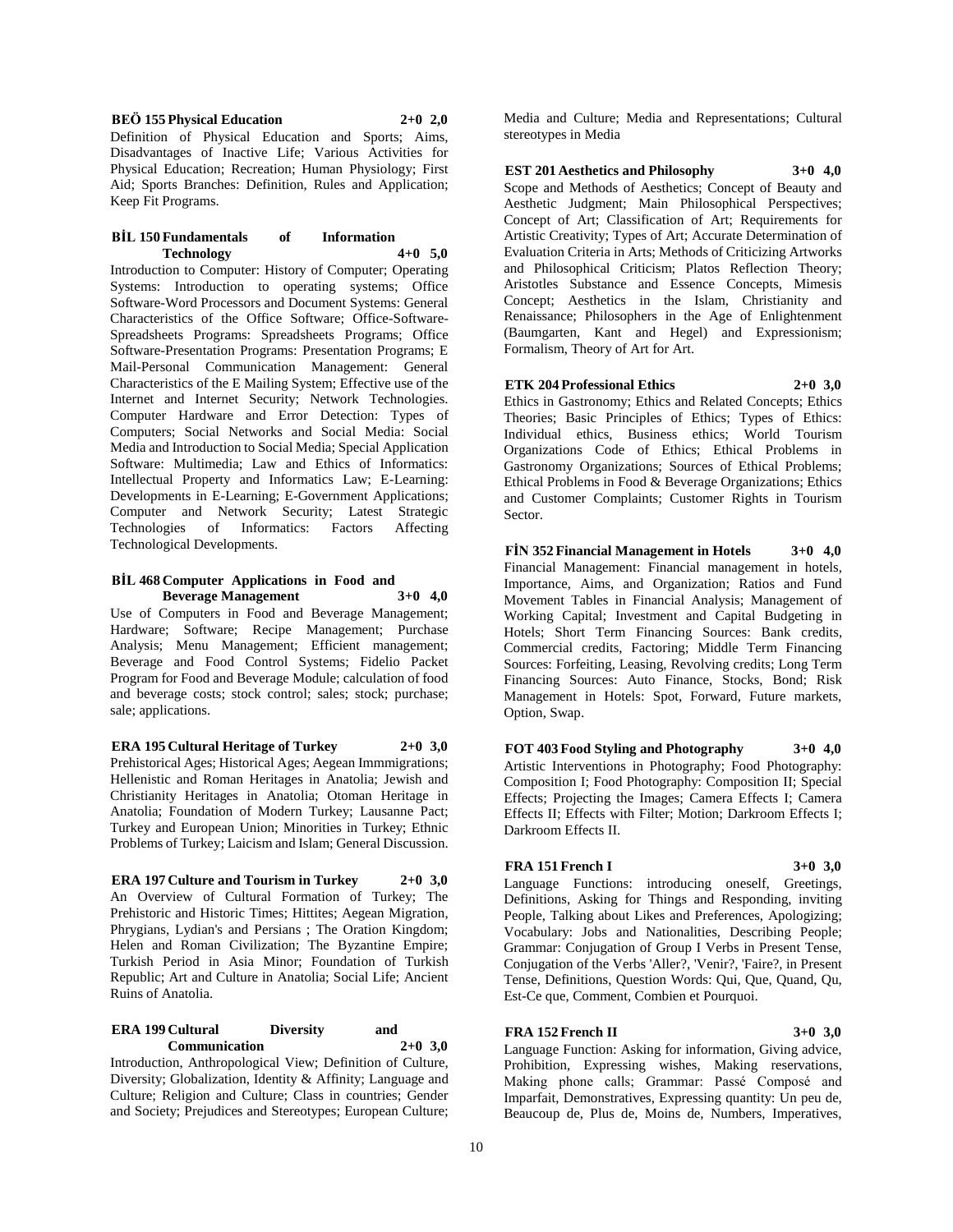**BEÖ 155 Physical Education 2+0 2,0**

Definition of Physical Education and Sports; Aims, Disadvantages of Inactive Life; Various Activities for Physical Education; Recreation; Human Physiology; First Aid; Sports Branches: Definition, Rules and Application; Keep Fit Programs.

**BİL 150 Fundamentals of Information Technology 4+0 5,0**

Introduction to Computer: History of Computer; Operating Systems: Introduction to operating systems; Office Software-Word Processors and Document Systems: General Characteristics of the Office Software; Office-Software-Spreadsheets Programs: Spreadsheets Programs; Office Software-Presentation Programs: Presentation Programs; E Mail-Personal Communication Management: General Characteristics of the E Mailing System; Effective use of the Internet and Internet Security; Network Technologies. Computer Hardware and Error Detection: Types of Computers; Social Networks and Social Media: Social Media and Introduction to Social Media; Special Application Software: Multimedia; Law and Ethics of Informatics: Intellectual Property and Informatics Law; E-Learning: Developments in E-Learning; E-Government Applications; Computer and Network Security; Latest Strategic Technologies of Informatics: Factors Affecting Technological Developments.

**BİL 468 Computer Applications in Food and Beverage Management 3+0 4,0**

Use of Computers in Food and Beverage Management; Hardware; Software; Recipe Management; Purchase Analysis; Menu Management; Efficient management; Beverage and Food Control Systems; Fidelio Packet Program for Food and Beverage Module; calculation of food and beverage costs; stock control; sales; stock; purchase; sale; applications.

**ERA 195 Cultural Heritage of Turkey 2+0 3,0**

Prehistorical Ages; Historical Ages; Aegean Immmigrations; Hellenistic and Roman Heritages in Anatolia; Jewish and Christianity Heritages in Anatolia; Otoman Heritage in Anatolia; Foundation of Modern Turkey; Lausanne Pact; Turkey and European Union; Minorities in Turkey; Ethnic Problems of Turkey; Laicism and Islam; General Discussion.

**ERA 197 Culture and Tourism in Turkey 2+0 3,0**

An Overview of Cultural Formation of Turkey; The Prehistoric and Historic Times; Hittites; Aegean Migration, Phrygians, Lydian's and Persians ; The Oration Kingdom; Helen and Roman Civilization; The Byzantine Empire; Turkish Period in Asia Minor; Foundation of Turkish Republic; Art and Culture in Anatolia; Social Life; Ancient Ruins of Anatolia.

**ERA 199 Cultural Diversity and Communication 2+0 3,0**

Introduction, Anthropological View; Definition of Culture, Diversity; Globalization, Identity & Affinity; Language and Culture; Religion and Culture; Class in countries; Gender and Society; Prejudices and Stereotypes; European Culture; Media and Culture; Media and Representations; Cultural stereotypes in Media

**EST 201 Aesthetics and Philosophy 3+0 4,0**

Scope and Methods of Aesthetics; Concept of Beauty and Aesthetic Judgment; Main Philosophical Perspectives; Concept of Art; Classification of Art; Requirements for Artistic Creativity; Types of Art; Accurate Determination of Evaluation Criteria in Arts; Methods of Criticizing Artworks and Philosophical Criticism; Platos Reflection Theory; Aristotles Substance and Essence Concepts, Mimesis Concept; Aesthetics in the Islam, Christianity and Renaissance; Philosophers in the Age of Enlightenment (Baumgarten, Kant and Hegel) and Expressionism; Formalism, Theory of Art for Art.

**ETK 204 Professional Ethics 2+0 3,0**

Ethics in Gastronomy; Ethics and Related Concepts; Ethics Theories; Basic Principles of Ethics; Types of Ethics: Individual ethics, Business ethics; World Tourism Organizations Code of Ethics; Ethical Problems in Gastronomy Organizations; Sources of Ethical Problems; Ethical Problems in Food & Beverage Organizations; Ethics and Customer Complaints; Customer Rights in Tourism Sector.

**FİN 352 Financial Management in Hotels 3+0 4,0**

Financial Management: Financial management in hotels, Importance, Aims, and Organization; Ratios and Fund Movement Tables in Financial Analysis; Management of Working Capital; Investment and Capital Budgeting in Hotels; Short Term Financing Sources: Bank credits, Commercial credits, Factoring; Middle Term Financing Sources: Forfeiting, Leasing, Revolving credits; Long Term Financing Sources: Auto Finance, Stocks, Bond; Risk Management in Hotels: Spot, Forward, Future markets, Option, Swap.

**FOT 403 Food Styling and Photography 3+0 4,0**

Artistic Interventions in Photography; Food Photography: Composition I; Food Photography: Composition II; Special Effects; Projecting the Images; Camera Effects I; Camera Effects II; Effects with Filter; Motion; Darkroom Effects I; Darkroom Effects II.

**FRA 151 French I 3+0 3,0**

Language Functions: introducing oneself, Greetings, Definitions, Asking for Things and Responding, inviting People, Talking about Likes and Preferences, Apologizing; Vocabulary: Jobs and Nationalities, Describing People; Grammar: Conjugation of Group I Verbs in Present Tense, Conjugation of the Verbs 'Aller?, 'Venir?, 'Faire?, in Present Tense, Definitions, Question Words: Qui, Que, Quand, Qu, Est-Ce que, Comment, Combien et Pourquoi.

**FRA 152 French II 3+0 3,0**

Language Function: Asking for information, Giving advice, Prohibition, Expressing wishes, Making reservations, Making phone calls; Grammar: Passé Composé and Imparfait, Demonstratives, Expressing quantity: Un peu de, Beaucoup de, Plus de, Moins de, Numbers, Imperatives,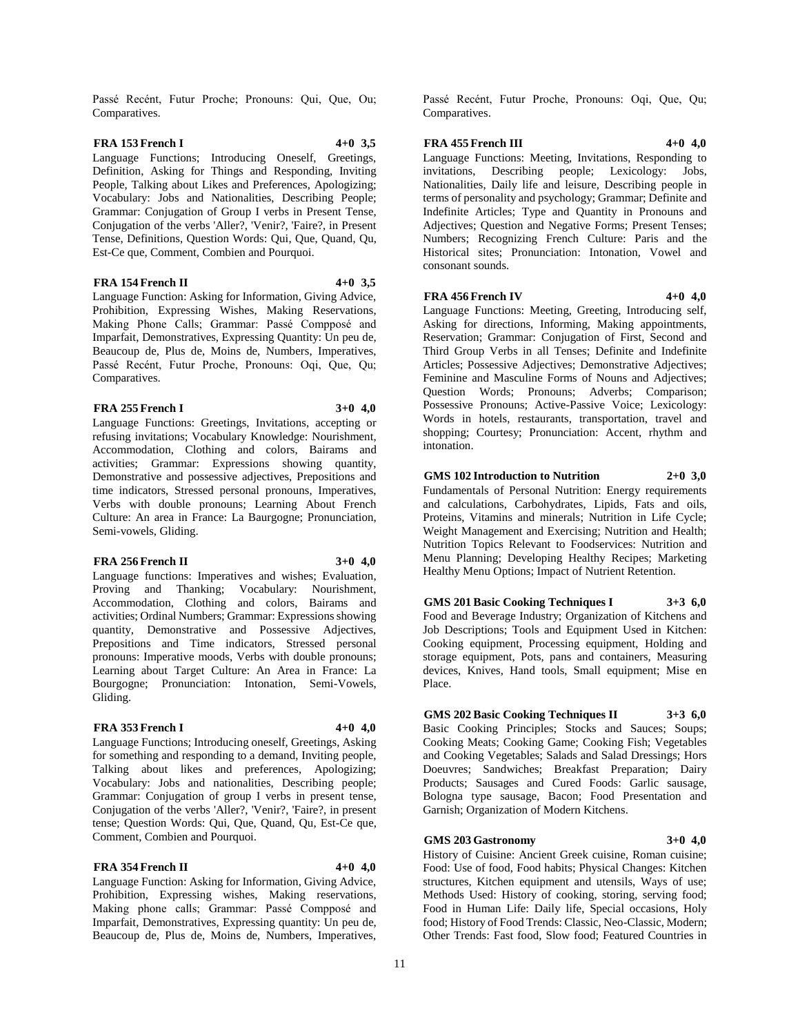Passé Recént, Futur Proche; Pronouns: Qui, Que, Ou; Comparatives.

**FRA 153 French I 4+0 3,5**
Language Functions; Introducing Oneself, Greetings, Definition, Asking for Things and Responding, Inviting People, Talking about Likes and Preferences, Apologizing; Vocabulary: Jobs and Nationalities, Describing People; Grammar: Conjugation of Group I verbs in Present Tense, Conjugation of the verbs 'Aller?, 'Venir?, 'Faire?, in Present Tense, Definitions, Question Words: Qui, Que, Quand, Qu, Est-Ce que, Comment, Combien and Pourquoi.

**FRA 154 French II 4+0 3,5**
Language Function: Asking for Information, Giving Advice, Prohibition, Expressing Wishes, Making Reservations, Making Phone Calls; Grammar: Passé Compposé and Imparfait, Demonstratives, Expressing Quantity: Un peu de, Beaucoup de, Plus de, Moins de, Numbers, Imperatives, Passé Recént, Futur Proche, Pronouns: Oqi, Que, Qu; Comparatives.

**FRA 255 French I 3+0 4,0**
Language Functions: Greetings, Invitations, accepting or refusing invitations; Vocabulary Knowledge: Nourishment, Accommodation, Clothing and colors, Bairams and activities; Grammar: Expressions showing quantity, Demonstrative and possessive adjectives, Prepositions and time indicators, Stressed personal pronouns, Imperatives, Verbs with double pronouns; Learning About French Culture: An area in France: La Baurgogne; Pronunciation, Semi-vowels, Gliding.

**FRA 256 French II 3+0 4,0**
Language functions: Imperatives and wishes; Evaluation, Proving and Thanking; Vocabulary: Nourishment, Accommodation, Clothing and colors, Bairams and activities; Ordinal Numbers; Grammar: Expressions showing quantity, Demonstrative and Possessive Adjectives, Prepositions and Time indicators, Stressed personal pronouns: Imperative moods, Verbs with double pronouns; Learning about Target Culture: An Area in France: La Bourgogne; Pronunciation: Intonation, Semi-Vowels, Gliding.

**FRA 353 French I 4+0 4,0**
Language Functions; Introducing oneself, Greetings, Asking for something and responding to a demand, Inviting people, Talking about likes and preferences, Apologizing; Vocabulary: Jobs and nationalities, Describing people; Grammar: Conjugation of group I verbs in present tense, Conjugation of the verbs 'Aller?, 'Venir?, 'Faire?, in present tense; Question Words: Qui, Que, Quand, Qu, Est-Ce que, Comment, Combien and Pourquoi.

**FRA 354 French II 4+0 4,0**
Language Function: Asking for Information, Giving Advice, Prohibition, Expressing wishes, Making reservations, Making phone calls; Grammar: Passé Compposé and Imparfait, Demonstratives, Expressing quantity: Un peu de, Beaucoup de, Plus de, Moins de, Numbers, Imperatives, Passé Recént, Futur Proche, Pronouns: Oqi, Que, Qu; Comparatives.

**FRA 455 French III 4+0 4,0**
Language Functions: Meeting, Invitations, Responding to invitations, Describing people; Lexicology: Jobs, Nationalities, Daily life and leisure, Describing people in terms of personality and psychology; Grammar; Definite and Indefinite Articles; Type and Quantity in Pronouns and Adjectives; Question and Negative Forms; Present Tenses; Numbers; Recognizing French Culture: Paris and the Historical sites; Pronunciation: Intonation, Vowel and consonant sounds.

**FRA 456 French IV 4+0 4,0**
Language Functions: Meeting, Greeting, Introducing self, Asking for directions, Informing, Making appointments, Reservation; Grammar: Conjugation of First, Second and Third Group Verbs in all Tenses; Definite and Indefinite Articles; Possessive Adjectives; Demonstrative Adjectives; Feminine and Masculine Forms of Nouns and Adjectives; Question Words; Pronouns; Adverbs; Comparison; Possessive Pronouns; Active-Passive Voice; Lexicology: Words in hotels, restaurants, transportation, travel and shopping; Courtesy; Pronunciation: Accent, rhythm and intonation.

**GMS 102 Introduction to Nutrition 2+0 3,0**
Fundamentals of Personal Nutrition: Energy requirements and calculations, Carbohydrates, Lipids, Fats and oils, Proteins, Vitamins and minerals; Nutrition in Life Cycle; Weight Management and Exercising; Nutrition and Health; Nutrition Topics Relevant to Foodservices: Nutrition and Menu Planning; Developing Healthy Recipes; Marketing Healthy Menu Options; Impact of Nutrient Retention.

**GMS 201 Basic Cooking Techniques I 3+3 6,0**
Food and Beverage Industry; Organization of Kitchens and Job Descriptions; Tools and Equipment Used in Kitchen: Cooking equipment, Processing equipment, Holding and storage equipment, Pots, pans and containers, Measuring devices, Knives, Hand tools, Small equipment; Mise en Place.

**GMS 202 Basic Cooking Techniques II 3+3 6,0**
Basic Cooking Principles; Stocks and Sauces; Soups; Cooking Meats; Cooking Game; Cooking Fish; Vegetables and Cooking Vegetables; Salads and Salad Dressings; Hors Doeuvres; Sandwiches; Breakfast Preparation; Dairy Products; Sausages and Cured Foods: Garlic sausage, Bologna type sausage, Bacon; Food Presentation and Garnish; Organization of Modern Kitchens.

**GMS 203 Gastronomy 3+0 4,0**
History of Cuisine: Ancient Greek cuisine, Roman cuisine; Food: Use of food, Food habits; Physical Changes: Kitchen structures, Kitchen equipment and utensils, Ways of use; Methods Used: History of cooking, storing, serving food; Food in Human Life: Daily life, Special occasions, Holy food; History of Food Trends: Classic, Neo-Classic, Modern; Other Trends: Fast food, Slow food; Featured Countries in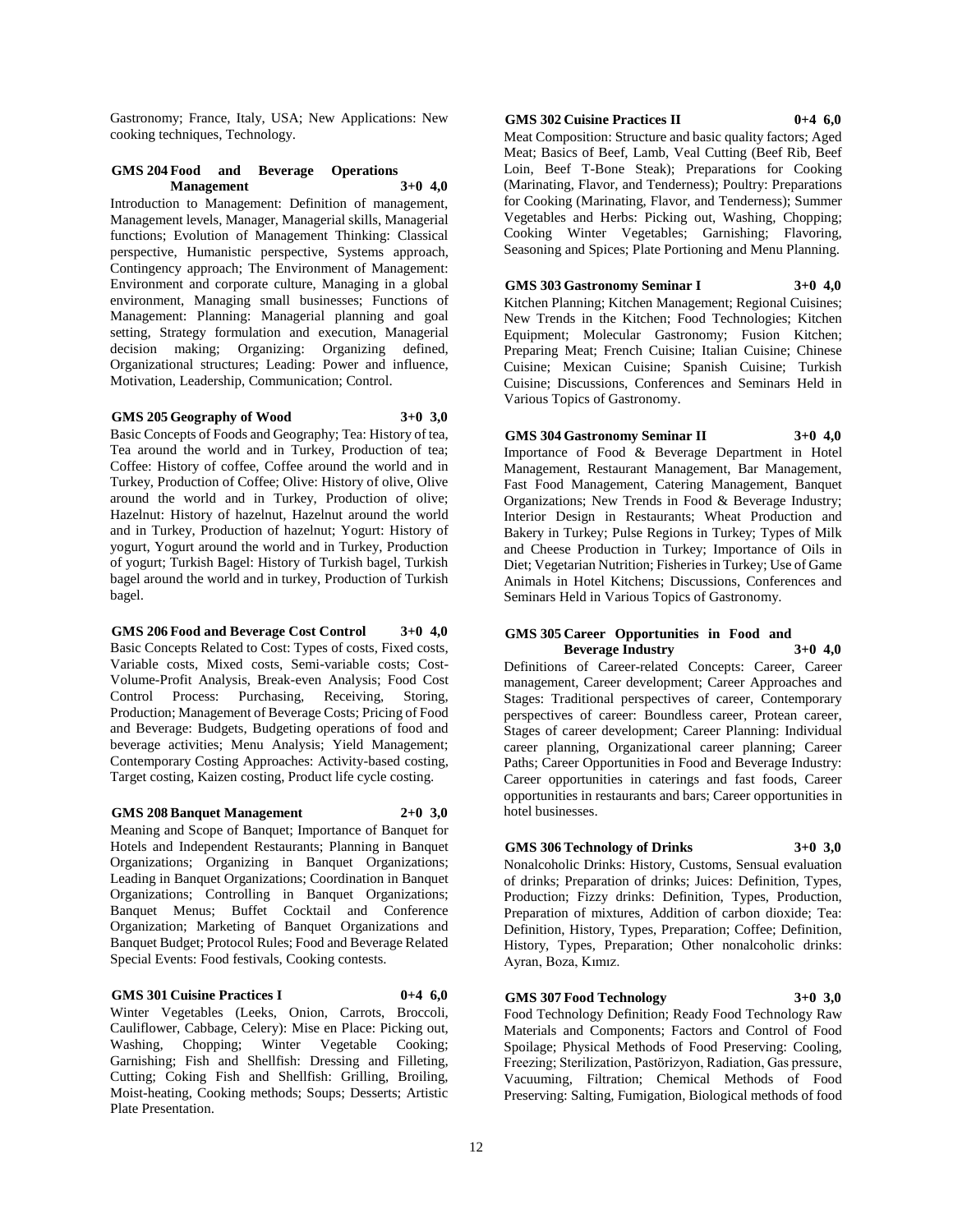Gastronomy; France, Italy, USA; New Applications: New cooking techniques, Technology.

**GMS 204 Food and Beverage Operations Management 3+0 4,0**

Introduction to Management: Definition of management, Management levels, Manager, Managerial skills, Managerial functions; Evolution of Management Thinking: Classical perspective, Humanistic perspective, Systems approach, Contingency approach; The Environment of Management: Environment and corporate culture, Managing in a global environment, Managing small businesses; Functions of Management: Planning: Managerial planning and goal setting, Strategy formulation and execution, Managerial decision making; Organizing: Organizing defined, Organizational structures; Leading: Power and influence, Motivation, Leadership, Communication; Control.

**GMS 205 Geography of Wood 3+0 3,0**

Basic Concepts of Foods and Geography; Tea: History of tea, Tea around the world and in Turkey, Production of tea; Coffee: History of coffee, Coffee around the world and in Turkey, Production of Coffee; Olive: History of olive, Olive around the world and in Turkey, Production of olive; Hazelnut: History of hazelnut, Hazelnut around the world and in Turkey, Production of hazelnut; Yogurt: History of yogurt, Yogurt around the world and in Turkey, Production of yogurt; Turkish Bagel: History of Turkish bagel, Turkish bagel around the world and in turkey, Production of Turkish bagel.

**GMS 206 Food and Beverage Cost Control 3+0 4,0**

Basic Concepts Related to Cost: Types of costs, Fixed costs, Variable costs, Mixed costs, Semi-variable costs; Cost-Volume-Profit Analysis, Break-even Analysis; Food Cost Control Process: Purchasing, Receiving, Storing, Production; Management of Beverage Costs; Pricing of Food and Beverage: Budgets, Budgeting operations of food and beverage activities; Menu Analysis; Yield Management; Contemporary Costing Approaches: Activity-based costing, Target costing, Kaizen costing, Product life cycle costing.

**GMS 208 Banquet Management 2+0 3,0**

Meaning and Scope of Banquet; Importance of Banquet for Hotels and Independent Restaurants; Planning in Banquet Organizations; Organizing in Banquet Organizations; Leading in Banquet Organizations; Coordination in Banquet Organizations; Controlling in Banquet Organizations; Banquet Menus; Buffet Cocktail and Conference Organization; Marketing of Banquet Organizations and Banquet Budget; Protocol Rules; Food and Beverage Related Special Events: Food festivals, Cooking contests.

**GMS 301 Cuisine Practices I 0+4 6,0**

Winter Vegetables (Leeks, Onion, Carrots, Broccoli, Cauliflower, Cabbage, Celery): Mise en Place: Picking out, Washing, Chopping; Winter Vegetable Cooking; Garnishing; Fish and Shellfish: Dressing and Filleting, Cutting; Coking Fish and Shellfish: Grilling, Broiling, Moist-heating, Cooking methods; Soups; Desserts; Artistic Plate Presentation.

**GMS 302 Cuisine Practices II 0+4 6,0**

Meat Composition: Structure and basic quality factors; Aged Meat; Basics of Beef, Lamb, Veal Cutting (Beef Rib, Beef Loin, Beef T-Bone Steak); Preparations for Cooking (Marinating, Flavor, and Tenderness); Poultry: Preparations for Cooking (Marinating, Flavor, and Tenderness); Summer Vegetables and Herbs: Picking out, Washing, Chopping; Cooking Winter Vegetables; Garnishing; Flavoring, Seasoning and Spices; Plate Portioning and Menu Planning.

**GMS 303 Gastronomy Seminar I 3+0 4,0**

Kitchen Planning; Kitchen Management; Regional Cuisines; New Trends in the Kitchen; Food Technologies; Kitchen Equipment; Molecular Gastronomy; Fusion Kitchen; Preparing Meat; French Cuisine; Italian Cuisine; Chinese Cuisine; Mexican Cuisine; Spanish Cuisine; Turkish Cuisine; Discussions, Conferences and Seminars Held in Various Topics of Gastronomy.

**GMS 304 Gastronomy Seminar II 3+0 4,0**

Importance of Food & Beverage Department in Hotel Management, Restaurant Management, Bar Management, Fast Food Management, Catering Management, Banquet Organizations; New Trends in Food & Beverage Industry; Interior Design in Restaurants; Wheat Production and Bakery in Turkey; Pulse Regions in Turkey; Types of Milk and Cheese Production in Turkey; Importance of Oils in Diet; Vegetarian Nutrition; Fisheries in Turkey; Use of Game Animals in Hotel Kitchens; Discussions, Conferences and Seminars Held in Various Topics of Gastronomy.

**GMS 305 Career Opportunities in Food and Beverage Industry 3+0 4,0**

Definitions of Career-related Concepts: Career, Career management, Career development; Career Approaches and Stages: Traditional perspectives of career, Contemporary perspectives of career: Boundless career, Protean career, Stages of career development; Career Planning: Individual career planning, Organizational career planning; Career Paths; Career Opportunities in Food and Beverage Industry: Career opportunities in caterings and fast foods, Career opportunities in restaurants and bars; Career opportunities in hotel businesses.

**GMS 306 Technology of Drinks 3+0 3,0**

Nonalcoholic Drinks: History, Customs, Sensual evaluation of drinks; Preparation of drinks; Juices: Definition, Types, Production; Fizzy drinks: Definition, Types, Production, Preparation of mixtures, Addition of carbon dioxide; Tea: Definition, History, Types, Preparation; Coffee; Definition, History, Types, Preparation; Other nonalcoholic drinks: Ayran, Boza, Kımız.

**GMS 307 Food Technology 3+0 3,0**

Food Technology Definition; Ready Food Technology Raw Materials and Components; Factors and Control of Food Spoilage; Physical Methods of Food Preserving: Cooling, Freezing; Sterilization, Pastörizyon, Radiation, Gas pressure, Vacuuming, Filtration; Chemical Methods of Food Preserving: Salting, Fumigation, Biological methods of food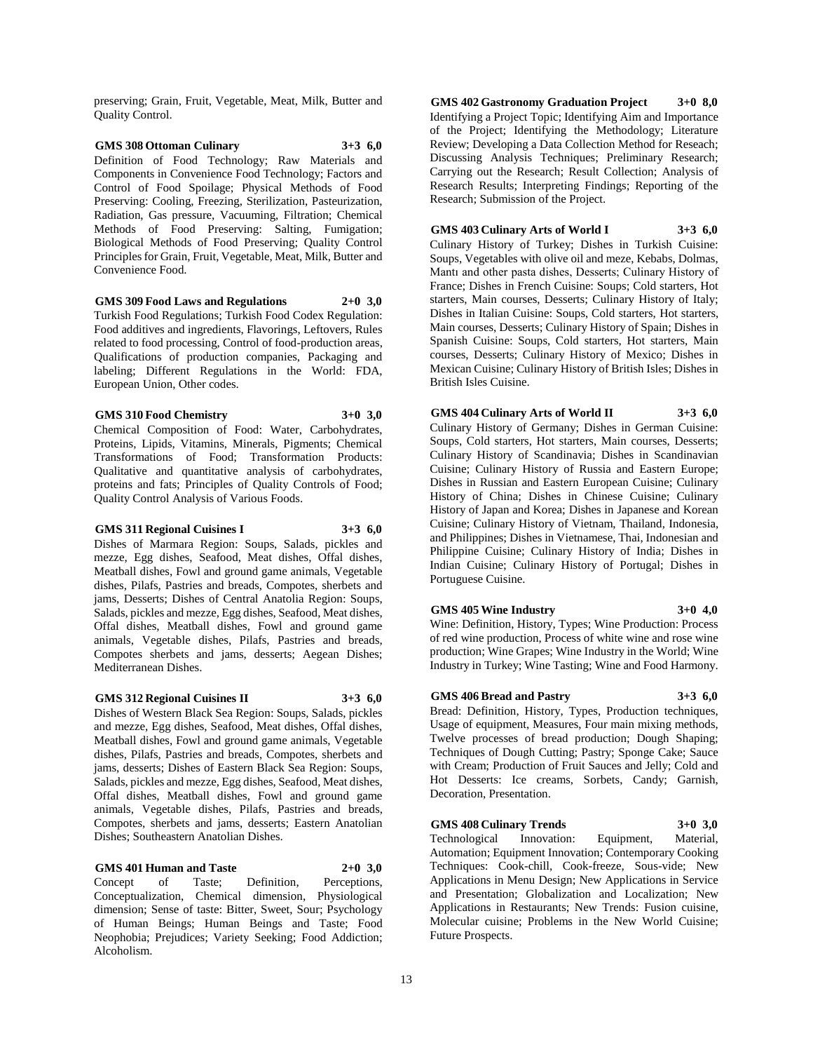preserving; Grain, Fruit, Vegetable, Meat, Milk, Butter and Quality Control.

**GMS 308 Ottoman Culinary 3+3 6,0**

Definition of Food Technology; Raw Materials and Components in Convenience Food Technology; Factors and Control of Food Spoilage; Physical Methods of Food Preserving: Cooling, Freezing, Sterilization, Pasteurization, Radiation, Gas pressure, Vacuuming, Filtration; Chemical Methods of Food Preserving: Salting, Fumigation; Biological Methods of Food Preserving; Quality Control Principles for Grain, Fruit, Vegetable, Meat, Milk, Butter and Convenience Food.

**GMS 309 Food Laws and Regulations 2+0 3,0**

Turkish Food Regulations; Turkish Food Codex Regulation: Food additives and ingredients, Flavorings, Leftovers, Rules related to food processing, Control of food-production areas, Qualifications of production companies, Packaging and labeling; Different Regulations in the World: FDA, European Union, Other codes.

**GMS 310 Food Chemistry 3+0 3,0**

Chemical Composition of Food: Water, Carbohydrates, Proteins, Lipids, Vitamins, Minerals, Pigments; Chemical Transformations of Food; Transformation Products: Qualitative and quantitative analysis of carbohydrates, proteins and fats; Principles of Quality Controls of Food; Quality Control Analysis of Various Foods.

**GMS 311 Regional Cuisines I 3+3 6,0**

Dishes of Marmara Region: Soups, Salads, pickles and mezze, Egg dishes, Seafood, Meat dishes, Offal dishes, Meatball dishes, Fowl and ground game animals, Vegetable dishes, Pilafs, Pastries and breads, Compotes, sherbets and jams, Desserts; Dishes of Central Anatolia Region: Soups, Salads, pickles and mezze, Egg dishes, Seafood, Meat dishes, Offal dishes, Meatball dishes, Fowl and ground game animals, Vegetable dishes, Pilafs, Pastries and breads, Compotes sherbets and jams, desserts; Aegean Dishes; Mediterranean Dishes.

**GMS 312 Regional Cuisines II 3+3 6,0**

Dishes of Western Black Sea Region: Soups, Salads, pickles and mezze, Egg dishes, Seafood, Meat dishes, Offal dishes, Meatball dishes, Fowl and ground game animals, Vegetable dishes, Pilafs, Pastries and breads, Compotes, sherbets and jams, desserts; Dishes of Eastern Black Sea Region: Soups, Salads, pickles and mezze, Egg dishes, Seafood, Meat dishes, Offal dishes, Meatball dishes, Fowl and ground game animals, Vegetable dishes, Pilafs, Pastries and breads, Compotes, sherbets and jams, desserts; Eastern Anatolian Dishes; Southeastern Anatolian Dishes.

**GMS 401 Human and Taste 2+0 3,0**

Concept of Taste; Definition, Perceptions, Conceptualization, Chemical dimension, Physiological dimension; Sense of taste: Bitter, Sweet, Sour; Psychology of Human Beings; Human Beings and Taste; Food Neophobia; Prejudices; Variety Seeking; Food Addiction; Alcoholism.

**GMS 402 Gastronomy Graduation Project 3+0 8,0**

Identifying a Project Topic; Identifying Aim and Importance of the Project; Identifying the Methodology; Literature Review; Developing a Data Collection Method for Reseach; Discussing Analysis Techniques; Preliminary Research; Carrying out the Research; Result Collection; Analysis of Research Results; Interpreting Findings; Reporting of the Research; Submission of the Project.

**GMS 403 Culinary Arts of World I 3+3 6,0**

Culinary History of Turkey; Dishes in Turkish Cuisine: Soups, Vegetables with olive oil and meze, Kebabs, Dolmas, Mantı and other pasta dishes, Desserts; Culinary History of France; Dishes in French Cuisine: Soups; Cold starters, Hot starters, Main courses, Desserts; Culinary History of Italy; Dishes in Italian Cuisine: Soups, Cold starters, Hot starters, Main courses, Desserts; Culinary History of Spain; Dishes in Spanish Cuisine: Soups, Cold starters, Hot starters, Main courses, Desserts; Culinary History of Mexico; Dishes in Mexican Cuisine; Culinary History of British Isles; Dishes in British Isles Cuisine.

**GMS 404 Culinary Arts of World II 3+3 6,0**

Culinary History of Germany; Dishes in German Cuisine: Soups, Cold starters, Hot starters, Main courses, Desserts; Culinary History of Scandinavia; Dishes in Scandinavian Cuisine; Culinary History of Russia and Eastern Europe; Dishes in Russian and Eastern European Cuisine; Culinary History of China; Dishes in Chinese Cuisine; Culinary History of Japan and Korea; Dishes in Japanese and Korean Cuisine; Culinary History of Vietnam, Thailand, Indonesia, and Philippines; Dishes in Vietnamese, Thai, Indonesian and Philippine Cuisine; Culinary History of India; Dishes in Indian Cuisine; Culinary History of Portugal; Dishes in Portuguese Cuisine.

**GMS 405 Wine Industry 3+0 4,0**

Wine: Definition, History, Types; Wine Production: Process of red wine production, Process of white wine and rose wine production; Wine Grapes; Wine Industry in the World; Wine Industry in Turkey; Wine Tasting; Wine and Food Harmony.

**GMS 406 Bread and Pastry 3+3 6,0**

Bread: Definition, History, Types, Production techniques, Usage of equipment, Measures, Four main mixing methods, Twelve processes of bread production; Dough Shaping; Techniques of Dough Cutting; Pastry; Sponge Cake; Sauce with Cream; Production of Fruit Sauces and Jelly; Cold and Hot Desserts: Ice creams, Sorbets, Candy; Garnish, Decoration, Presentation.

**GMS 408 Culinary Trends 3+0 3,0**

Technological Innovation: Equipment, Material, Automation; Equipment Innovation; Contemporary Cooking Techniques: Cook-chill, Cook-freeze, Sous-vide; New Applications in Menu Design; New Applications in Service and Presentation; Globalization and Localization; New Applications in Restaurants; New Trends: Fusion cuisine, Molecular cuisine; Problems in the New World Cuisine; Future Prospects.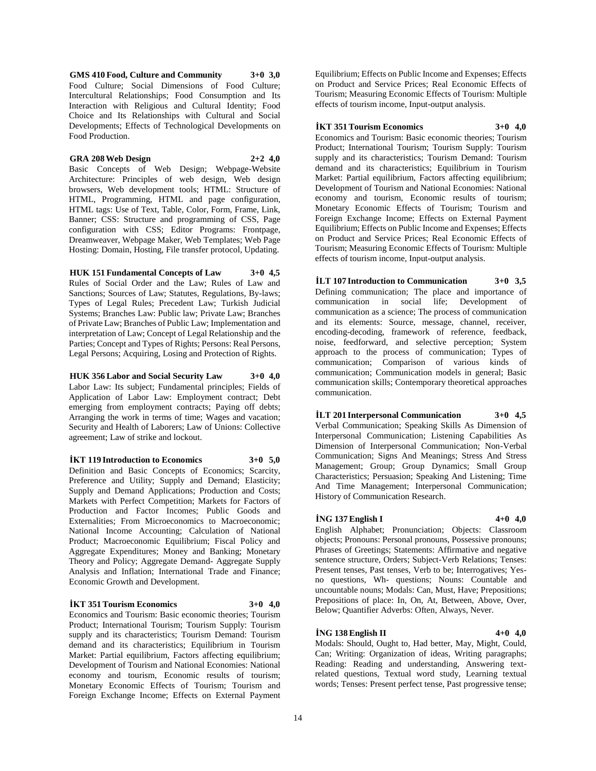**GMS 410 Food, Culture and Community 3+0 3,0**

Food Culture; Social Dimensions of Food Culture; Intercultural Relationships; Food Consumption and Its Interaction with Religious and Cultural Identity; Food Choice and Its Relationships with Cultural and Social Developments; Effects of Technological Developments on Food Production.

**GRA 208 Web Design 2+2 4,0**

Basic Concepts of Web Design; Webpage-Website Architecture: Principles of web design, Web design browsers, Web development tools; HTML: Structure of HTML, Programming, HTML and page configuration, HTML tags: Use of Text, Table, Color, Form, Frame, Link, Banner; CSS: Structure and programming of CSS, Page configuration with CSS; Editor Programs: Frontpage, Dreamweaver, Webpage Maker, Web Templates; Web Page Hosting: Domain, Hosting, File transfer protocol, Updating.

**HUK 151 Fundamental Concepts of Law 3+0 4,5**

Rules of Social Order and the Law; Rules of Law and Sanctions; Sources of Law; Statutes, Regulations, By-laws; Types of Legal Rules; Precedent Law; Turkish Judicial Systems; Branches Law: Public law; Private Law; Branches of Private Law; Branches of Public Law; Implementation and interpretation of Law; Concept of Legal Relationship and the Parties; Concept and Types of Rights; Persons: Real Persons, Legal Persons; Acquiring, Losing and Protection of Rights.

**HUK 356 Labor and Social Security Law 3+0 4,0**

Labor Law: Its subject; Fundamental principles; Fields of Application of Labor Law: Employment contract; Debt emerging from employment contracts; Paying off debts; Arranging the work in terms of time; Wages and vacation; Security and Health of Laborers; Law of Unions: Collective agreement; Law of strike and lockout.

**İKT 119 Introduction to Economics 3+0 5,0**

Definition and Basic Concepts of Economics; Scarcity, Preference and Utility; Supply and Demand; Elasticity; Supply and Demand Applications; Production and Costs; Markets with Perfect Competition; Markets for Factors of Production and Factor Incomes; Public Goods and Externalities; From Microeconomics to Macroeconomic; National Income Accounting; Calculation of National Product; Macroeconomic Equilibrium; Fiscal Policy and Aggregate Expenditures; Money and Banking; Monetary Theory and Policy; Aggregate Demand- Aggregate Supply Analysis and Inflation; International Trade and Finance; Economic Growth and Development.

**İKT 351 Tourism Economics 3+0 4,0**

Economics and Tourism: Basic economic theories; Tourism Product; International Tourism; Tourism Supply: Tourism supply and its characteristics; Tourism Demand: Tourism demand and its characteristics; Equilibrium in Tourism Market: Partial equilibrium, Factors affecting equilibrium; Development of Tourism and National Economies: National economy and tourism, Economic results of tourism; Monetary Economic Effects of Tourism; Tourism and Foreign Exchange Income; Effects on External Payment Equilibrium; Effects on Public Income and Expenses; Effects on Product and Service Prices; Real Economic Effects of Tourism; Measuring Economic Effects of Tourism: Multiple effects of tourism income, Input-output analysis.

**İKT 351 Tourism Economics 3+0 4,0**

Economics and Tourism: Basic economic theories; Tourism Product; International Tourism; Tourism Supply: Tourism supply and its characteristics; Tourism Demand: Tourism demand and its characteristics; Equilibrium in Tourism Market: Partial equilibrium, Factors affecting equilibrium; Development of Tourism and National Economies: National economy and tourism, Economic results of tourism; Monetary Economic Effects of Tourism; Tourism and Foreign Exchange Income; Effects on External Payment Equilibrium; Effects on Public Income and Expenses; Effects on Product and Service Prices; Real Economic Effects of Tourism; Measuring Economic Effects of Tourism: Multiple effects of tourism income, Input-output analysis.

**İLT 107 Introduction to Communication 3+0 3,5**

Defining communication; The place and importance of communication in social life; Development of communication as a science; The process of communication and its elements: Source, message, channel, receiver, encoding-decoding, framework of reference, feedback, noise, feedforward, and selective perception; System approach to the process of communication; Types of communication; Comparison of various kinds of communication; Communication models in general; Basic communication skills; Contemporary theoretical approaches communication.

**İLT 201 Interpersonal Communication 3+0 4,5**

Verbal Communication; Speaking Skills As Dimension of Interpersonal Communication; Listening Capabilities As Dimension of Interpersonal Communication; Non-Verbal Communication; Signs And Meanings; Stress And Stress Management; Group; Group Dynamics; Small Group Characteristics; Persuasion; Speaking And Listening; Time And Time Management; Interpersonal Communication; History of Communication Research.

**İNG 137 English I 4+0 4,0**

English Alphabet; Pronunciation; Objects: Classroom objects; Pronouns: Personal pronouns, Possessive pronouns; Phrases of Greetings; Statements: Affirmative and negative sentence structure, Orders; Subject-Verb Relations; Tenses: Present tenses, Past tenses, Verb to be; Interrogatives; Yes-no questions, Wh- questions; Nouns: Countable and uncountable nouns; Modals: Can, Must, Have; Prepositions; Prepositions of place: In, On, At, Between, Above, Over, Below; Quantifier Adverbs: Often, Always, Never.

**İNG 138 English II 4+0 4,0**

Modals: Should, Ought to, Had better, May, Might, Could, Can; Writing: Organization of ideas, Writing paragraphs; Reading: Reading and understanding, Answering text-related questions, Textual word study, Learning textual words; Tenses: Present perfect tense, Past progressive tense;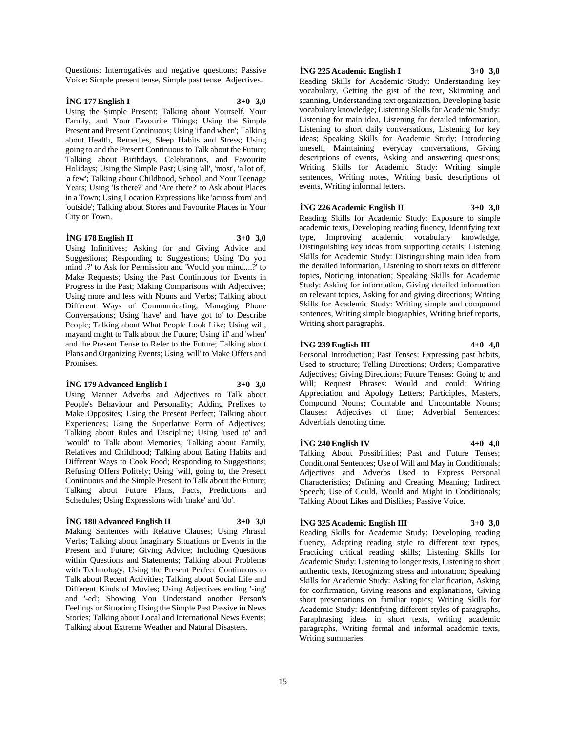Questions: Interrogatives and negative questions; Passive Voice: Simple present tense, Simple past tense; Adjectives.

**İNG 177 English I 3+0 3,0**

Using the Simple Present; Talking about Yourself, Your Family, and Your Favourite Things; Using the Simple Present and Present Continuous; Using 'if and when'; Talking about Health, Remedies, Sleep Habits and Stress; Using going to and the Present Continuous to Talk about the Future; Talking about Birthdays, Celebrations, and Favourite Holidays; Using the Simple Past; Using 'all', 'most', 'a lot of', 'a few'; Talking about Childhood, School, and Your Teenage Years; Using 'Is there?' and 'Are there?' to Ask about Places in a Town; Using Location Expressions like 'across from' and 'outside'; Talking about Stores and Favourite Places in Your City or Town.

**İNG 178 English II 3+0 3,0**

Using Infinitives; Asking for and Giving Advice and Suggestions; Responding to Suggestions; Using 'Do you mind .?' to Ask for Permission and 'Would you mind....?' to Make Requests; Using the Past Continuous for Events in Progress in the Past; Making Comparisons with Adjectives; Using more and less with Nouns and Verbs; Talking about Different Ways of Communicating; Managing Phone Conversations; Using 'have' and 'have got to' to Describe People; Talking about What People Look Like; Using will, mayand might to Talk about the Future; Using 'if' and 'when' and the Present Tense to Refer to the Future; Talking about Plans and Organizing Events; Using 'will' to Make Offers and Promises.

**İNG 179 Advanced English I 3+0 3,0**

Using Manner Adverbs and Adjectives to Talk about People's Behaviour and Personality; Adding Prefixes to Make Opposites; Using the Present Perfect; Talking about Experiences; Using the Superlative Form of Adjectives; Talking about Rules and Discipline; Using 'used to' and 'would' to Talk about Memories; Talking about Family, Relatives and Childhood; Talking about Eating Habits and Different Ways to Cook Food; Responding to Suggestions; Refusing Offers Politely; Using 'will, going to, the Present Continuous and the Simple Present' to Talk about the Future; Talking about Future Plans, Facts, Predictions and Schedules; Using Expressions with 'make' and 'do'.

**İNG 180 Advanced English II 3+0 3,0**

Making Sentences with Relative Clauses; Using Phrasal Verbs; Talking about Imaginary Situations or Events in the Present and Future; Giving Advice; Including Questions within Questions and Statements; Talking about Problems with Technology; Using the Present Perfect Continuous to Talk about Recent Activities; Talking about Social Life and Different Kinds of Movies; Using Adjectives ending '-ing' and '-ed'; Showing You Understand another Person's Feelings or Situation; Using the Simple Past Passive in News Stories; Talking about Local and International News Events; Talking about Extreme Weather and Natural Disasters.

**İNG 225 Academic English I 3+0 3,0**

Reading Skills for Academic Study: Understanding key vocabulary, Getting the gist of the text, Skimming and scanning, Understanding text organization, Developing basic vocabulary knowledge; Listening Skills for Academic Study: Listening for main idea, Listening for detailed information, Listening to short daily conversations, Listening for key ideas; Speaking Skills for Academic Study: Introducing oneself, Maintaining everyday conversations, Giving descriptions of events, Asking and answering questions; Writing Skills for Academic Study: Writing simple sentences, Writing notes, Writing basic descriptions of events, Writing informal letters.

**İNG 226 Academic English II 3+0 3,0**

Reading Skills for Academic Study: Exposure to simple academic texts, Developing reading fluency, Identifying text type, Improving academic vocabulary knowledge, Distinguishing key ideas from supporting details; Listening Skills for Academic Study: Distinguishing main idea from the detailed information, Listening to short texts on different topics, Noticing intonation; Speaking Skills for Academic Study: Asking for information, Giving detailed information on relevant topics, Asking for and giving directions; Writing Skills for Academic Study: Writing simple and compound sentences, Writing simple biographies, Writing brief reports, Writing short paragraphs.

**İNG 239 English III 4+0 4,0**

Personal Introduction; Past Tenses: Expressing past habits, Used to structure; Telling Directions; Orders; Comparative Adjectives; Giving Directions; Future Tenses: Going to and Will; Request Phrases: Would and could; Writing Appreciation and Apology Letters; Participles, Masters, Compound Nouns; Countable and Uncountable Nouns; Clauses: Adjectives of time; Adverbial Sentences: Adverbials denoting time.

**İNG 240 English IV 4+0 4,0**

Talking About Possibilities; Past and Future Tenses; Conditional Sentences; Use of Will and May in Conditionals; Adjectives and Adverbs Used to Express Personal Characteristics; Defining and Creating Meaning; Indirect Speech; Use of Could, Would and Might in Conditionals; Talking About Likes and Dislikes; Passive Voice.

**İNG 325 Academic English III 3+0 3,0**

Reading Skills for Academic Study: Developing reading fluency, Adapting reading style to different text types, Practicing critical reading skills; Listening Skills for Academic Study: Listening to longer texts, Listening to short authentic texts, Recognizing stress and intonation; Speaking Skills for Academic Study: Asking for clarification, Asking for confirmation, Giving reasons and explanations, Giving short presentations on familiar topics; Writing Skills for Academic Study: Identifying different styles of paragraphs, Paraphrasing ideas in short texts, writing academic paragraphs, Writing formal and informal academic texts, Writing summaries.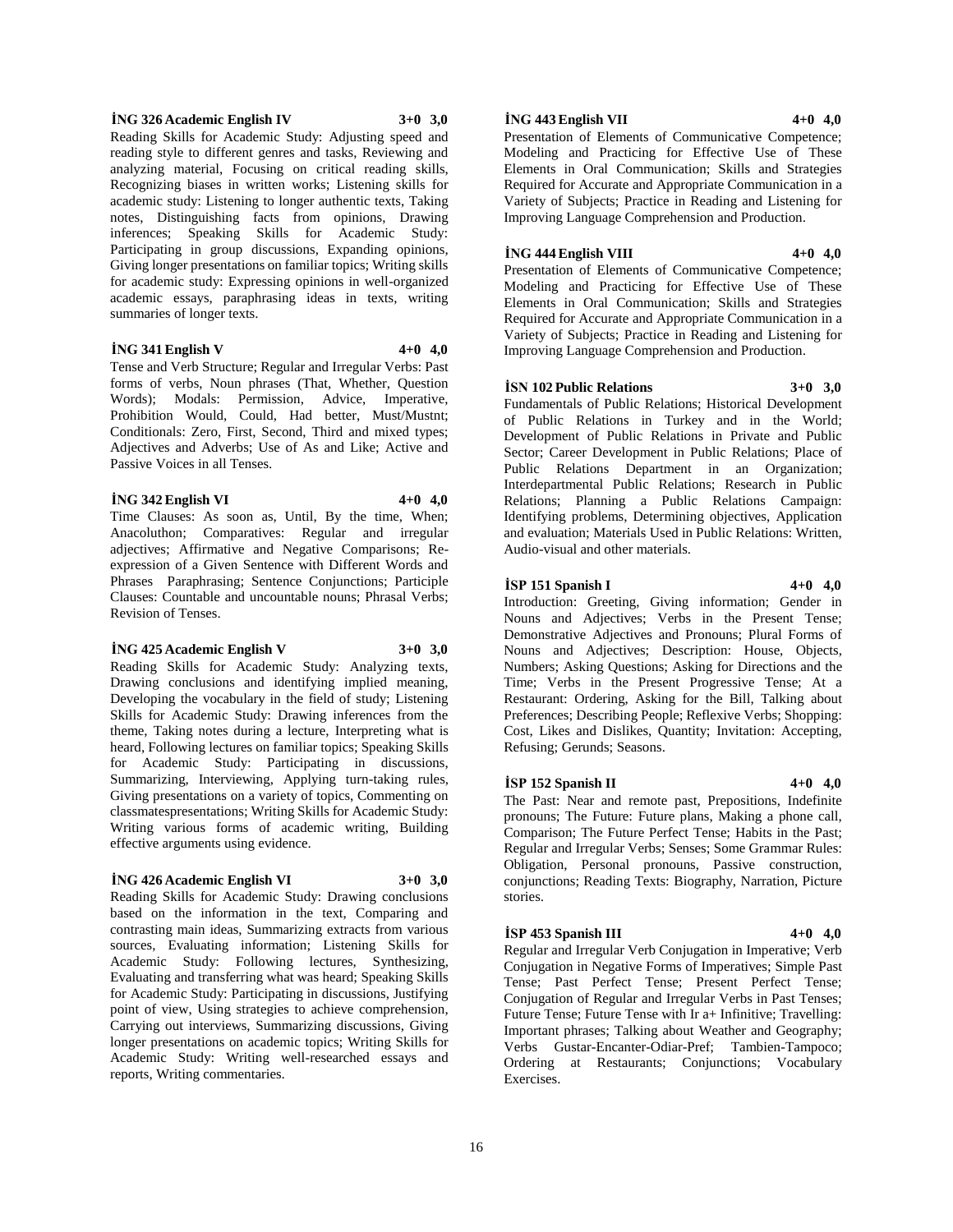**İNG 326 Academic English IV 3+0 3,0**

Reading Skills for Academic Study: Adjusting speed and reading style to different genres and tasks, Reviewing and analyzing material, Focusing on critical reading skills, Recognizing biases in written works; Listening skills for academic study: Listening to longer authentic texts, Taking notes, Distinguishing facts from opinions, Drawing inferences; Speaking Skills for Academic Study: Participating in group discussions, Expanding opinions, Giving longer presentations on familiar topics; Writing skills for academic study: Expressing opinions in well-organized academic essays, paraphrasing ideas in texts, writing summaries of longer texts.

**İNG 341 English V 4+0 4,0**

Tense and Verb Structure; Regular and Irregular Verbs: Past forms of verbs, Noun phrases (That, Whether, Question Words); Modals: Permission, Advice, Imperative, Prohibition Would, Could, Had better, Must/Mustnt; Conditionals: Zero, First, Second, Third and mixed types; Adjectives and Adverbs; Use of As and Like; Active and Passive Voices in all Tenses.

**İNG 342 English VI 4+0 4,0**

Time Clauses: As soon as, Until, By the time, When; Anacoluthon; Comparatives: Regular and irregular adjectives; Affirmative and Negative Comparisons; Re-expression of a Given Sentence with Different Words and Phrases Paraphrasing; Sentence Conjunctions; Participle Clauses: Countable and uncountable nouns; Phrasal Verbs; Revision of Tenses.

**İNG 425 Academic English V 3+0 3,0**

Reading Skills for Academic Study: Analyzing texts, Drawing conclusions and identifying implied meaning, Developing the vocabulary in the field of study; Listening Skills for Academic Study: Drawing inferences from the theme, Taking notes during a lecture, Interpreting what is heard, Following lectures on familiar topics; Speaking Skills for Academic Study: Participating in discussions, Summarizing, Interviewing, Applying turn-taking rules, Giving presentations on a variety of topics, Commenting on classmatespresentations; Writing Skills for Academic Study: Writing various forms of academic writing, Building effective arguments using evidence.

**İNG 426 Academic English VI 3+0 3,0**

Reading Skills for Academic Study: Drawing conclusions based on the information in the text, Comparing and contrasting main ideas, Summarizing extracts from various sources, Evaluating information; Listening Skills for Academic Study: Following lectures, Synthesizing, Evaluating and transferring what was heard; Speaking Skills for Academic Study: Participating in discussions, Justifying point of view, Using strategies to achieve comprehension, Carrying out interviews, Summarizing discussions, Giving longer presentations on academic topics; Writing Skills for Academic Study: Writing well-researched essays and reports, Writing commentaries.

**İNG 443 English VII 4+0 4,0**

Presentation of Elements of Communicative Competence; Modeling and Practicing for Effective Use of These Elements in Oral Communication; Skills and Strategies Required for Accurate and Appropriate Communication in a Variety of Subjects; Practice in Reading and Listening for Improving Language Comprehension and Production.

**İNG 444 English VIII 4+0 4,0**

Presentation of Elements of Communicative Competence; Modeling and Practicing for Effective Use of These Elements in Oral Communication; Skills and Strategies Required for Accurate and Appropriate Communication in a Variety of Subjects; Practice in Reading and Listening for Improving Language Comprehension and Production.

**İSN 102 Public Relations 3+0 3,0**

Fundamentals of Public Relations; Historical Development of Public Relations in Turkey and in the World; Development of Public Relations in Private and Public Sector; Career Development in Public Relations; Place of Public Relations Department in an Organization; Interdepartmental Public Relations; Research in Public Relations; Planning a Public Relations Campaign: Identifying problems, Determining objectives, Application and evaluation; Materials Used in Public Relations: Written, Audio-visual and other materials.

**İSP 151 Spanish I 4+0 4,0**

Introduction: Greeting, Giving information; Gender in Nouns and Adjectives; Verbs in the Present Tense; Demonstrative Adjectives and Pronouns; Plural Forms of Nouns and Adjectives; Description: House, Objects, Numbers; Asking Questions; Asking for Directions and the Time; Verbs in the Present Progressive Tense; At a Restaurant: Ordering, Asking for the Bill, Talking about Preferences; Describing People; Reflexive Verbs; Shopping: Cost, Likes and Dislikes, Quantity; Invitation: Accepting, Refusing; Gerunds; Seasons.

**İSP 152 Spanish II 4+0 4,0**

The Past: Near and remote past, Prepositions, Indefinite pronouns; The Future: Future plans, Making a phone call, Comparison; The Future Perfect Tense; Habits in the Past; Regular and Irregular Verbs; Senses; Some Grammar Rules: Obligation, Personal pronouns, Passive construction, conjunctions; Reading Texts: Biography, Narration, Picture stories.

**İSP 453 Spanish III 4+0 4,0**

Regular and Irregular Verb Conjugation in Imperative; Verb Conjugation in Negative Forms of Imperatives; Simple Past Tense; Past Perfect Tense; Present Perfect Tense; Conjugation of Regular and Irregular Verbs in Past Tenses; Future Tense; Future Tense with Ir a+ Infinitive; Travelling: Important phrases; Talking about Weather and Geography; Verbs Gustar-Encanter-Odiar-Pref; Tambien-Tampoco; Ordering at Restaurants; Conjunctions; Vocabulary Exercises.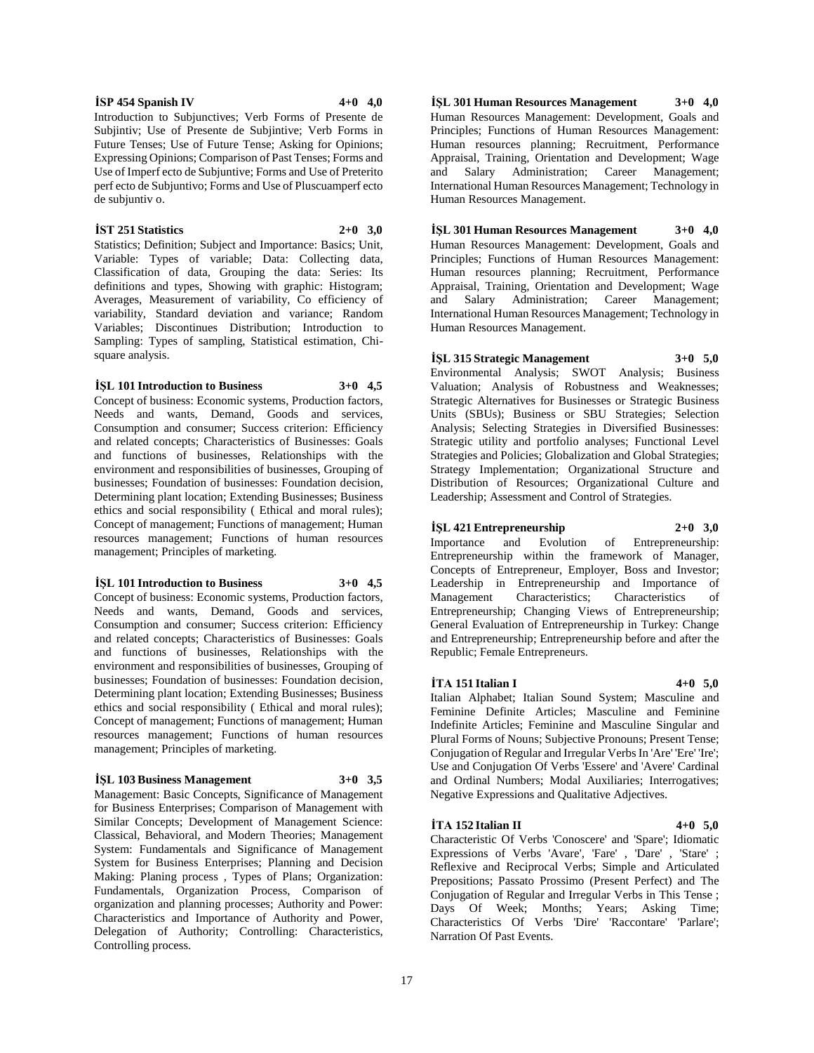**İSP 454 Spanish IV 4+0 4,0**

Introduction to Subjunctives; Verb Forms of Presente de Subjintiv; Use of Presente de Subjintive; Verb Forms in Future Tenses; Use of Future Tense; Asking for Opinions; Expressing Opinions; Comparison of Past Tenses; Forms and Use of Imperf ecto de Subjuntive; Forms and Use of Preterito perf ecto de Subjuntivo; Forms and Use of Pluscuamperf ecto de subjuntiv o.

**İST 251 Statistics 2+0 3,0**

Statistics; Definition; Subject and Importance: Basics; Unit, Variable: Types of variable; Data: Collecting data, Classification of data, Grouping the data: Series: Its definitions and types, Showing with graphic: Histogram; Averages, Measurement of variability, Co efficiency of variability, Standard deviation and variance; Random Variables; Discontinues Distribution; Introduction to Sampling: Types of sampling, Statistical estimation, Chi-square analysis.

**İŞL 101 Introduction to Business 3+0 4,5**

Concept of business: Economic systems, Production factors, Needs and wants, Demand, Goods and services, Consumption and consumer; Success criterion: Efficiency and related concepts; Characteristics of Businesses: Goals and functions of businesses, Relationships with the environment and responsibilities of businesses, Grouping of businesses; Foundation of businesses: Foundation decision, Determining plant location; Extending Businesses; Business ethics and social responsibility ( Ethical and moral rules); Concept of management; Functions of management; Human resources management; Functions of human resources management; Principles of marketing.

**İŞL 101 Introduction to Business 3+0 4,5**

Concept of business: Economic systems, Production factors, Needs and wants, Demand, Goods and services, Consumption and consumer; Success criterion: Efficiency and related concepts; Characteristics of Businesses: Goals and functions of businesses, Relationships with the environment and responsibilities of businesses, Grouping of businesses; Foundation of businesses: Foundation decision, Determining plant location; Extending Businesses; Business ethics and social responsibility ( Ethical and moral rules); Concept of management; Functions of management; Human resources management; Functions of human resources management; Principles of marketing.

**İŞL 103 Business Management 3+0 3,5**

Management: Basic Concepts, Significance of Management for Business Enterprises; Comparison of Management with Similar Concepts; Development of Management Science: Classical, Behavioral, and Modern Theories; Management System: Fundamentals and Significance of Management System for Business Enterprises; Planning and Decision Making: Planing process , Types of Plans; Organization: Fundamentals, Organization Process, Comparison of organization and planning processes; Authority and Power: Characteristics and Importance of Authority and Power, Delegation of Authority; Controlling: Characteristics, Controlling process.

**İŞL 301 Human Resources Management 3+0 4,0**

Human Resources Management: Development, Goals and Principles; Functions of Human Resources Management: Human resources planning; Recruitment, Performance Appraisal, Training, Orientation and Development; Wage and Salary Administration; Career Management; International Human Resources Management; Technology in Human Resources Management.

**İŞL 301 Human Resources Management 3+0 4,0**

Human Resources Management: Development, Goals and Principles; Functions of Human Resources Management: Human resources planning; Recruitment, Performance Appraisal, Training, Orientation and Development; Wage and Salary Administration; Career Management; International Human Resources Management; Technology in Human Resources Management.

**İŞL 315 Strategic Management 3+0 5,0**

Environmental Analysis; SWOT Analysis; Business Valuation; Analysis of Robustness and Weaknesses; Strategic Alternatives for Businesses or Strategic Business Units (SBUs); Business or SBU Strategies; Selection Analysis; Selecting Strategies in Diversified Businesses: Strategic utility and portfolio analyses; Functional Level Strategies and Policies; Globalization and Global Strategies; Strategy Implementation; Organizational Structure and Distribution of Resources; Organizational Culture and Leadership; Assessment and Control of Strategies.

**İŞL 421 Entrepreneurship 2+0 3,0**

Importance and Evolution of Entrepreneurship: Entrepreneurship within the framework of Manager, Concepts of Entrepreneur, Employer, Boss and Investor; Leadership in Entrepreneurship and Importance of Management Characteristics; Characteristics of Entrepreneurship; Changing Views of Entrepreneurship; General Evaluation of Entrepreneurship in Turkey: Change and Entrepreneurship; Entrepreneurship before and after the Republic; Female Entrepreneurs.

**İTA 151 Italian I 4+0 5,0**

Italian Alphabet; Italian Sound System; Masculine and Feminine Definite Articles; Masculine and Feminine Indefinite Articles; Feminine and Masculine Singular and Plural Forms of Nouns; Subjective Pronouns; Present Tense; Conjugation of Regular and Irregular Verbs In 'Are' 'Ere' 'Ire'; Use and Conjugation Of Verbs 'Essere' and 'Avere' Cardinal and Ordinal Numbers; Modal Auxiliaries; Interrogatives; Negative Expressions and Qualitative Adjectives.

**İTA 152 Italian II 4+0 5,0**

Characteristic Of Verbs 'Conoscere' and 'Spare'; Idiomatic Expressions of Verbs 'Avare', 'Fare' , 'Dare' , 'Stare' ; Reflexive and Reciprocal Verbs; Simple and Articulated Prepositions; Passato Prossimo (Present Perfect) and The Conjugation of Regular and Irregular Verbs in This Tense ; Days Of Week; Months; Years; Asking Time; Characteristics Of Verbs 'Dire' 'Raccontare' 'Parlare'; Narration Of Past Events.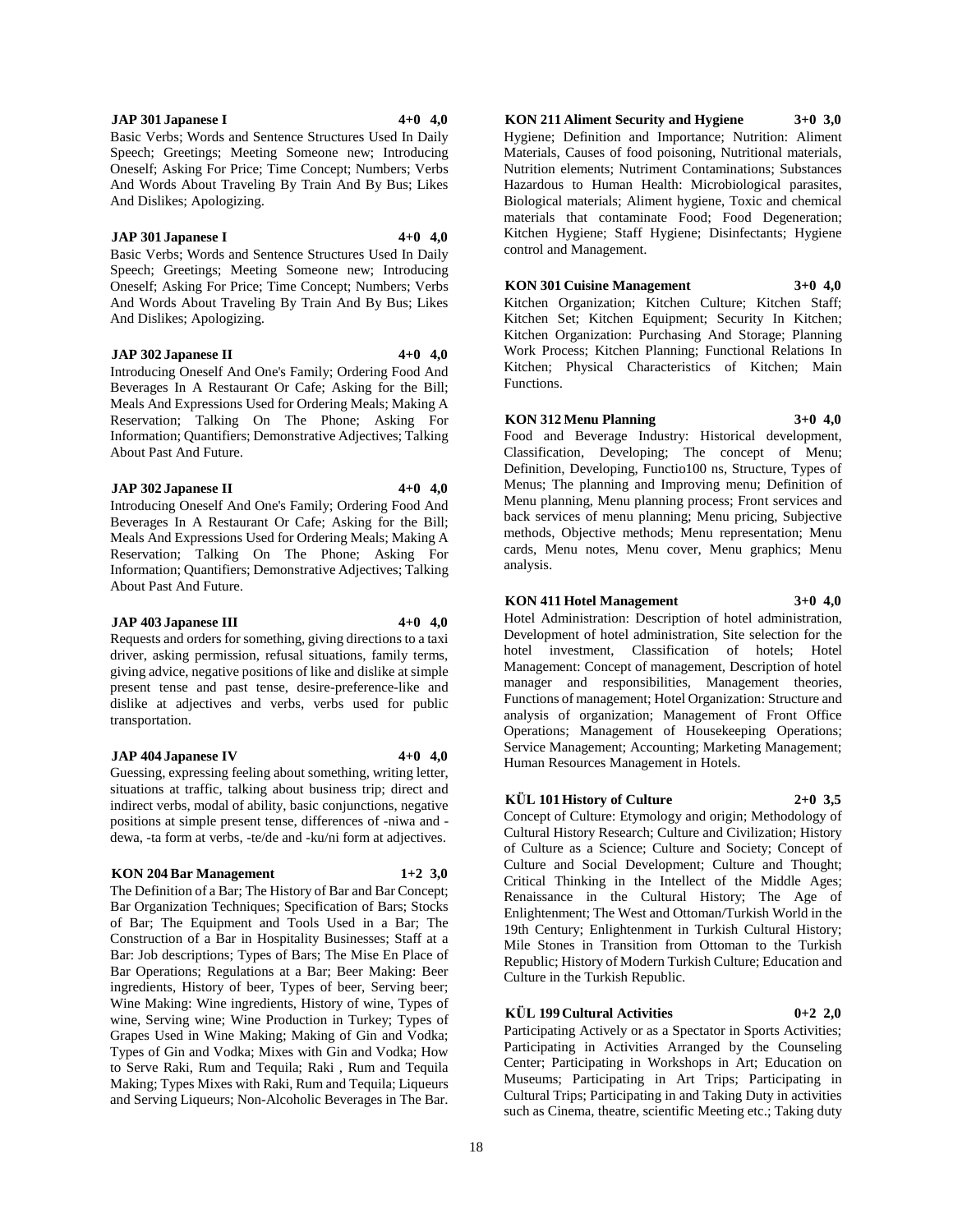**JAP 301 Japanese I 4+0 4,0**

Basic Verbs; Words and Sentence Structures Used In Daily Speech; Greetings; Meeting Someone new; Introducing Oneself; Asking For Price; Time Concept; Numbers; Verbs And Words About Traveling By Train And By Bus; Likes And Dislikes; Apologizing.

**JAP 301 Japanese I 4+0 4,0**

Basic Verbs; Words and Sentence Structures Used In Daily Speech; Greetings; Meeting Someone new; Introducing Oneself; Asking For Price; Time Concept; Numbers; Verbs And Words About Traveling By Train And By Bus; Likes And Dislikes; Apologizing.

**JAP 302 Japanese II 4+0 4,0**

Introducing Oneself And One's Family; Ordering Food And Beverages In A Restaurant Or Cafe; Asking for the Bill; Meals And Expressions Used for Ordering Meals; Making A Reservation; Talking On The Phone; Asking For Information; Quantifiers; Demonstrative Adjectives; Talking About Past And Future.

**JAP 302 Japanese II 4+0 4,0**

Introducing Oneself And One's Family; Ordering Food And Beverages In A Restaurant Or Cafe; Asking for the Bill; Meals And Expressions Used for Ordering Meals; Making A Reservation; Talking On The Phone; Asking For Information; Quantifiers; Demonstrative Adjectives; Talking About Past And Future.

**JAP 403 Japanese III 4+0 4,0**

Requests and orders for something, giving directions to a taxi driver, asking permission, refusal situations, family terms, giving advice, negative positions of like and dislike at simple present tense and past tense, desire-preference-like and dislike at adjectives and verbs, verbs used for public transportation.

**JAP 404 Japanese IV 4+0 4,0**

Guessing, expressing feeling about something, writing letter, situations at traffic, talking about business trip; direct and indirect verbs, modal of ability, basic conjunctions, negative positions at simple present tense, differences of -niwa and -dewa, -ta form at verbs, -te/de and -ku/ni form at adjectives.

**KON 204 Bar Management 1+2 3,0**

The Definition of a Bar; The History of Bar and Bar Concept; Bar Organization Techniques; Specification of Bars; Stocks of Bar; The Equipment and Tools Used in a Bar; The Construction of a Bar in Hospitality Businesses; Staff at a Bar: Job descriptions; Types of Bars; The Mise En Place of Bar Operations; Regulations at a Bar; Beer Making: Beer ingredients, History of beer, Types of beer, Serving beer; Wine Making: Wine ingredients, History of wine, Types of wine, Serving wine; Wine Production in Turkey; Types of Grapes Used in Wine Making; Making of Gin and Vodka; Types of Gin and Vodka; Mixes with Gin and Vodka; How to Serve Raki, Rum and Tequila; Raki , Rum and Tequila Making; Types Mixes with Raki, Rum and Tequila; Liqueurs and Serving Liqueurs; Non-Alcoholic Beverages in The Bar.

**KON 211 Aliment Security and Hygiene 3+0 3,0**

Hygiene; Definition and Importance; Nutrition: Aliment Materials, Causes of food poisoning, Nutritional materials, Nutrition elements; Nutriment Contaminations; Substances Hazardous to Human Health: Microbiological parasites, Biological materials; Aliment hygiene, Toxic and chemical materials that contaminate Food; Food Degeneration; Kitchen Hygiene; Staff Hygiene; Disinfectants; Hygiene control and Management.

**KON 301 Cuisine Management 3+0 4,0**

Kitchen Organization; Kitchen Culture; Kitchen Staff; Kitchen Set; Kitchen Equipment; Security In Kitchen; Kitchen Organization: Purchasing And Storage; Planning Work Process; Kitchen Planning; Functional Relations In Kitchen; Physical Characteristics of Kitchen; Main Functions.

**KON 312 Menu Planning 3+0 4,0**

Food and Beverage Industry: Historical development, Classification, Developing; The concept of Menu; Definition, Developing, Functio100 ns, Structure, Types of Menus; The planning and Improving menu; Definition of Menu planning, Menu planning process; Front services and back services of menu planning; Menu pricing, Subjective methods, Objective methods; Menu representation; Menu cards, Menu notes, Menu cover, Menu graphics; Menu analysis.

**KON 411 Hotel Management 3+0 4,0**

Hotel Administration: Description of hotel administration, Development of hotel administration, Site selection for the hotel investment, Classification of hotels; Hotel Management: Concept of management, Description of hotel manager and responsibilities, Management theories, Functions of management; Hotel Organization: Structure and analysis of organization; Management of Front Office Operations; Management of Housekeeping Operations; Service Management; Accounting; Marketing Management; Human Resources Management in Hotels.

**KÜL 101 History of Culture 2+0 3,5**

Concept of Culture: Etymology and origin; Methodology of Cultural History Research; Culture and Civilization; History of Culture as a Science; Culture and Society; Concept of Culture and Social Development; Culture and Thought; Critical Thinking in the Intellect of the Middle Ages; Renaissance in the Cultural History; The Age of Enlightenment; The West and Ottoman/Turkish World in the 19th Century; Enlightenment in Turkish Cultural History; Mile Stones in Transition from Ottoman to the Turkish Republic; History of Modern Turkish Culture; Education and Culture in the Turkish Republic.

**KÜL 199 Cultural Activities 0+2 2,0**

Participating Actively or as a Spectator in Sports Activities; Participating in Activities Arranged by the Counseling Center; Participating in Workshops in Art; Education on Museums; Participating in Art Trips; Participating in Cultural Trips; Participating in and Taking Duty in activities such as Cinema, theatre, scientific Meeting etc.; Taking duty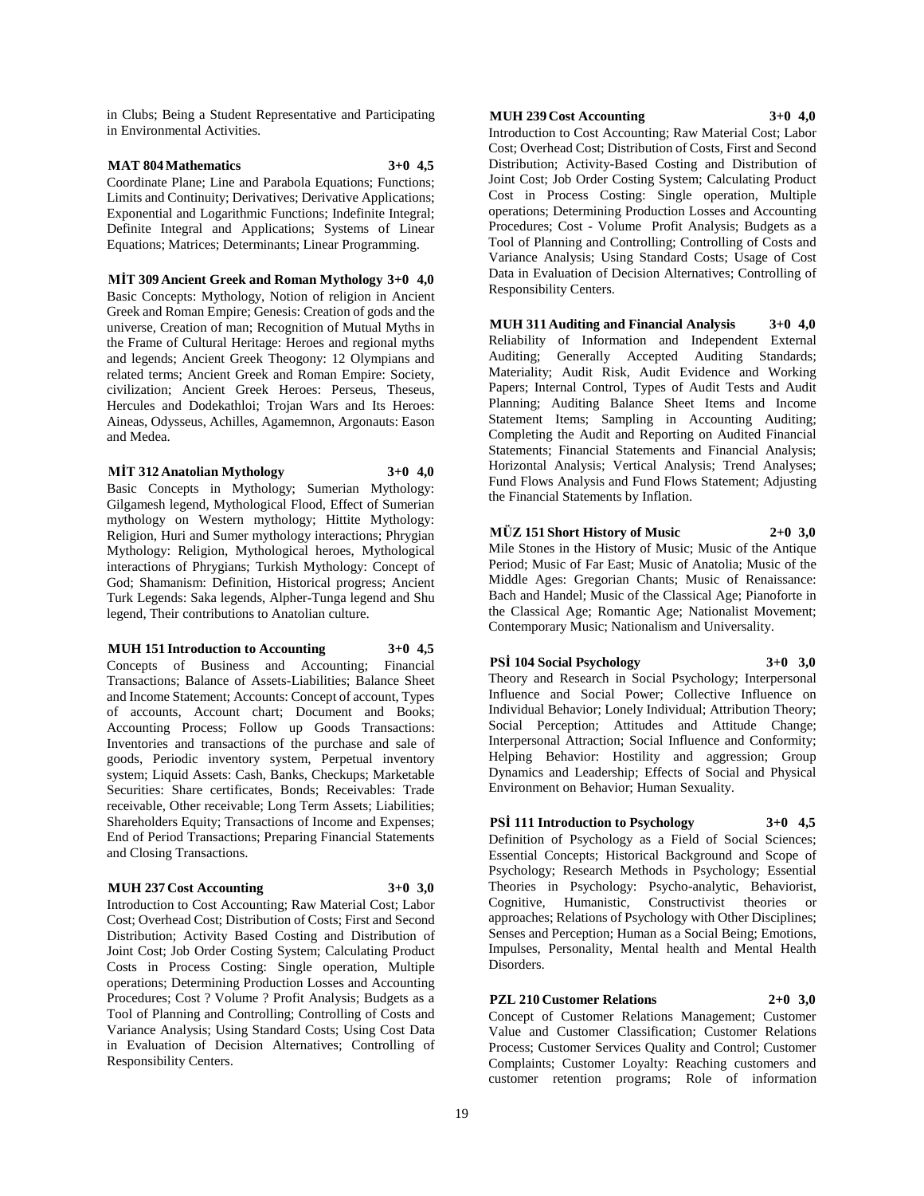in Clubs; Being a Student Representative and Participating in Environmental Activities.

**MAT 804 Mathematics 3+0 4,5**
Coordinate Plane; Line and Parabola Equations; Functions; Limits and Continuity; Derivatives; Derivative Applications; Exponential and Logarithmic Functions; Indefinite Integral; Definite Integral and Applications; Systems of Linear Equations; Matrices; Determinants; Linear Programming.

**MİT 309 Ancient Greek and Roman Mythology 3+0 4,0**
Basic Concepts: Mythology, Notion of religion in Ancient Greek and Roman Empire; Genesis: Creation of gods and the universe, Creation of man; Recognition of Mutual Myths in the Frame of Cultural Heritage: Heroes and regional myths and legends; Ancient Greek Theogony: 12 Olympians and related terms; Ancient Greek and Roman Empire: Society, civilization; Ancient Greek Heroes: Perseus, Theseus, Hercules and Dodekathloi; Trojan Wars and Its Heroes: Aineas, Odysseus, Achilles, Agamemnon, Argonauts: Eason and Medea.

**MİT 312 Anatolian Mythology 3+0 4,0**
Basic Concepts in Mythology; Sumerian Mythology: Gilgamesh legend, Mythological Flood, Effect of Sumerian mythology on Western mythology; Hittite Mythology: Religion, Huri and Sumer mythology interactions; Phrygian Mythology: Religion, Mythological heroes, Mythological interactions of Phrygians; Turkish Mythology: Concept of God; Shamanism: Definition, Historical progress; Ancient Turk Legends: Saka legends, Alpher-Tunga legend and Shu legend, Their contributions to Anatolian culture.

**MUH 151 Introduction to Accounting 3+0 4,5**
Concepts of Business and Accounting; Financial Transactions; Balance of Assets-Liabilities; Balance Sheet and Income Statement; Accounts: Concept of account, Types of accounts, Account chart; Document and Books; Accounting Process; Follow up Goods Transactions: Inventories and transactions of the purchase and sale of goods, Periodic inventory system, Perpetual inventory system; Liquid Assets: Cash, Banks, Checkups; Marketable Securities: Share certificates, Bonds; Receivables: Trade receivable, Other receivable; Long Term Assets; Liabilities; Shareholders Equity; Transactions of Income and Expenses; End of Period Transactions; Preparing Financial Statements and Closing Transactions.

**MUH 237 Cost Accounting 3+0 3,0**
Introduction to Cost Accounting; Raw Material Cost; Labor Cost; Overhead Cost; Distribution of Costs; First and Second Distribution; Activity Based Costing and Distribution of Joint Cost; Job Order Costing System; Calculating Product Costs in Process Costing: Single operation, Multiple operations; Determining Production Losses and Accounting Procedures; Cost ? Volume ? Profit Analysis; Budgets as a Tool of Planning and Controlling; Controlling of Costs and Variance Analysis; Using Standard Costs; Using Cost Data in Evaluation of Decision Alternatives; Controlling of Responsibility Centers.

**MUH 239 Cost Accounting 3+0 4,0**
Introduction to Cost Accounting; Raw Material Cost; Labor Cost; Overhead Cost; Distribution of Costs, First and Second Distribution; Activity-Based Costing and Distribution of Joint Cost; Job Order Costing System; Calculating Product Cost in Process Costing: Single operation, Multiple operations; Determining Production Losses and Accounting Procedures; Cost - Volume Profit Analysis; Budgets as a Tool of Planning and Controlling; Controlling of Costs and Variance Analysis; Using Standard Costs; Usage of Cost Data in Evaluation of Decision Alternatives; Controlling of Responsibility Centers.

**MUH 311 Auditing and Financial Analysis 3+0 4,0**
Reliability of Information and Independent External Auditing; Generally Accepted Auditing Standards; Materiality; Audit Risk, Audit Evidence and Working Papers; Internal Control, Types of Audit Tests and Audit Planning; Auditing Balance Sheet Items and Income Statement Items; Sampling in Accounting Auditing; Completing the Audit and Reporting on Audited Financial Statements; Financial Statements and Financial Analysis; Horizontal Analysis; Vertical Analysis; Trend Analyses; Fund Flows Analysis and Fund Flows Statement; Adjusting the Financial Statements by Inflation.

**MÜZ 151 Short History of Music 2+0 3,0**
Mile Stones in the History of Music; Music of the Antique Period; Music of Far East; Music of Anatolia; Music of the Middle Ages: Gregorian Chants; Music of Renaissance: Bach and Handel; Music of the Classical Age; Pianoforte in the Classical Age; Romantic Age; Nationalist Movement; Contemporary Music; Nationalism and Universality.

**PSİ 104 Social Psychology 3+0 3,0**
Theory and Research in Social Psychology; Interpersonal Influence and Social Power; Collective Influence on Individual Behavior; Lonely Individual; Attribution Theory; Social Perception; Attitudes and Attitude Change; Interpersonal Attraction; Social Influence and Conformity; Helping Behavior: Hostility and aggression; Group Dynamics and Leadership; Effects of Social and Physical Environment on Behavior; Human Sexuality.

**PSİ 111 Introduction to Psychology 3+0 4,5**
Definition of Psychology as a Field of Social Sciences; Essential Concepts; Historical Background and Scope of Psychology; Research Methods in Psychology; Essential Theories in Psychology: Psycho-analytic, Behaviorist, Cognitive, Humanistic, Constructivist theories or approaches; Relations of Psychology with Other Disciplines; Senses and Perception; Human as a Social Being; Emotions, Impulses, Personality, Mental health and Mental Health Disorders.

**PZL 210 Customer Relations 2+0 3,0**
Concept of Customer Relations Management; Customer Value and Customer Classification; Customer Relations Process; Customer Services Quality and Control; Customer Complaints; Customer Loyalty: Reaching customers and customer retention programs; Role of information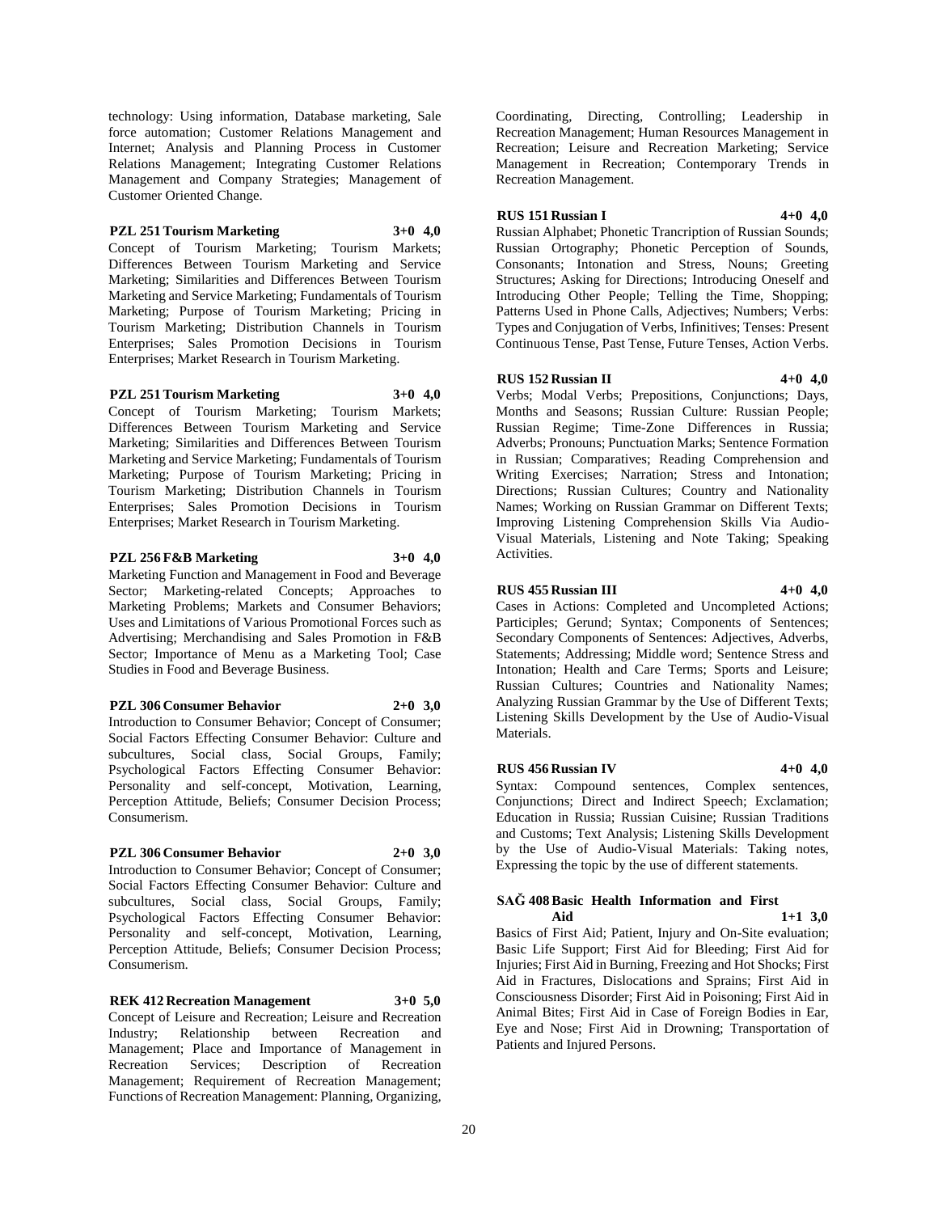technology: Using information, Database marketing, Sale force automation; Customer Relations Management and Internet; Analysis and Planning Process in Customer Relations Management; Integrating Customer Relations Management and Company Strategies; Management of Customer Oriented Change.

**PZL 251 Tourism Marketing 3+0 4,0**

Concept of Tourism Marketing; Tourism Markets; Differences Between Tourism Marketing and Service Marketing; Similarities and Differences Between Tourism Marketing and Service Marketing; Fundamentals of Tourism Marketing; Purpose of Tourism Marketing; Pricing in Tourism Marketing; Distribution Channels in Tourism Enterprises; Sales Promotion Decisions in Tourism Enterprises; Market Research in Tourism Marketing.

**PZL 251 Tourism Marketing 3+0 4,0**

Concept of Tourism Marketing; Tourism Markets; Differences Between Tourism Marketing and Service Marketing; Similarities and Differences Between Tourism Marketing and Service Marketing; Fundamentals of Tourism Marketing; Purpose of Tourism Marketing; Pricing in Tourism Marketing; Distribution Channels in Tourism Enterprises; Sales Promotion Decisions in Tourism Enterprises; Market Research in Tourism Marketing.

**PZL 256 F&B Marketing 3+0 4,0**

Marketing Function and Management in Food and Beverage Sector; Marketing-related Concepts; Approaches to Marketing Problems; Markets and Consumer Behaviors; Uses and Limitations of Various Promotional Forces such as Advertising; Merchandising and Sales Promotion in F&B Sector; Importance of Menu as a Marketing Tool; Case Studies in Food and Beverage Business.

**PZL 306 Consumer Behavior 2+0 3,0**

Introduction to Consumer Behavior; Concept of Consumer; Social Factors Effecting Consumer Behavior: Culture and subcultures, Social class, Social Groups, Family; Psychological Factors Effecting Consumer Behavior: Personality and self-concept, Motivation, Learning, Perception Attitude, Beliefs; Consumer Decision Process; Consumerism.

**PZL 306 Consumer Behavior 2+0 3,0**

Introduction to Consumer Behavior; Concept of Consumer; Social Factors Effecting Consumer Behavior: Culture and subcultures, Social class, Social Groups, Family; Psychological Factors Effecting Consumer Behavior: Personality and self-concept, Motivation, Learning, Perception Attitude, Beliefs; Consumer Decision Process; Consumerism.

**REK 412 Recreation Management 3+0 5,0**

Concept of Leisure and Recreation; Leisure and Recreation Industry; Relationship between Recreation and Management; Place and Importance of Management in Recreation Services; Description of Recreation Management; Requirement of Recreation Management; Functions of Recreation Management: Planning, Organizing, Coordinating, Directing, Controlling; Leadership in Recreation Management; Human Resources Management in Recreation; Leisure and Recreation Marketing; Service Management in Recreation; Contemporary Trends in Recreation Management.

**RUS 151 Russian I 4+0 4,0**

Russian Alphabet; Phonetic Trancription of Russian Sounds; Russian Ortography; Phonetic Perception of Sounds, Consonants; Intonation and Stress, Nouns; Greeting Structures; Asking for Directions; Introducing Oneself and Introducing Other People; Telling the Time, Shopping; Patterns Used in Phone Calls, Adjectives; Numbers; Verbs: Types and Conjugation of Verbs, Infinitives; Tenses: Present Continuous Tense, Past Tense, Future Tenses, Action Verbs.

**RUS 152 Russian II 4+0 4,0**

Verbs; Modal Verbs; Prepositions, Conjunctions; Days, Months and Seasons; Russian Culture: Russian People; Russian Regime; Time-Zone Differences in Russia; Adverbs; Pronouns; Punctuation Marks; Sentence Formation in Russian; Comparatives; Reading Comprehension and Writing Exercises; Narration; Stress and Intonation; Directions; Russian Cultures; Country and Nationality Names; Working on Russian Grammar on Different Texts; Improving Listening Comprehension Skills Via Audio-Visual Materials, Listening and Note Taking; Speaking Activities.

**RUS 455 Russian III 4+0 4,0**

Cases in Actions: Completed and Uncompleted Actions; Participles; Gerund; Syntax; Components of Sentences; Secondary Components of Sentences: Adjectives, Adverbs, Statements; Addressing; Middle word; Sentence Stress and Intonation; Health and Care Terms; Sports and Leisure; Russian Cultures; Countries and Nationality Names; Analyzing Russian Grammar by the Use of Different Texts; Listening Skills Development by the Use of Audio-Visual Materials.

**RUS 456 Russian IV 4+0 4,0**

Syntax: Compound sentences, Complex sentences, Conjunctions; Direct and Indirect Speech; Exclamation; Education in Russia; Russian Cuisine; Russian Traditions and Customs; Text Analysis; Listening Skills Development by the Use of Audio-Visual Materials: Taking notes, Expressing the topic by the use of different statements.

**SAĞ 408 Basic Health Information and First Aid 1+1 3,0**

Basics of First Aid; Patient, Injury and On-Site evaluation; Basic Life Support; First Aid for Bleeding; First Aid for Injuries; First Aid in Burning, Freezing and Hot Shocks; First Aid in Fractures, Dislocations and Sprains; First Aid in Consciousness Disorder; First Aid in Poisoning; First Aid in Animal Bites; First Aid in Case of Foreign Bodies in Ear, Eye and Nose; First Aid in Drowning; Transportation of Patients and Injured Persons.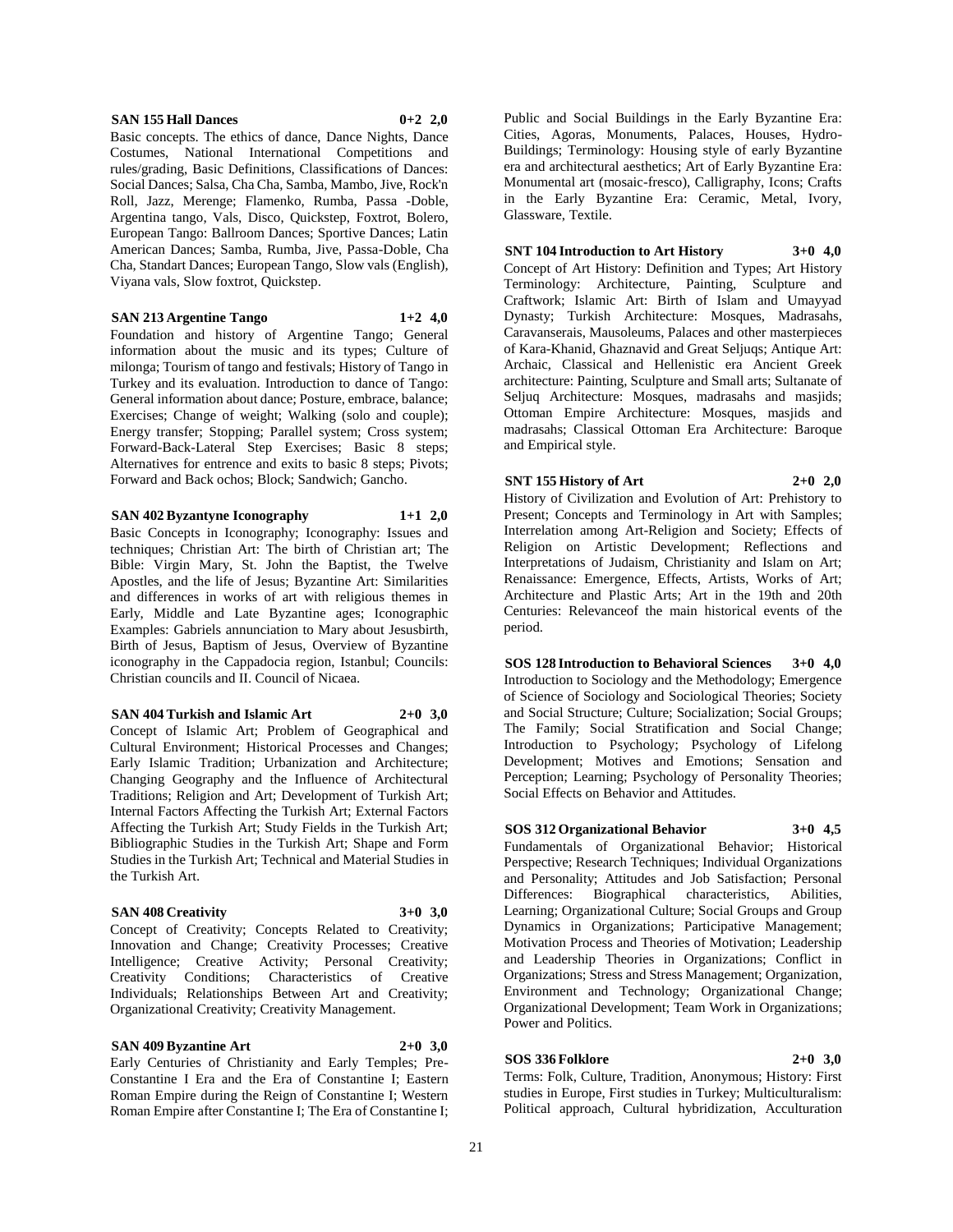**SAN 155 Hall Dances 0+2 2,0**

Basic concepts. The ethics of dance, Dance Nights, Dance Costumes, National International Competitions and rules/grading, Basic Definitions, Classifications of Dances: Social Dances; Salsa, Cha Cha, Samba, Mambo, Jive, Rock'n Roll, Jazz, Merenge; Flamenko, Rumba, Passa -Doble, Argentina tango, Vals, Disco, Quickstep, Foxtrot, Bolero, European Tango: Ballroom Dances; Sportive Dances; Latin American Dances; Samba, Rumba, Jive, Passa-Doble, Cha Cha, Standart Dances; European Tango, Slow vals (English), Viyana vals, Slow foxtrot, Quickstep.

**SAN 213 Argentine Tango 1+2 4,0**

Foundation and history of Argentine Tango; General information about the music and its types; Culture of milonga; Tourism of tango and festivals; History of Tango in Turkey and its evaluation. Introduction to dance of Tango: General information about dance; Posture, embrace, balance; Exercises; Change of weight; Walking (solo and couple); Energy transfer; Stopping; Parallel system; Cross system; Forward-Back-Lateral Step Exercises; Basic 8 steps; Alternatives for entrence and exits to basic 8 steps; Pivots; Forward and Back ochos; Block; Sandwich; Gancho.

**SAN 402 Byzantyne Iconography 1+1 2,0**

Basic Concepts in Iconography; Iconography: Issues and techniques; Christian Art: The birth of Christian art; The Bible: Virgin Mary, St. John the Baptist, the Twelve Apostles, and the life of Jesus; Byzantine Art: Similarities and differences in works of art with religious themes in Early, Middle and Late Byzantine ages; Iconographic Examples: Gabriels annunciation to Mary about Jesusbirth, Birth of Jesus, Baptism of Jesus, Overview of Byzantine iconography in the Cappadocia region, Istanbul; Councils: Christian councils and II. Council of Nicaea.

**SAN 404 Turkish and Islamic Art 2+0 3,0**

Concept of Islamic Art; Problem of Geographical and Cultural Environment; Historical Processes and Changes; Early Islamic Tradition; Urbanization and Architecture; Changing Geography and the Influence of Architectural Traditions; Religion and Art; Development of Turkish Art; Internal Factors Affecting the Turkish Art; External Factors Affecting the Turkish Art; Study Fields in the Turkish Art; Bibliographic Studies in the Turkish Art; Shape and Form Studies in the Turkish Art; Technical and Material Studies in the Turkish Art.

**SAN 408 Creativity 3+0 3,0**

Concept of Creativity; Concepts Related to Creativity; Innovation and Change; Creativity Processes; Creative Intelligence; Creative Activity; Personal Creativity; Creativity Conditions; Characteristics of Creative Individuals; Relationships Between Art and Creativity; Organizational Creativity; Creativity Management.

**SAN 409 Byzantine Art 2+0 3,0**

Early Centuries of Christianity and Early Temples; Pre-Constantine I Era and the Era of Constantine I; Eastern Roman Empire during the Reign of Constantine I; Western Roman Empire after Constantine I; The Era of Constantine I; Public and Social Buildings in the Early Byzantine Era: Cities, Agoras, Monuments, Palaces, Houses, Hydro-Buildings; Terminology: Housing style of early Byzantine era and architectural aesthetics; Art of Early Byzantine Era: Monumental art (mosaic-fresco), Calligraphy, Icons; Crafts in the Early Byzantine Era: Ceramic, Metal, Ivory, Glassware, Textile.

**SNT 104 Introduction to Art History 3+0 4,0**

Concept of Art History: Definition and Types; Art History Terminology: Architecture, Painting, Sculpture and Craftwork; Islamic Art: Birth of Islam and Umayyad Dynasty; Turkish Architecture: Mosques, Madrasahs, Caravanserais, Mausoleums, Palaces and other masterpieces of Kara-Khanid, Ghaznavid and Great Seljuqs; Antique Art: Archaic, Classical and Hellenistic era Ancient Greek architecture: Painting, Sculpture and Small arts; Sultanate of Seljuq Architecture: Mosques, madrasahs and masjids; Ottoman Empire Architecture: Mosques, masjids and madrasahs; Classical Ottoman Era Architecture: Baroque and Empirical style.

**SNT 155 History of Art 2+0 2,0**

History of Civilization and Evolution of Art: Prehistory to Present; Concepts and Terminology in Art with Samples; Interrelation among Art-Religion and Society; Effects of Religion on Artistic Development; Reflections and Interpretations of Judaism, Christianity and Islam on Art; Renaissance: Emergence, Effects, Artists, Works of Art; Architecture and Plastic Arts; Art in the 19th and 20th Centuries: Relevanceof the main historical events of the period.

**SOS 128 Introduction to Behavioral Sciences 3+0 4,0**

Introduction to Sociology and the Methodology; Emergence of Science of Sociology and Sociological Theories; Society and Social Structure; Culture; Socialization; Social Groups; The Family; Social Stratification and Social Change; Introduction to Psychology; Psychology of Lifelong Development; Motives and Emotions; Sensation and Perception; Learning; Psychology of Personality Theories; Social Effects on Behavior and Attitudes.

**SOS 312 Organizational Behavior 3+0 4,5**

Fundamentals of Organizational Behavior; Historical Perspective; Research Techniques; Individual Organizations and Personality; Attitudes and Job Satisfaction; Personal Differences: Biographical characteristics, Abilities, Learning; Organizational Culture; Social Groups and Group Dynamics in Organizations; Participative Management; Motivation Process and Theories of Motivation; Leadership and Leadership Theories in Organizations; Conflict in Organizations; Stress and Stress Management; Organization, Environment and Technology; Organizational Change; Organizational Development; Team Work in Organizations; Power and Politics.

**SOS 336 Folklore 2+0 3,0**

Terms: Folk, Culture, Tradition, Anonymous; History: First studies in Europe, First studies in Turkey; Multiculturalism: Political approach, Cultural hybridization, Acculturation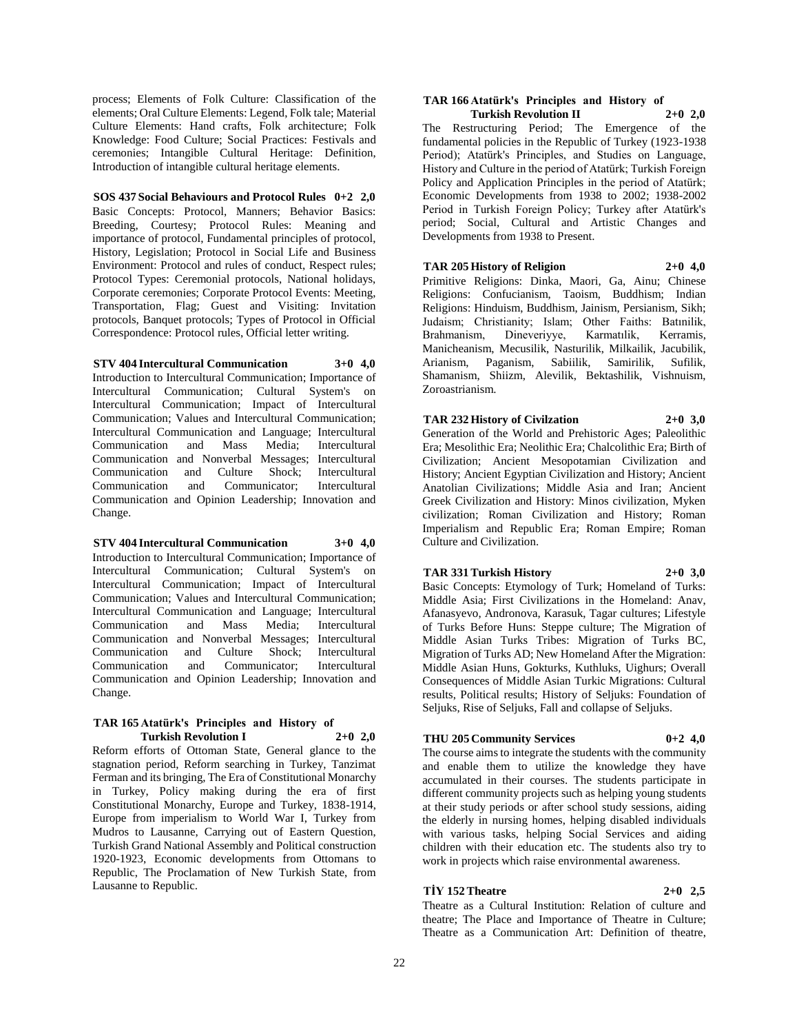process; Elements of Folk Culture: Classification of the elements; Oral Culture Elements: Legend, Folk tale; Material Culture Elements: Hand crafts, Folk architecture; Folk Knowledge: Food Culture; Social Practices: Festivals and ceremonies; Intangible Cultural Heritage: Definition, Introduction of intangible cultural heritage elements.

**SOS 437 Social Behaviours and Protocol Rules 0+2 2,0**
Basic Concepts: Protocol, Manners; Behavior Basics: Breeding, Courtesy; Protocol Rules: Meaning and importance of protocol, Fundamental principles of protocol, History, Legislation; Protocol in Social Life and Business Environment: Protocol and rules of conduct, Respect rules; Protocol Types: Ceremonial protocols, National holidays, Corporate ceremonies; Corporate Protocol Events: Meeting, Transportation, Flag; Guest and Visiting: Invitation protocols, Banquet protocols; Types of Protocol in Official Correspondence: Protocol rules, Official letter writing.

**STV 404 Intercultural Communication 3+0 4,0**
Introduction to Intercultural Communication; Importance of Intercultural Communication; Cultural System's on Intercultural Communication; Impact of Intercultural Communication; Values and Intercultural Communication; Intercultural Communication and Language; Intercultural Communication and Mass Media; Intercultural Communication and Nonverbal Messages; Intercultural Communication and Culture Shock; Intercultural Communication and Communicator; Intercultural Communication and Opinion Leadership; Innovation and Change.

**STV 404 Intercultural Communication 3+0 4,0**
Introduction to Intercultural Communication; Importance of Intercultural Communication; Cultural System's on Intercultural Communication; Impact of Intercultural Communication; Values and Intercultural Communication; Intercultural Communication and Language; Intercultural Communication and Mass Media; Intercultural Communication and Nonverbal Messages; Intercultural Communication and Culture Shock; Intercultural Communication and Communicator; Intercultural Communication and Opinion Leadership; Innovation and Change.

**TAR 165 Atatürk's Principles and History of Turkish Revolution I 2+0 2,0**
Reform efforts of Ottoman State, General glance to the stagnation period, Reform searching in Turkey, Tanzimat Ferman and its bringing, The Era of Constitutional Monarchy in Turkey, Policy making during the era of first Constitutional Monarchy, Europe and Turkey, 1838-1914, Europe from imperialism to World War I, Turkey from Mudros to Lausanne, Carrying out of Eastern Question, Turkish Grand National Assembly and Political construction 1920-1923, Economic developments from Ottomans to Republic, The Proclamation of New Turkish State, from Lausanne to Republic.

**TAR 166 Atatürk's Principles and History of Turkish Revolution II 2+0 2,0**
The Restructuring Period; The Emergence of the fundamental policies in the Republic of Turkey (1923-1938 Period); Atatürk's Principles, and Studies on Language, History and Culture in the period of Atatürk; Turkish Foreign Policy and Application Principles in the period of Atatürk; Economic Developments from 1938 to 2002; 1938-2002 Period in Turkish Foreign Policy; Turkey after Atatürk's period; Social, Cultural and Artistic Changes and Developments from 1938 to Present.

**TAR 205 History of Religion 2+0 4,0**
Primitive Religions: Dinka, Maori, Ga, Ainu; Chinese Religions: Confucianism, Taoism, Buddhism; Indian Religions: Hinduism, Buddhism, Jainism, Persianism, Sikh; Judaism; Christianity; Islam; Other Faiths: Batınilik, Brahmanism, Dineveriyye, Karmatılık, Kerramis, Manicheanism, Mecusilik, Nasturilik, Milkailik, Jacubilik, Arianism, Paganism, Sabiilik, Samirilik, Sufilik, Shamanism, Shiizm, Alevilik, Bektashilik, Vishnuism, Zoroastrianism.

**TAR 232 History of Civilzation 2+0 3,0**
Generation of the World and Prehistoric Ages; Paleolithic Era; Mesolithic Era; Neolithic Era; Chalcolithic Era; Birth of Civilization; Ancient Mesopotamian Civilization and History; Ancient Egyptian Civilization and History; Ancient Anatolian Civilizations; Middle Asia and Iran; Ancient Greek Civilization and History: Minos civilization, Myken civilization; Roman Civilization and History; Roman Imperialism and Republic Era; Roman Empire; Roman Culture and Civilization.

**TAR 331 Turkish History 2+0 3,0**
Basic Concepts: Etymology of Turk; Homeland of Turks: Middle Asia; First Civilizations in the Homeland: Anav, Afanasyevo, Andronova, Karasuk, Tagar cultures; Lifestyle of Turks Before Huns: Steppe culture; The Migration of Middle Asian Turks Tribes: Migration of Turks BC, Migration of Turks AD; New Homeland After the Migration: Middle Asian Huns, Gokturks, Kuthluks, Uighurs; Overall Consequences of Middle Asian Turkic Migrations: Cultural results, Political results; History of Seljuks: Foundation of Seljuks, Rise of Seljuks, Fall and collapse of Seljuks.

**THU 205 Community Services 0+2 4,0**
The course aims to integrate the students with the community and enable them to utilize the knowledge they have accumulated in their courses. The students participate in different community projects such as helping young students at their study periods or after school study sessions, aiding the elderly in nursing homes, helping disabled individuals with various tasks, helping Social Services and aiding children with their education etc. The students also try to work in projects which raise environmental awareness.

**TİY 152 Theatre 2+0 2,5**
Theatre as a Cultural Institution: Relation of culture and theatre; The Place and Importance of Theatre in Culture; Theatre as a Communication Art: Definition of theatre,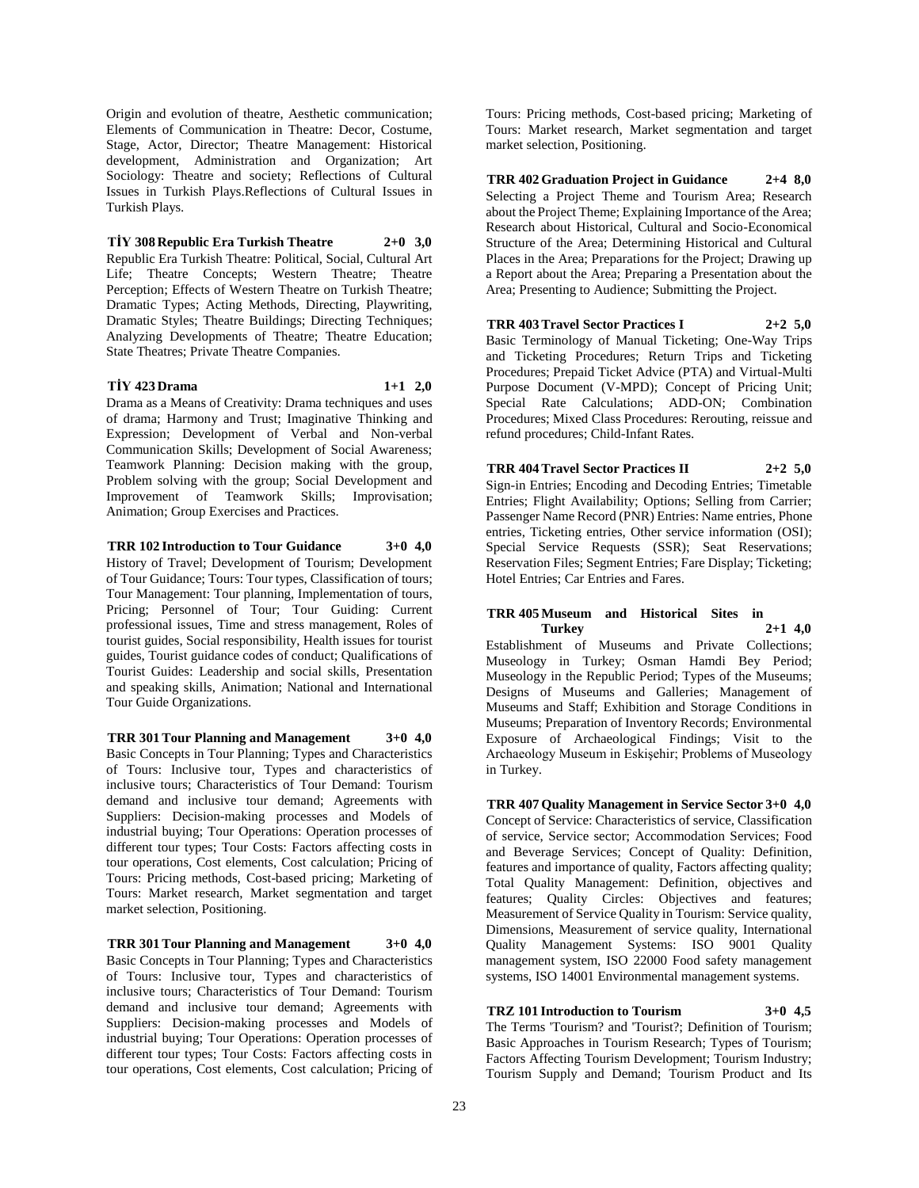Origin and evolution of theatre, Aesthetic communication; Elements of Communication in Theatre: Decor, Costume, Stage, Actor, Director; Theatre Management: Historical development, Administration and Organization; Art Sociology: Theatre and society; Reflections of Cultural Issues in Turkish Plays.Reflections of Cultural Issues in Turkish Plays.

**TİY 308 Republic Era Turkish Theatre 2+0 3,0**

Republic Era Turkish Theatre: Political, Social, Cultural Art Life; Theatre Concepts; Western Theatre; Theatre Perception; Effects of Western Theatre on Turkish Theatre; Dramatic Types; Acting Methods, Directing, Playwriting, Dramatic Styles; Theatre Buildings; Directing Techniques; Analyzing Developments of Theatre; Theatre Education; State Theatres; Private Theatre Companies.

**TİY 423 Drama 1+1 2,0**

Drama as a Means of Creativity: Drama techniques and uses of drama; Harmony and Trust; Imaginative Thinking and Expression; Development of Verbal and Non-verbal Communication Skills; Development of Social Awareness; Teamwork Planning: Decision making with the group, Problem solving with the group; Social Development and Improvement of Teamwork Skills; Improvisation; Animation; Group Exercises and Practices.

**TRR 102 Introduction to Tour Guidance 3+0 4,0**

History of Travel; Development of Tourism; Development of Tour Guidance; Tours: Tour types, Classification of tours; Tour Management: Tour planning, Implementation of tours, Pricing; Personnel of Tour; Tour Guiding: Current professional issues, Time and stress management, Roles of tourist guides, Social responsibility, Health issues for tourist guides, Tourist guidance codes of conduct; Qualifications of Tourist Guides: Leadership and social skills, Presentation and speaking skills, Animation; National and International Tour Guide Organizations.

**TRR 301 Tour Planning and Management 3+0 4,0**

Basic Concepts in Tour Planning; Types and Characteristics of Tours: Inclusive tour, Types and characteristics of inclusive tours; Characteristics of Tour Demand: Tourism demand and inclusive tour demand; Agreements with Suppliers: Decision-making processes and Models of industrial buying; Tour Operations: Operation processes of different tour types; Tour Costs: Factors affecting costs in tour operations, Cost elements, Cost calculation; Pricing of Tours: Pricing methods, Cost-based pricing; Marketing of Tours: Market research, Market segmentation and target market selection, Positioning.

**TRR 301 Tour Planning and Management 3+0 4,0**

Basic Concepts in Tour Planning; Types and Characteristics of Tours: Inclusive tour, Types and characteristics of inclusive tours; Characteristics of Tour Demand: Tourism demand and inclusive tour demand; Agreements with Suppliers: Decision-making processes and Models of industrial buying; Tour Operations: Operation processes of different tour types; Tour Costs: Factors affecting costs in tour operations, Cost elements, Cost calculation; Pricing of Tours: Pricing methods, Cost-based pricing; Marketing of Tours: Market research, Market segmentation and target market selection, Positioning.

**TRR 402 Graduation Project in Guidance 2+4 8,0**

Selecting a Project Theme and Tourism Area; Research about the Project Theme; Explaining Importance of the Area; Research about Historical, Cultural and Socio-Economical Structure of the Area; Determining Historical and Cultural Places in the Area; Preparations for the Project; Drawing up a Report about the Area; Preparing a Presentation about the Area; Presenting to Audience; Submitting the Project.

**TRR 403 Travel Sector Practices I 2+2 5,0**

Basic Terminology of Manual Ticketing; One-Way Trips and Ticketing Procedures; Return Trips and Ticketing Procedures; Prepaid Ticket Advice (PTA) and Virtual-Multi Purpose Document (V-MPD); Concept of Pricing Unit; Special Rate Calculations; ADD-ON; Combination Procedures; Mixed Class Procedures: Rerouting, reissue and refund procedures; Child-Infant Rates.

**TRR 404 Travel Sector Practices II 2+2 5,0**

Sign-in Entries; Encoding and Decoding Entries; Timetable Entries; Flight Availability; Options; Selling from Carrier; Passenger Name Record (PNR) Entries: Name entries, Phone entries, Ticketing entries, Other service information (OSI); Special Service Requests (SSR); Seat Reservations; Reservation Files; Segment Entries; Fare Display; Ticketing; Hotel Entries; Car Entries and Fares.

**TRR 405 Museum and Historical Sites in Turkey 2+1 4,0**

Establishment of Museums and Private Collections; Museology in Turkey; Osman Hamdi Bey Period; Museology in the Republic Period; Types of the Museums; Designs of Museums and Galleries; Management of Museums and Staff; Exhibition and Storage Conditions in Museums; Preparation of Inventory Records; Environmental Exposure of Archaeological Findings; Visit to the Archaeology Museum in Eskişehir; Problems of Museology in Turkey.

**TRR 407 Quality Management in Service Sector 3+0 4,0**

Concept of Service: Characteristics of service, Classification of service, Service sector; Accommodation Services; Food and Beverage Services; Concept of Quality: Definition, features and importance of quality, Factors affecting quality; Total Quality Management: Definition, objectives and features; Quality Circles: Objectives and features; Measurement of Service Quality in Tourism: Service quality, Dimensions, Measurement of service quality, International Quality Management Systems: ISO 9001 Quality management system, ISO 22000 Food safety management systems, ISO 14001 Environmental management systems.

**TRZ 101 Introduction to Tourism 3+0 4,5**

The Terms 'Tourism? and 'Tourist?; Definition of Tourism; Basic Approaches in Tourism Research; Types of Tourism; Factors Affecting Tourism Development; Tourism Industry; Tourism Supply and Demand; Tourism Product and Its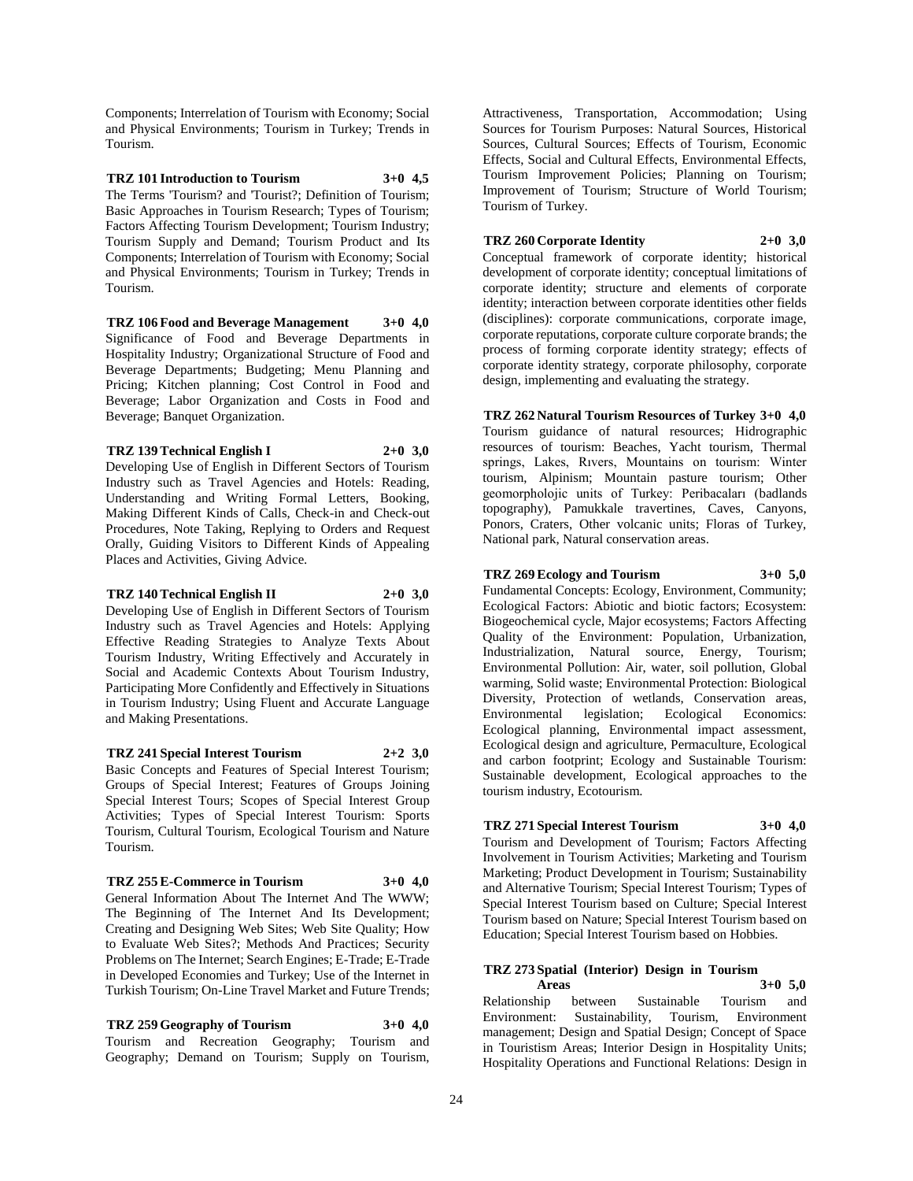Components; Interrelation of Tourism with Economy; Social and Physical Environments; Tourism in Turkey; Trends in Tourism.

**TRZ 101 Introduction to Tourism 3+0 4,5**

The Terms 'Tourism? and 'Tourist?; Definition of Tourism; Basic Approaches in Tourism Research; Types of Tourism; Factors Affecting Tourism Development; Tourism Industry; Tourism Supply and Demand; Tourism Product and Its Components; Interrelation of Tourism with Economy; Social and Physical Environments; Tourism in Turkey; Trends in Tourism.

**TRZ 106 Food and Beverage Management 3+0 4,0**

Significance of Food and Beverage Departments in Hospitality Industry; Organizational Structure of Food and Beverage Departments; Budgeting; Menu Planning and Pricing; Kitchen planning; Cost Control in Food and Beverage; Labor Organization and Costs in Food and Beverage; Banquet Organization.

**TRZ 139 Technical English I 2+0 3,0**

Developing Use of English in Different Sectors of Tourism Industry such as Travel Agencies and Hotels: Reading, Understanding and Writing Formal Letters, Booking, Making Different Kinds of Calls, Check-in and Check-out Procedures, Note Taking, Replying to Orders and Request Orally, Guiding Visitors to Different Kinds of Appealing Places and Activities, Giving Advice.

**TRZ 140 Technical English II 2+0 3,0**

Developing Use of English in Different Sectors of Tourism Industry such as Travel Agencies and Hotels: Applying Effective Reading Strategies to Analyze Texts About Tourism Industry, Writing Effectively and Accurately in Social and Academic Contexts About Tourism Industry, Participating More Confidently and Effectively in Situations in Tourism Industry; Using Fluent and Accurate Language and Making Presentations.

**TRZ 241 Special Interest Tourism 2+2 3,0**

Basic Concepts and Features of Special Interest Tourism; Groups of Special Interest; Features of Groups Joining Special Interest Tours; Scopes of Special Interest Group Activities; Types of Special Interest Tourism: Sports Tourism, Cultural Tourism, Ecological Tourism and Nature Tourism.

**TRZ 255 E-Commerce in Tourism 3+0 4,0**

General Information About The Internet And The WWW; The Beginning of The Internet And Its Development; Creating and Designing Web Sites; Web Site Quality; How to Evaluate Web Sites?; Methods And Practices; Security Problems on The Internet; Search Engines; E-Trade; E-Trade in Developed Economies and Turkey; Use of the Internet in Turkish Tourism; On-Line Travel Market and Future Trends;

**TRZ 259 Geography of Tourism 3+0 4,0**

Tourism and Recreation Geography; Tourism and Geography; Demand on Tourism; Supply on Tourism, Attractiveness, Transportation, Accommodation; Using Sources for Tourism Purposes: Natural Sources, Historical Sources, Cultural Sources; Effects of Tourism, Economic Effects, Social and Cultural Effects, Environmental Effects, Tourism Improvement Policies; Planning on Tourism; Improvement of Tourism; Structure of World Tourism; Tourism of Turkey.

**TRZ 260 Corporate Identity 2+0 3,0**

Conceptual framework of corporate identity; historical development of corporate identity; conceptual limitations of corporate identity; structure and elements of corporate identity; interaction between corporate identities other fields (disciplines): corporate communications, corporate image, corporate reputations, corporate culture corporate brands; the process of forming corporate identity strategy; effects of corporate identity strategy, corporate philosophy, corporate design, implementing and evaluating the strategy.

**TRZ 262 Natural Tourism Resources of Turkey 3+0 4,0**

Tourism guidance of natural resources; Hidrographic resources of tourism: Beaches, Yacht tourism, Thermal springs, Lakes, Rıvers, Mountains on tourism: Winter tourism, Alpinism; Mountain pasture tourism; Other geomorphological units of Turkey: Peribacaları (badlands topography), Pamukkale travertines, Caves, Canyons, Ponors, Craters, Other volcanic units; Floras of Turkey, National park, Natural conservation areas.

**TRZ 269 Ecology and Tourism 3+0 5,0**

Fundamental Concepts: Ecology, Environment, Community; Ecological Factors: Abiotic and biotic factors; Ecosystem: Biogeochemical cycle, Major ecosystems; Factors Affecting Quality of the Environment: Population, Urbanization, Industrialization, Natural source, Energy, Tourism; Environmental Pollution: Air, water, soil pollution, Global warming, Solid waste; Environmental Protection: Biological Diversity, Protection of wetlands, Conservation areas, Environmental legislation; Ecological Economics: Ecological planning, Environmental impact assessment, Ecological design and agriculture, Permaculture, Ecological and carbon footprint; Ecology and Sustainable Tourism: Sustainable development, Ecological approaches to the tourism industry, Ecotourism.

**TRZ 271 Special Interest Tourism 3+0 4,0**

Tourism and Development of Tourism; Factors Affecting Involvement in Tourism Activities; Marketing and Tourism Marketing; Product Development in Tourism; Sustainability and Alternative Tourism; Special Interest Tourism; Types of Special Interest Tourism based on Culture; Special Interest Tourism based on Nature; Special Interest Tourism based on Education; Special Interest Tourism based on Hobbies.

**TRZ 273 Spatial (Interior) Design in Tourism Areas 3+0 5,0**

Relationship between Sustainable Tourism and Environment: Sustainability, Tourism, Environment management; Design and Spatial Design; Concept of Space in Touristism Areas; Interior Design in Hospitality Units; Hospitality Operations and Functional Relations: Design in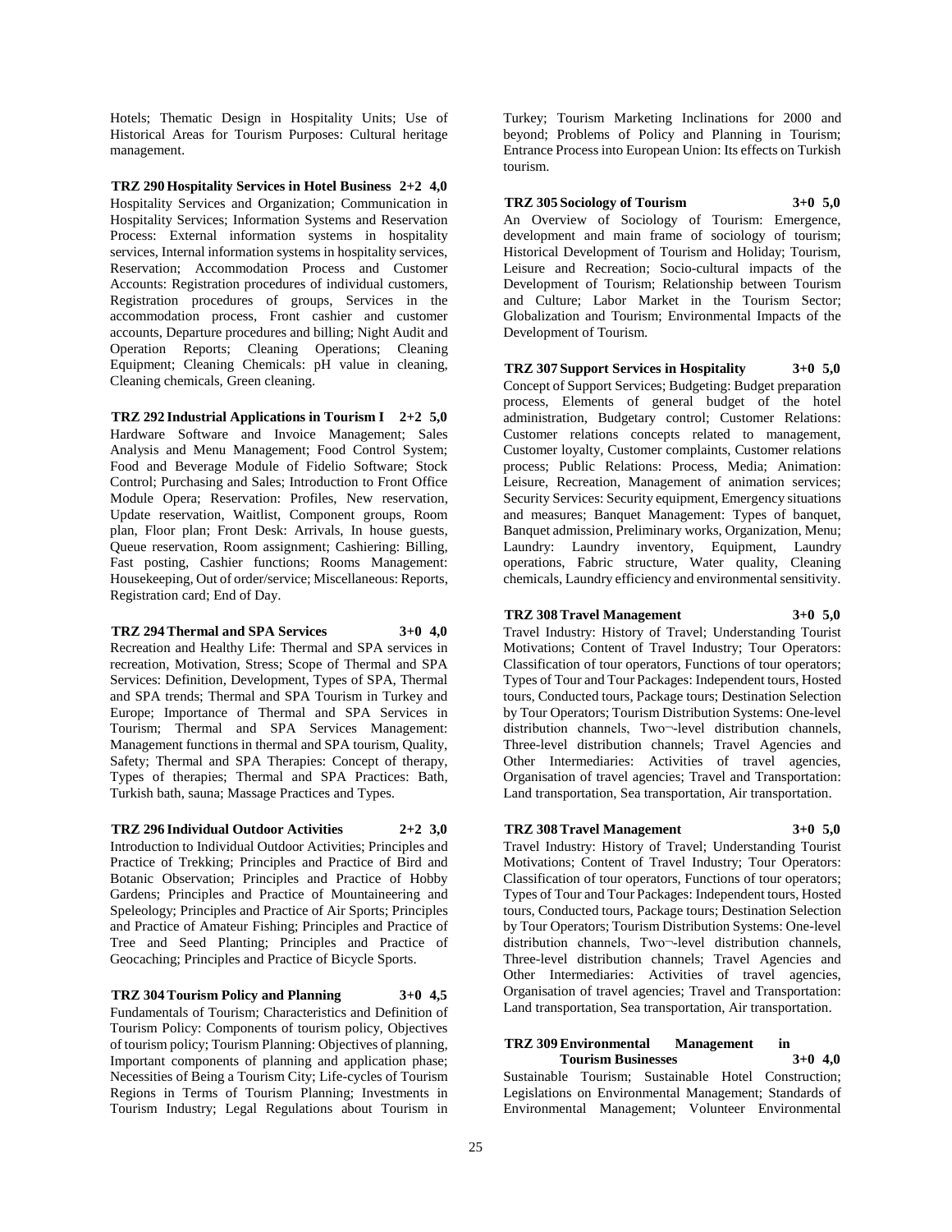Hotels; Thematic Design in Hospitality Units; Use of Historical Areas for Tourism Purposes: Cultural heritage management.

**TRZ 290 Hospitality Services in Hotel Business 2+2 4,0**
Hospitality Services and Organization; Communication in Hospitality Services; Information Systems and Reservation Process: External information systems in hospitality services, Internal information systems in hospitality services, Reservation; Accommodation Process and Customer Accounts: Registration procedures of individual customers, Registration procedures of groups, Services in the accommodation process, Front cashier and customer accounts, Departure procedures and billing; Night Audit and Operation Reports; Cleaning Operations; Cleaning Equipment; Cleaning Chemicals: pH value in cleaning, Cleaning chemicals, Green cleaning.

**TRZ 292 Industrial Applications in Tourism I 2+2 5,0**
Hardware Software and Invoice Management; Sales Analysis and Menu Management; Food Control System; Food and Beverage Module of Fidelio Software; Stock Control; Purchasing and Sales; Introduction to Front Office Module Opera; Reservation: Profiles, New reservation, Update reservation, Waitlist, Component groups, Room plan, Floor plan; Front Desk: Arrivals, In house guests, Queue reservation, Room assignment; Cashiering: Billing, Fast posting, Cashier functions; Rooms Management: Housekeeping, Out of order/service; Miscellaneous: Reports, Registration card; End of Day.

**TRZ 294 Thermal and SPA Services 3+0 4,0**
Recreation and Healthy Life: Thermal and SPA services in recreation, Motivation, Stress; Scope of Thermal and SPA Services: Definition, Development, Types of SPA, Thermal and SPA trends; Thermal and SPA Tourism in Turkey and Europe; Importance of Thermal and SPA Services in Tourism; Thermal and SPA Services Management: Management functions in thermal and SPA tourism, Quality, Safety; Thermal and SPA Therapies: Concept of therapy, Types of therapies; Thermal and SPA Practices: Bath, Turkish bath, sauna; Massage Practices and Types.

**TRZ 296 Individual Outdoor Activities 2+2 3,0**
Introduction to Individual Outdoor Activities; Principles and Practice of Trekking; Principles and Practice of Bird and Botanic Observation; Principles and Practice of Hobby Gardens; Principles and Practice of Mountaineering and Speleology; Principles and Practice of Air Sports; Principles and Practice of Amateur Fishing; Principles and Practice of Tree and Seed Planting; Principles and Practice of Geocaching; Principles and Practice of Bicycle Sports.

**TRZ 304 Tourism Policy and Planning 3+0 4,5**
Fundamentals of Tourism; Characteristics and Definition of Tourism Policy: Components of tourism policy, Objectives of tourism policy; Tourism Planning: Objectives of planning, Important components of planning and application phase; Necessities of Being a Tourism City; Life-cycles of Tourism Regions in Terms of Tourism Planning; Investments in Tourism Industry; Legal Regulations about Tourism in Turkey; Tourism Marketing Inclinations for 2000 and beyond; Problems of Policy and Planning in Tourism; Entrance Process into European Union: Its effects on Turkish tourism.

**TRZ 305 Sociology of Tourism 3+0 5,0**
An Overview of Sociology of Tourism: Emergence, development and main frame of sociology of tourism; Historical Development of Tourism and Holiday; Tourism, Leisure and Recreation; Socio-cultural impacts of the Development of Tourism; Relationship between Tourism and Culture; Labor Market in the Tourism Sector; Globalization and Tourism; Environmental Impacts of the Development of Tourism.

**TRZ 307 Support Services in Hospitality 3+0 5,0**
Concept of Support Services; Budgeting: Budget preparation process, Elements of general budget of the hotel administration, Budgetary control; Customer Relations: Customer relations concepts related to management, Customer loyalty, Customer complaints, Customer relations process; Public Relations: Process, Media; Animation: Leisure, Recreation, Management of animation services; Security Services: Security equipment, Emergency situations and measures; Banquet Management: Types of banquet, Banquet admission, Preliminary works, Organization, Menu; Laundry: Laundry inventory, Equipment, Laundry operations, Fabric structure, Water quality, Cleaning chemicals, Laundry efficiency and environmental sensitivity.

**TRZ 308 Travel Management 3+0 5,0**
Travel Industry: History of Travel; Understanding Tourist Motivations; Content of Travel Industry; Tour Operators: Classification of tour operators, Functions of tour operators; Types of Tour and Tour Packages: Independent tours, Hosted tours, Conducted tours, Package tours; Destination Selection by Tour Operators; Tourism Distribution Systems: One-level distribution channels, Two¬-level distribution channels, Three-level distribution channels; Travel Agencies and Other Intermediaries: Activities of travel agencies, Organisation of travel agencies; Travel and Transportation: Land transportation, Sea transportation, Air transportation.

**TRZ 308 Travel Management 3+0 5,0**
Travel Industry: History of Travel; Understanding Tourist Motivations; Content of Travel Industry; Tour Operators: Classification of tour operators, Functions of tour operators; Types of Tour and Tour Packages: Independent tours, Hosted tours, Conducted tours, Package tours; Destination Selection by Tour Operators; Tourism Distribution Systems: One-level distribution channels, Two¬-level distribution channels, Three-level distribution channels; Travel Agencies and Other Intermediaries: Activities of travel agencies, Organisation of travel agencies; Travel and Transportation: Land transportation, Sea transportation, Air transportation.

**TRZ 309 Environmental Management in Tourism Businesses 3+0 4,0**
Sustainable Tourism; Sustainable Hotel Construction; Legislations on Environmental Management; Standards of Environmental Management; Volunteer Environmental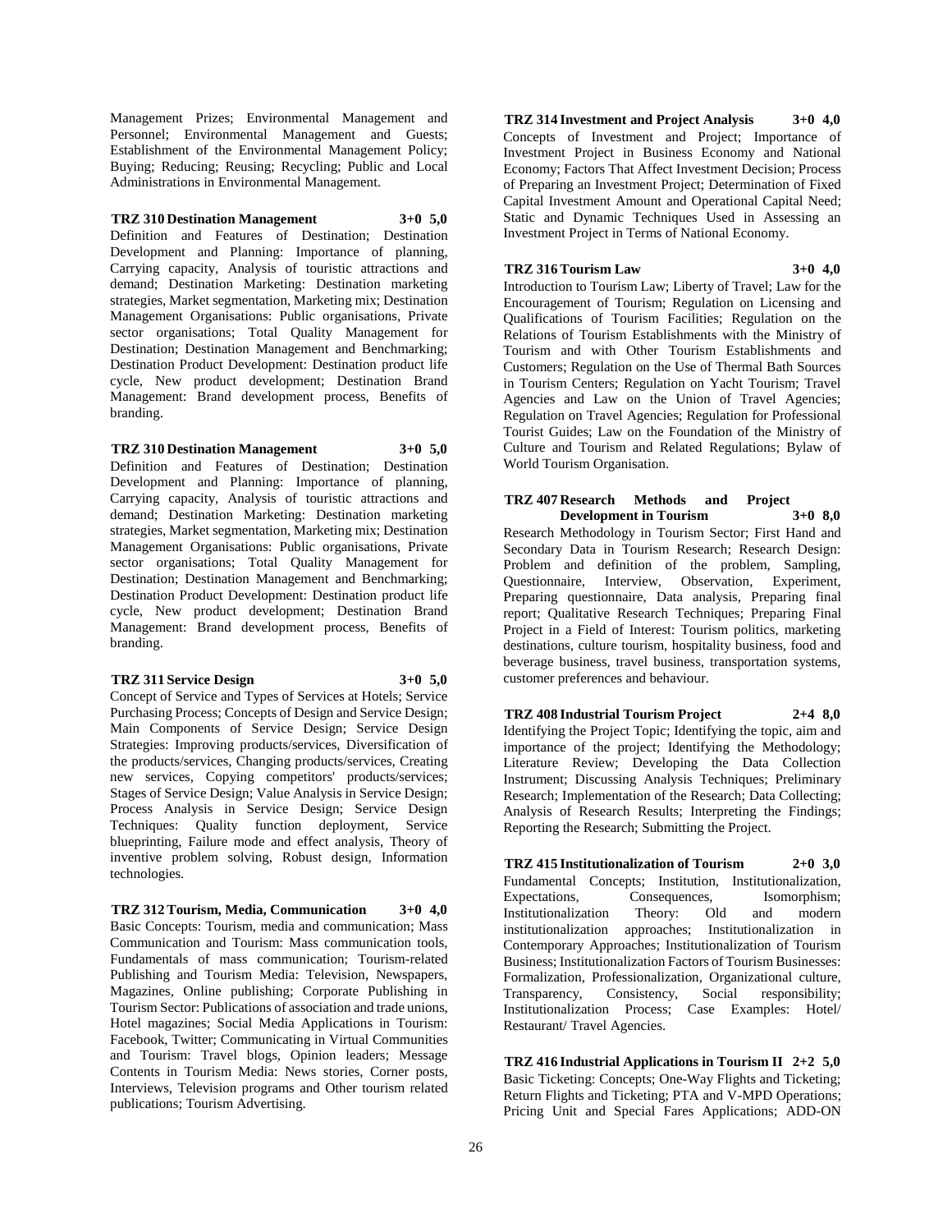Management Prizes; Environmental Management and Personnel; Environmental Management and Guests; Establishment of the Environmental Management Policy; Buying; Reducing; Reusing; Recycling; Public and Local Administrations in Environmental Management.

**TRZ 310 Destination Management 3+0 5,0**
Definition and Features of Destination; Destination Development and Planning: Importance of planning, Carrying capacity, Analysis of touristic attractions and demand; Destination Marketing: Destination marketing strategies, Market segmentation, Marketing mix; Destination Management Organisations: Public organisations, Private sector organisations; Total Quality Management for Destination; Destination Management and Benchmarking; Destination Product Development: Destination product life cycle, New product development; Destination Brand Management: Brand development process, Benefits of branding.

**TRZ 310 Destination Management 3+0 5,0**
Definition and Features of Destination; Destination Development and Planning: Importance of planning, Carrying capacity, Analysis of touristic attractions and demand; Destination Marketing: Destination marketing strategies, Market segmentation, Marketing mix; Destination Management Organisations: Public organisations, Private sector organisations; Total Quality Management for Destination; Destination Management and Benchmarking; Destination Product Development: Destination product life cycle, New product development; Destination Brand Management: Brand development process, Benefits of branding.

**TRZ 311 Service Design 3+0 5,0**
Concept of Service and Types of Services at Hotels; Service Purchasing Process; Concepts of Design and Service Design; Main Components of Service Design; Service Design Strategies: Improving products/services, Diversification of the products/services, Changing products/services, Creating new services, Copying competitors' products/services; Stages of Service Design; Value Analysis in Service Design; Process Analysis in Service Design; Service Design Techniques: Quality function deployment, Service blueprinting, Failure mode and effect analysis, Theory of inventive problem solving, Robust design, Information technologies.

**TRZ 312 Tourism, Media, Communication 3+0 4,0**
Basic Concepts: Tourism, media and communication; Mass Communication and Tourism: Mass communication tools, Fundamentals of mass communication; Tourism-related Publishing and Tourism Media: Television, Newspapers, Magazines, Online publishing; Corporate Publishing in Tourism Sector: Publications of association and trade unions, Hotel magazines; Social Media Applications in Tourism: Facebook, Twitter; Communicating in Virtual Communities and Tourism: Travel blogs, Opinion leaders; Message Contents in Tourism Media: News stories, Corner posts, Interviews, Television programs and Other tourism related publications; Tourism Advertising.

**TRZ 314 Investment and Project Analysis 3+0 4,0**
Concepts of Investment and Project; Importance of Investment Project in Business Economy and National Economy; Factors That Affect Investment Decision; Process of Preparing an Investment Project; Determination of Fixed Capital Investment Amount and Operational Capital Need; Static and Dynamic Techniques Used in Assessing an Investment Project in Terms of National Economy.

**TRZ 316 Tourism Law 3+0 4,0**
Introduction to Tourism Law; Liberty of Travel; Law for the Encouragement of Tourism; Regulation on Licensing and Qualifications of Tourism Facilities; Regulation on the Relations of Tourism Establishments with the Ministry of Tourism and with Other Tourism Establishments and Customers; Regulation on the Use of Thermal Bath Sources in Tourism Centers; Regulation on Yacht Tourism; Travel Agencies and Law on the Union of Travel Agencies; Regulation on Travel Agencies; Regulation for Professional Tourist Guides; Law on the Foundation of the Ministry of Culture and Tourism and Related Regulations; Bylaw of World Tourism Organisation.

**TRZ 407 Research Methods and Project Development in Tourism 3+0 8,0**
Research Methodology in Tourism Sector; First Hand and Secondary Data in Tourism Research; Research Design: Problem and definition of the problem, Sampling, Questionnaire, Interview, Observation, Experiment, Preparing questionnaire, Data analysis, Preparing final report; Qualitative Research Techniques; Preparing Final Project in a Field of Interest: Tourism politics, marketing destinations, culture tourism, hospitality business, food and beverage business, travel business, transportation systems, customer preferences and behaviour.

**TRZ 408 Industrial Tourism Project 2+4 8,0**
Identifying the Project Topic; Identifying the topic, aim and importance of the project; Identifying the Methodology; Literature Review; Developing the Data Collection Instrument; Discussing Analysis Techniques; Preliminary Research; Implementation of the Research; Data Collecting; Analysis of Research Results; Interpreting the Findings; Reporting the Research; Submitting the Project.

**TRZ 415 Institutionalization of Tourism 2+0 3,0**
Fundamental Concepts; Institution, Institutionalization, Expectations, Consequences, Isomorphism; Institutionalization Theory: Old and modern institutionalization approaches; Institutionalization in Contemporary Approaches; Institutionalization of Tourism Business; Institutionalization Factors of Tourism Businesses: Formalization, Professionalization, Organizational culture, Transparency, Consistency, Social responsibility; Institutionalization Process; Case Examples: Hotel/ Restaurant/ Travel Agencies.

**TRZ 416 Industrial Applications in Tourism II 2+2 5,0**
Basic Ticketing: Concepts; One-Way Flights and Ticketing; Return Flights and Ticketing; PTA and V-MPD Operations; Pricing Unit and Special Fares Applications; ADD-ON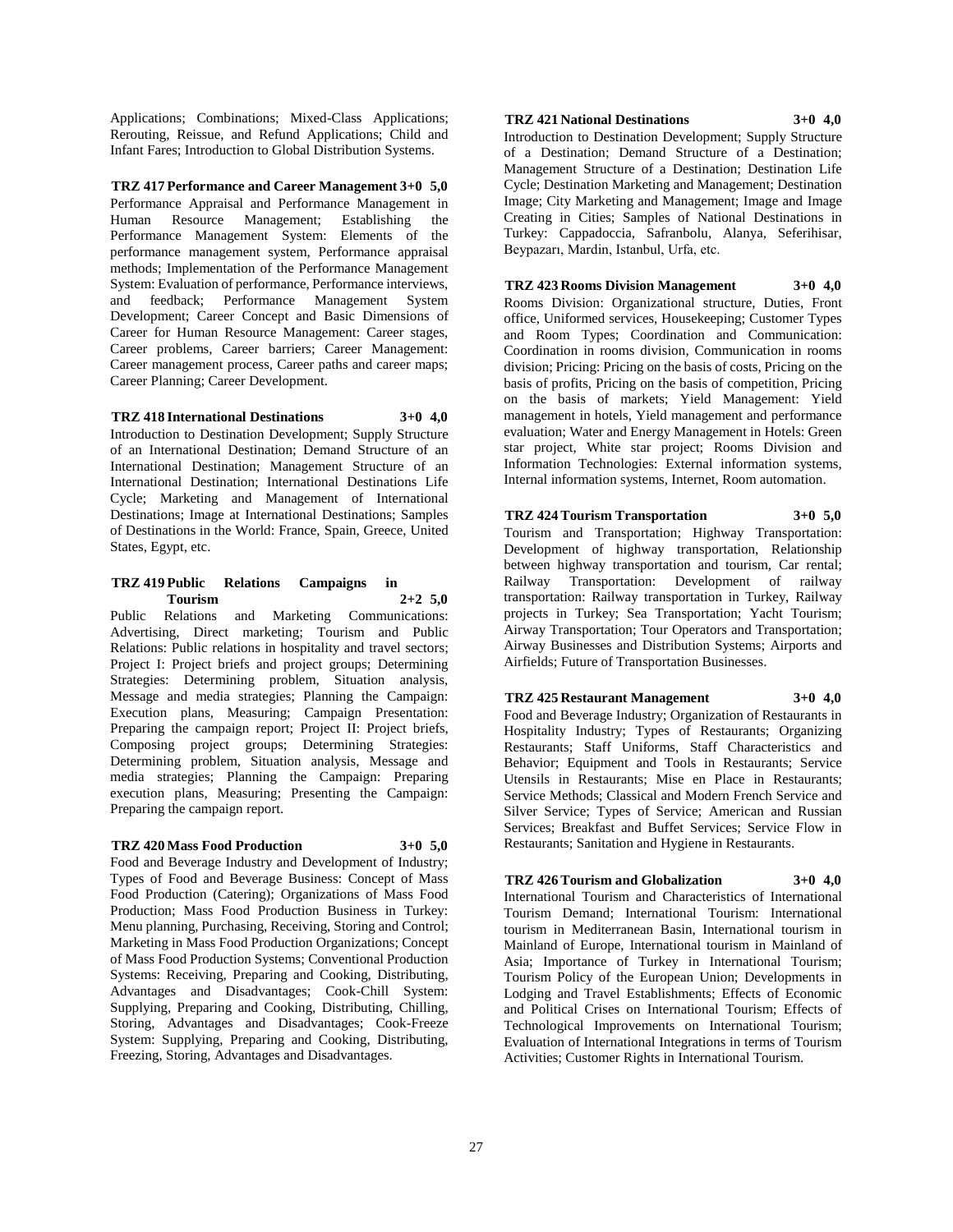Applications; Combinations; Mixed-Class Applications; Rerouting, Reissue, and Refund Applications; Child and Infant Fares; Introduction to Global Distribution Systems.

**TRZ 417 Performance and Career Management 3+0 5,0**

Performance Appraisal and Performance Management in Human Resource Management; Establishing the Performance Management System: Elements of the performance management system, Performance appraisal methods; Implementation of the Performance Management System: Evaluation of performance, Performance interviews, and feedback; Performance Management System Development; Career Concept and Basic Dimensions of Career for Human Resource Management: Career stages, Career problems, Career barriers; Career Management: Career management process, Career paths and career maps; Career Planning; Career Development.

**TRZ 418 International Destinations 3+0 4,0**

Introduction to Destination Development; Supply Structure of an International Destination; Demand Structure of an International Destination; Management Structure of an International Destination; International Destinations Life Cycle; Marketing and Management of International Destinations; Image at International Destinations; Samples of Destinations in the World: France, Spain, Greece, United States, Egypt, etc.

**TRZ 419 Public Relations Campaigns in Tourism 2+2 5,0**

Public Relations and Marketing Communications: Advertising, Direct marketing; Tourism and Public Relations: Public relations in hospitality and travel sectors; Project I: Project briefs and project groups; Determining Strategies: Determining problem, Situation analysis, Message and media strategies; Planning the Campaign: Execution plans, Measuring; Campaign Presentation: Preparing the campaign report; Project II: Project briefs, Composing project groups; Determining Strategies: Determining problem, Situation analysis, Message and media strategies; Planning the Campaign: Preparing execution plans, Measuring; Presenting the Campaign: Preparing the campaign report.

**TRZ 420 Mass Food Production 3+0 5,0**

Food and Beverage Industry and Development of Industry; Types of Food and Beverage Business: Concept of Mass Food Production (Catering); Organizations of Mass Food Production; Mass Food Production Business in Turkey: Menu planning, Purchasing, Receiving, Storing and Control; Marketing in Mass Food Production Organizations; Concept of Mass Food Production Systems; Conventional Production Systems: Receiving, Preparing and Cooking, Distributing, Advantages and Disadvantages; Cook-Chill System: Supplying, Preparing and Cooking, Distributing, Chilling, Storing, Advantages and Disadvantages; Cook-Freeze System: Supplying, Preparing and Cooking, Distributing, Freezing, Storing, Advantages and Disadvantages.

**TRZ 421 National Destinations 3+0 4,0**

Introduction to Destination Development; Supply Structure of a Destination; Demand Structure of a Destination; Management Structure of a Destination; Destination Life Cycle; Destination Marketing and Management; Destination Image; City Marketing and Management; Image and Image Creating in Cities; Samples of National Destinations in Turkey: Cappadoccia, Safranbolu, Alanya, Seferihisar, Beypazarı, Mardin, Istanbul, Urfa, etc.

**TRZ 423 Rooms Division Management 3+0 4,0**

Rooms Division: Organizational structure, Duties, Front office, Uniformed services, Housekeeping; Customer Types and Room Types; Coordination and Communication: Coordination in rooms division, Communication in rooms division; Pricing: Pricing on the basis of costs, Pricing on the basis of profits, Pricing on the basis of competition, Pricing on the basis of markets; Yield Management: Yield management in hotels, Yield management and performance evaluation; Water and Energy Management in Hotels: Green star project, White star project; Rooms Division and Information Technologies: External information systems, Internal information systems, Internet, Room automation.

**TRZ 424 Tourism Transportation 3+0 5,0**

Tourism and Transportation; Highway Transportation: Development of highway transportation, Relationship between highway transportation and tourism, Car rental; Railway Transportation: Development of railway transportation: Railway transportation in Turkey, Railway projects in Turkey; Sea Transportation; Yacht Tourism; Airway Transportation; Tour Operators and Transportation; Airway Businesses and Distribution Systems; Airports and Airfields; Future of Transportation Businesses.

**TRZ 425 Restaurant Management 3+0 4,0**

Food and Beverage Industry; Organization of Restaurants in Hospitality Industry; Types of Restaurants; Organizing Restaurants; Staff Uniforms, Staff Characteristics and Behavior; Equipment and Tools in Restaurants; Service Utensils in Restaurants; Mise en Place in Restaurants; Service Methods; Classical and Modern French Service and Silver Service; Types of Service; American and Russian Services; Breakfast and Buffet Services; Service Flow in Restaurants; Sanitation and Hygiene in Restaurants.

**TRZ 426 Tourism and Globalization 3+0 4,0**

International Tourism and Characteristics of International Tourism Demand; International Tourism: International tourism in Mediterranean Basin, International tourism in Mainland of Europe, International tourism in Mainland of Asia; Importance of Turkey in International Tourism; Tourism Policy of the European Union; Developments in Lodging and Travel Establishments; Effects of Economic and Political Crises on International Tourism; Effects of Technological Improvements on International Tourism; Evaluation of International Integrations in terms of Tourism Activities; Customer Rights in International Tourism.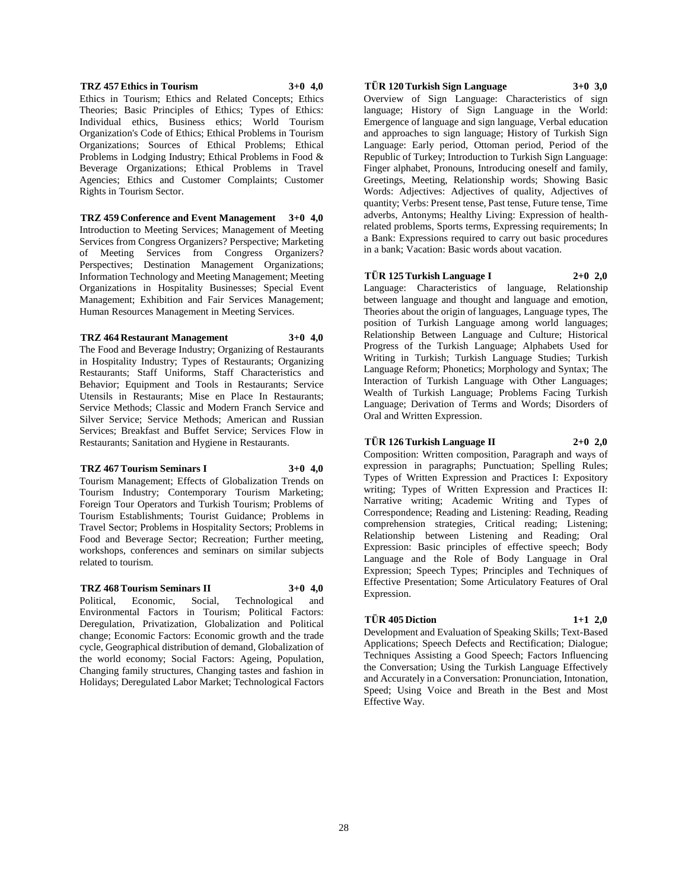**TRZ 457 Ethics in Tourism 3+0 4,0**

Ethics in Tourism; Ethics and Related Concepts; Ethics Theories; Basic Principles of Ethics; Types of Ethics: Individual ethics, Business ethics; World Tourism Organization's Code of Ethics; Ethical Problems in Tourism Organizations; Sources of Ethical Problems; Ethical Problems in Lodging Industry; Ethical Problems in Food & Beverage Organizations; Ethical Problems in Travel Agencies; Ethics and Customer Complaints; Customer Rights in Tourism Sector.

**TRZ 459 Conference and Event Management 3+0 4,0**

Introduction to Meeting Services; Management of Meeting Services from Congress Organizers? Perspective; Marketing of Meeting Services from Congress Organizers? Perspectives; Destination Management Organizations; Information Technology and Meeting Management; Meeting Organizations in Hospitality Businesses; Special Event Management; Exhibition and Fair Services Management; Human Resources Management in Meeting Services.

**TRZ 464 Restaurant Management 3+0 4,0**

The Food and Beverage Industry; Organizing of Restaurants in Hospitality Industry; Types of Restaurants; Organizing Restaurants; Staff Uniforms, Staff Characteristics and Behavior; Equipment and Tools in Restaurants; Service Utensils in Restaurants; Mise en Place In Restaurants; Service Methods; Classic and Modern Franch Service and Silver Service; Service Methods; American and Russian Services; Breakfast and Buffet Service; Services Flow in Restaurants; Sanitation and Hygiene in Restaurants.

**TRZ 467 Tourism Seminars I 3+0 4,0**

Tourism Management; Effects of Globalization Trends on Tourism Industry; Contemporary Tourism Marketing; Foreign Tour Operators and Turkish Tourism; Problems of Tourism Establishments; Tourist Guidance; Problems in Travel Sector; Problems in Hospitality Sectors; Problems in Food and Beverage Sector; Recreation; Further meeting, workshops, conferences and seminars on similar subjects related to tourism.

**TRZ 468 Tourism Seminars II 3+0 4,0**

Political, Economic, Social, Technological and Environmental Factors in Tourism; Political Factors: Deregulation, Privatization, Globalization and Political change; Economic Factors: Economic growth and the trade cycle, Geographical distribution of demand, Globalization of the world economy; Social Factors: Ageing, Population, Changing family structures, Changing tastes and fashion in Holidays; Deregulated Labor Market; Technological Factors

**TÜR 120 Turkish Sign Language 3+0 3,0**

Overview of Sign Language: Characteristics of sign language; History of Sign Language in the World: Emergence of language and sign language, Verbal education and approaches to sign language; History of Turkish Sign Language: Early period, Ottoman period, Period of the Republic of Turkey; Introduction to Turkish Sign Language: Finger alphabet, Pronouns, Introducing oneself and family, Greetings, Meeting, Relationship words; Showing Basic Words: Adjectives: Adjectives of quality, Adjectives of quantity; Verbs: Present tense, Past tense, Future tense, Time adverbs, Antonyms; Healthy Living: Expression of health-related problems, Sports terms, Expressing requirements; In a Bank: Expressions required to carry out basic procedures in a bank; Vacation: Basic words about vacation.

**TÜR 125 Turkish Language I 2+0 2,0**

Language: Characteristics of language, Relationship between language and thought and language and emotion, Theories about the origin of languages, Language types, The position of Turkish Language among world languages; Relationship Between Language and Culture; Historical Progress of the Turkish Language; Alphabets Used for Writing in Turkish; Turkish Language Studies; Turkish Language Reform; Phonetics; Morphology and Syntax; The Interaction of Turkish Language with Other Languages; Wealth of Turkish Language; Problems Facing Turkish Language; Derivation of Terms and Words; Disorders of Oral and Written Expression.

**TÜR 126 Turkish Language II 2+0 2,0**

Composition: Written composition, Paragraph and ways of expression in paragraphs; Punctuation; Spelling Rules; Types of Written Expression and Practices I: Expository writing; Types of Written Expression and Practices II: Narrative writing; Academic Writing and Types of Correspondence; Reading and Listening: Reading, Reading comprehension strategies, Critical reading; Listening; Relationship between Listening and Reading; Oral Expression: Basic principles of effective speech; Body Language and the Role of Body Language in Oral Expression; Speech Types; Principles and Techniques of Effective Presentation; Some Articulatory Features of Oral Expression.

**TÜR 405 Diction 1+1 2,0**

Development and Evaluation of Speaking Skills; Text-Based Applications; Speech Defects and Rectification; Dialogue; Techniques Assisting a Good Speech; Factors Influencing the Conversation; Using the Turkish Language Effectively and Accurately in a Conversation: Pronunciation, Intonation, Speed; Using Voice and Breath in the Best and Most Effective Way.